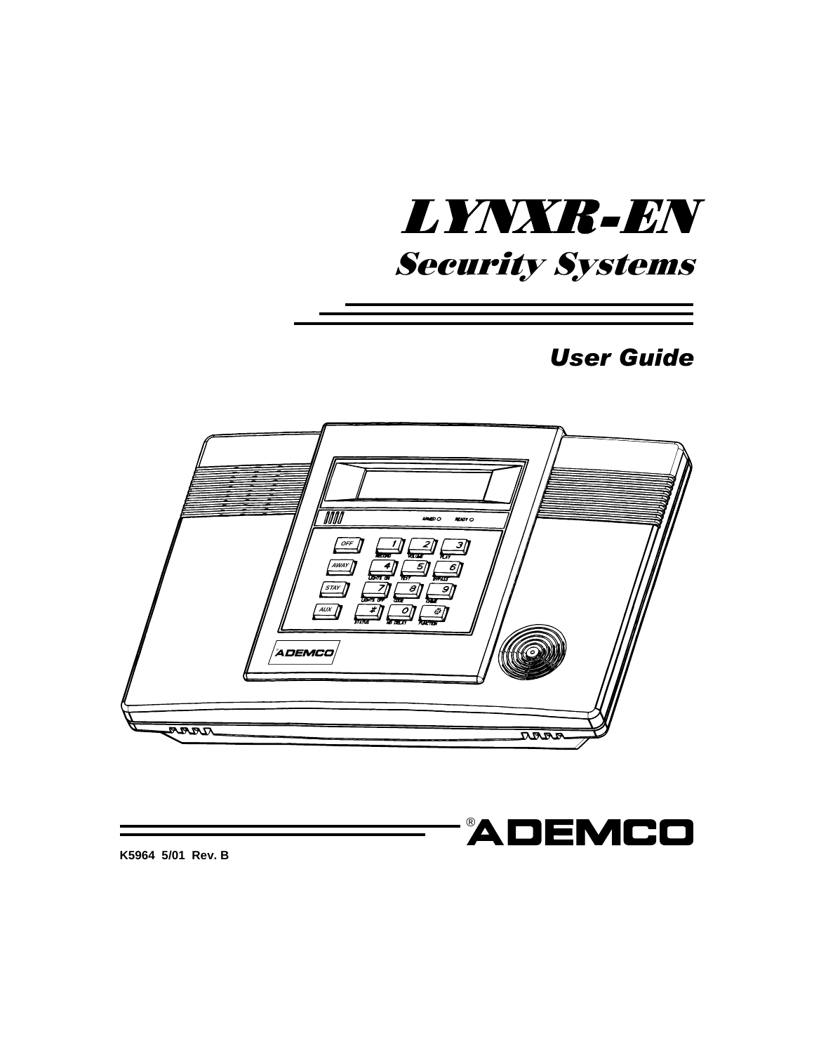# LYNXR-EN

## Security Systems

### User Guide

ADEMCO®

K5964 5/01 Rev. B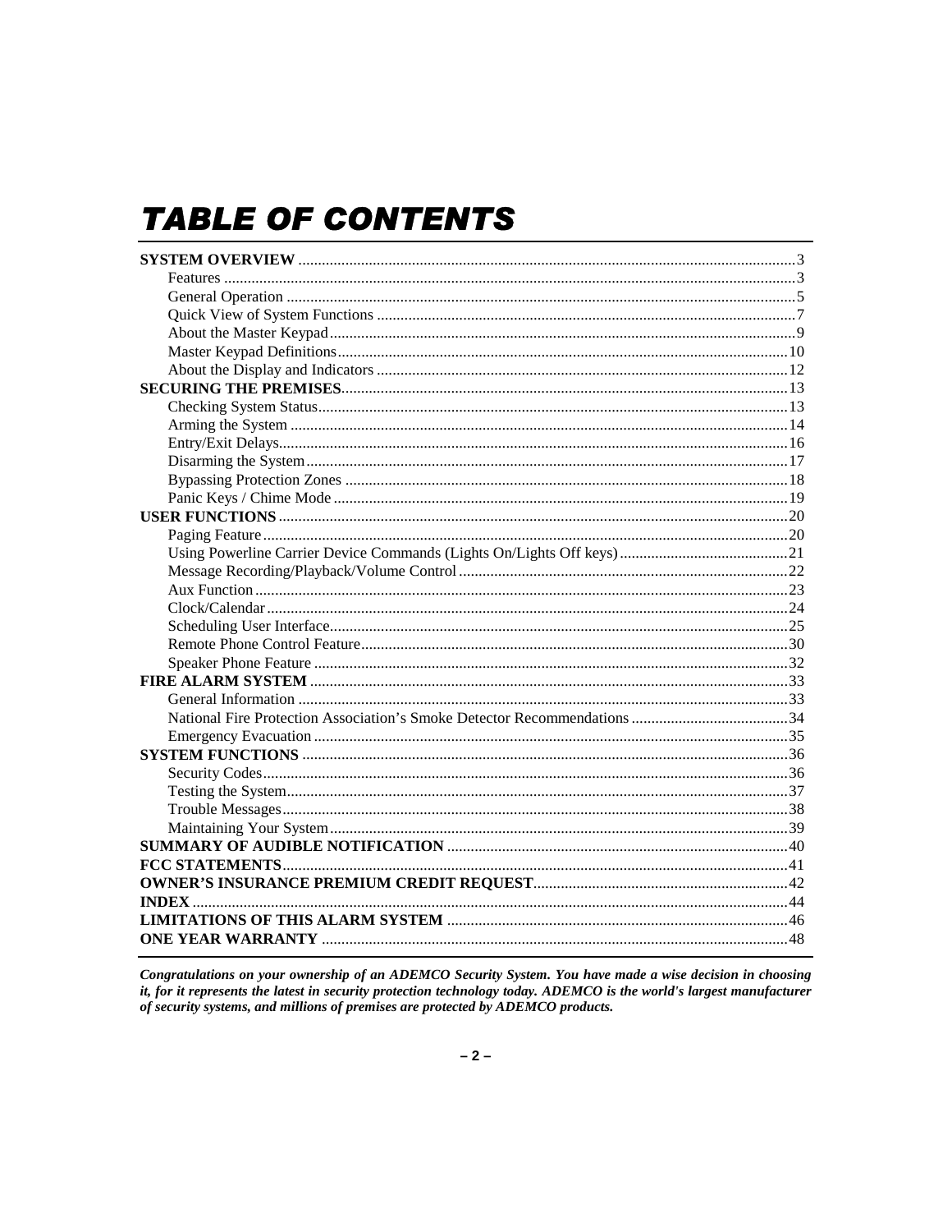# TABLE OF CONTENTS

**SYSTEM OVERVIEW** .....3
- Features .....3
- General Operation .....5
- Quick View of System Functions .....7
- About the Master Keypad .....9
- Master Keypad Definitions .....10
- About the Display and Indicators .....12

**SECURING THE PREMISES** .....13
- Checking System Status .....13
- Arming the System .....14
- Entry/Exit Delays .....16
- Disarming the System .....17
- Bypassing Protection Zones .....18
- Panic Keys / Chime Mode .....19

**USER FUNCTIONS** .....20
- Paging Feature .....20
- Using Powerline Carrier Device Commands (Lights On/Lights Off keys) .....21
- Message Recording/Playback/Volume Control .....22
- Aux Function .....23
- Clock/Calendar .....24
- Scheduling User Interface .....25
- Remote Phone Control Feature .....30
- Speaker Phone Feature .....32

**FIRE ALARM SYSTEM** .....33
- General Information .....33
- National Fire Protection Association's Smoke Detector Recommendations .....34
- Emergency Evacuation .....35

**SYSTEM FUNCTIONS** .....36
- Security Codes .....36
- Testing the System .....37
- Trouble Messages .....38
- Maintaining Your System .....39

**SUMMARY OF AUDIBLE NOTIFICATION** .....40

**FCC STATEMENTS** .....41

**OWNER'S INSURANCE PREMIUM CREDIT REQUEST** .....42

**INDEX** .....44

**LIMITATIONS OF THIS ALARM SYSTEM** .....46

**ONE YEAR WARRANTY** .....48

***Congratulations on your ownership of an ADEMCO Security System. You have made a wise decision in choosing it, for it represents the latest in security protection technology today. ADEMCO is the world's largest manufacturer of security systems, and millions of premises are protected by ADEMCO products.***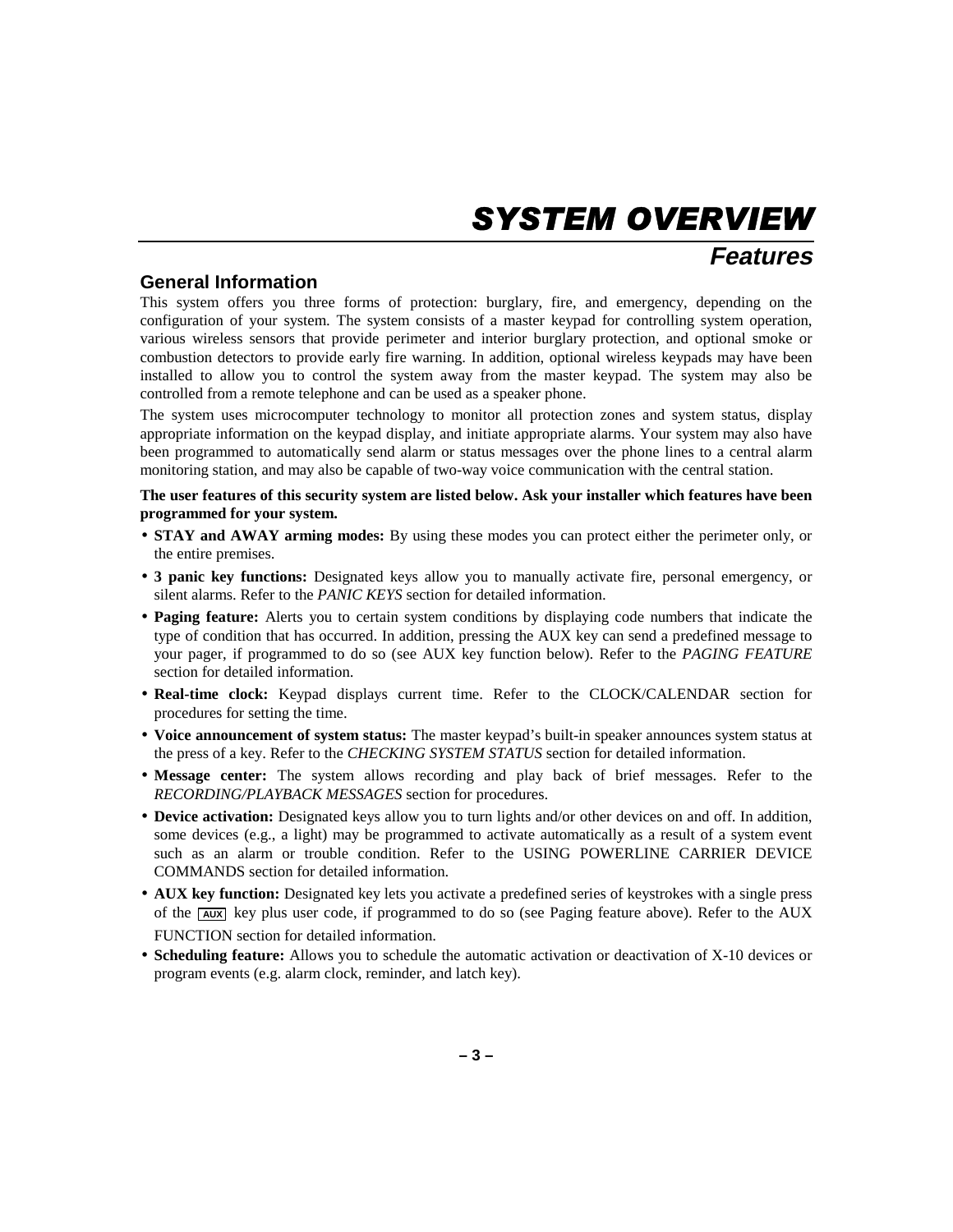# SYSTEM OVERVIEW

## Features

### General Information

This system offers you three forms of protection: burglary, fire, and emergency, depending on the configuration of your system. The system consists of a master keypad for controlling system operation, various wireless sensors that provide perimeter and interior burglary protection, and optional smoke or combustion detectors to provide early fire warning. In addition, optional wireless keypads may have been installed to allow you to control the system away from the master keypad. The system may also be controlled from a remote telephone and can be used as a speaker phone.

The system uses microcomputer technology to monitor all protection zones and system status, display appropriate information on the keypad display, and initiate appropriate alarms. Your system may also have been programmed to automatically send alarm or status messages over the phone lines to a central alarm monitoring station, and may also be capable of two-way voice communication with the central station.

**The user features of this security system are listed below. Ask your installer which features have been programmed for your system.**

- **STAY and AWAY arming modes:** By using these modes you can protect either the perimeter only, or the entire premises.
- **3 panic key functions:** Designated keys allow you to manually activate fire, personal emergency, or silent alarms. Refer to the *PANIC KEYS* section for detailed information.
- **Paging feature:** Alerts you to certain system conditions by displaying code numbers that indicate the type of condition that has occurred. In addition, pressing the AUX key can send a predefined message to your pager, if programmed to do so (see AUX key function below). Refer to the *PAGING FEATURE* section for detailed information.
- **Real-time clock:** Keypad displays current time. Refer to the CLOCK/CALENDAR section for procedures for setting the time.
- **Voice announcement of system status:** The master keypad's built-in speaker announces system status at the press of a key. Refer to the *CHECKING SYSTEM STATUS* section for detailed information.
- **Message center:** The system allows recording and play back of brief messages. Refer to the *RECORDING/PLAYBACK MESSAGES* section for procedures.
- **Device activation:** Designated keys allow you to turn lights and/or other devices on and off. In addition, some devices (e.g., a light) may be programmed to activate automatically as a result of a system event such as an alarm or trouble condition. Refer to the USING POWERLINE CARRIER DEVICE COMMANDS section for detailed information.
- **AUX key function:** Designated key lets you activate a predefined series of keystrokes with a single press of the AUX key plus user code, if programmed to do so (see Paging feature above). Refer to the AUX FUNCTION section for detailed information.
- **Scheduling feature:** Allows you to schedule the automatic activation or deactivation of X-10 devices or program events (e.g. alarm clock, reminder, and latch key).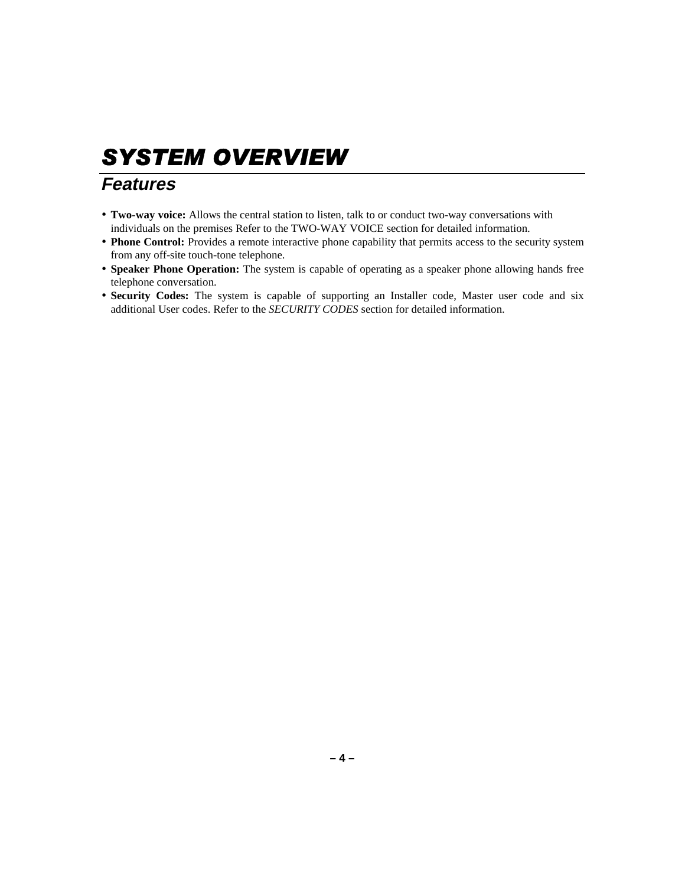# SYSTEM OVERVIEW

## Features

- **Two-way voice:** Allows the central station to listen, talk to or conduct two-way conversations with individuals on the premises Refer to the TWO-WAY VOICE section for detailed information.
- **Phone Control:** Provides a remote interactive phone capability that permits access to the security system from any off-site touch-tone telephone.
- **Speaker Phone Operation:** The system is capable of operating as a speaker phone allowing hands free telephone conversation.
- **Security Codes:** The system is capable of supporting an Installer code, Master user code and six additional User codes. Refer to the *SECURITY CODES* section for detailed information.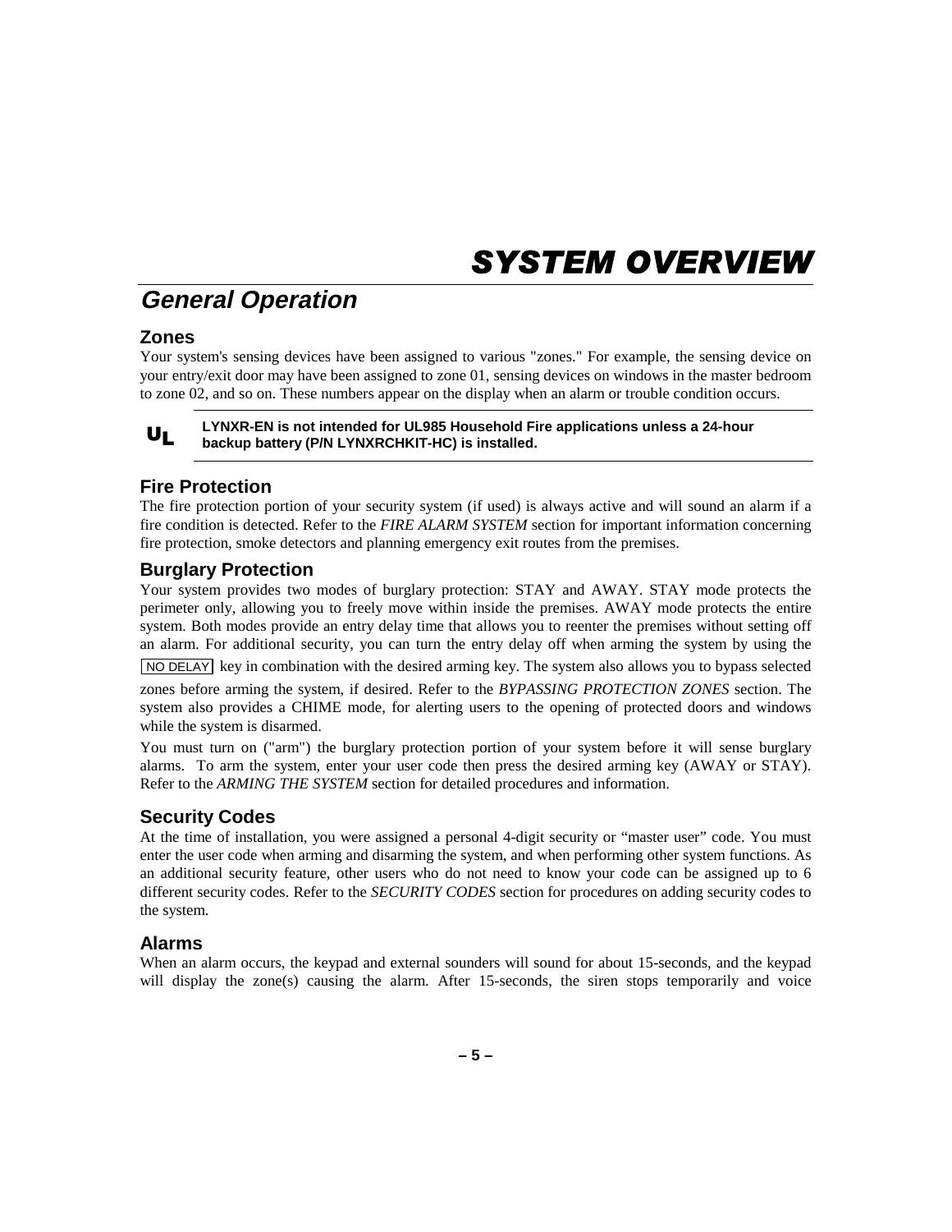# SYSTEM OVERVIEW

## General Operation

### Zones

Your system's sensing devices have been assigned to various "zones." For example, the sensing device on your entry/exit door may have been assigned to zone 01, sensing devices on windows in the master bedroom to zone 02, and so on. These numbers appear on the display when an alarm or trouble condition occurs.

UL **LYNXR-EN is not intended for UL985 Household Fire applications unless a 24-hour backup battery (P/N LYNXRCHKIT-HC) is installed.**

### Fire Protection

The fire protection portion of your security system (if used) is always active and will sound an alarm if a fire condition is detected. Refer to the *FIRE ALARM SYSTEM* section for important information concerning fire protection, smoke detectors and planning emergency exit routes from the premises.

### Burglary Protection

Your system provides two modes of burglary protection: STAY and AWAY. STAY mode protects the perimeter only, allowing you to freely move within inside the premises. AWAY mode protects the entire system. Both modes provide an entry delay time that allows you to reenter the premises without setting off an alarm. For additional security, you can turn the entry delay off when arming the system by using the NO DELAY key in combination with the desired arming key. The system also allows you to bypass selected zones before arming the system, if desired. Refer to the *BYPASSING PROTECTION ZONES* section. The system also provides a CHIME mode, for alerting users to the opening of protected doors and windows while the system is disarmed.

You must turn on ("arm") the burglary protection portion of your system before it will sense burglary alarms. To arm the system, enter your user code then press the desired arming key (AWAY or STAY). Refer to the *ARMING THE SYSTEM* section for detailed procedures and information.

### Security Codes

At the time of installation, you were assigned a personal 4-digit security or “master user” code. You must enter the user code when arming and disarming the system, and when performing other system functions. As an additional security feature, other users who do not need to know your code can be assigned up to 6 different security codes. Refer to the *SECURITY CODES* section for procedures on adding security codes to the system.

### Alarms

When an alarm occurs, the keypad and external sounders will sound for about 15-seconds, and the keypad will display the zone(s) causing the alarm. After 15-seconds, the siren stops temporarily and voice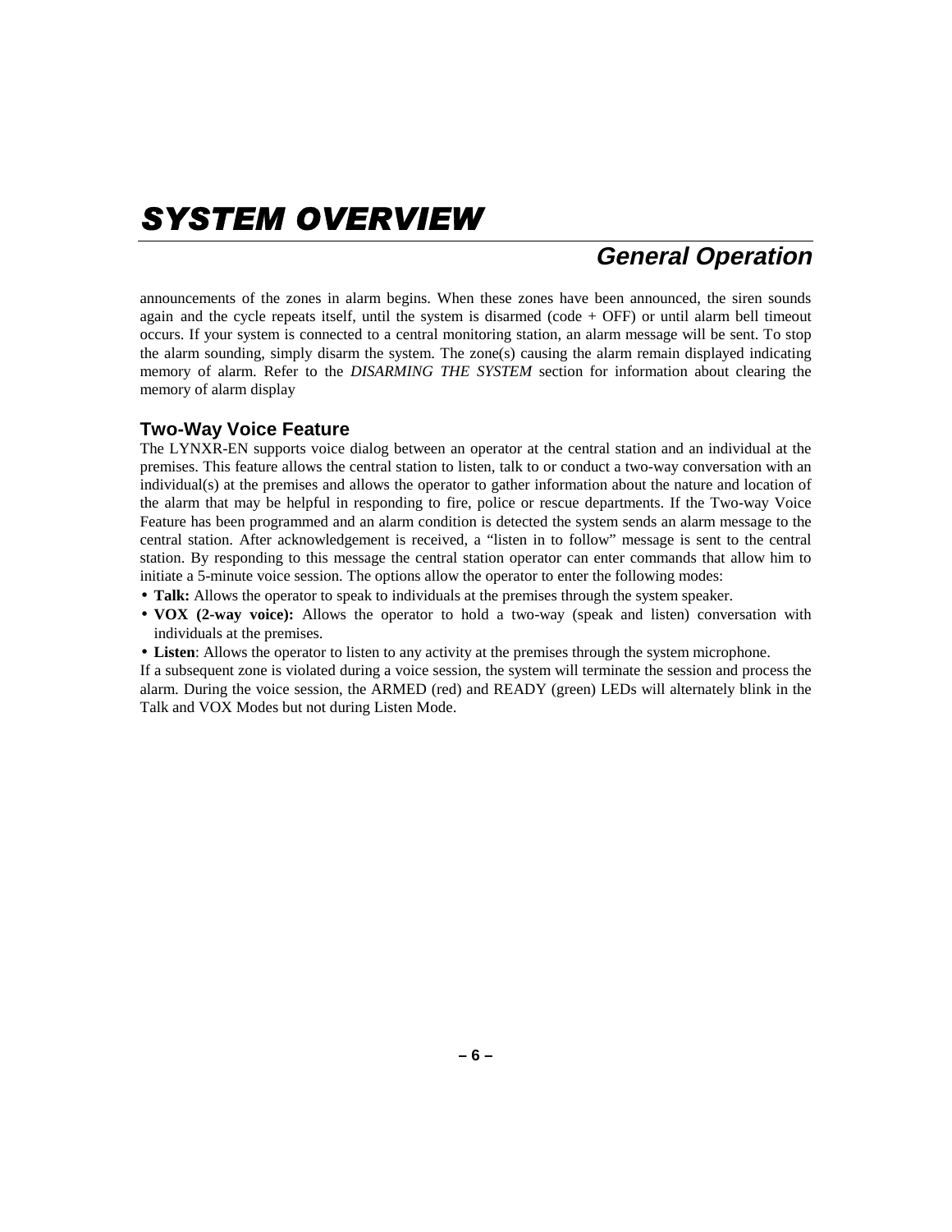# SYSTEM OVERVIEW

## General Operation

announcements of the zones in alarm begins. When these zones have been announced, the siren sounds again and the cycle repeats itself, until the system is disarmed (code + OFF) or until alarm bell timeout occurs. If your system is connected to a central monitoring station, an alarm message will be sent. To stop the alarm sounding, simply disarm the system. The zone(s) causing the alarm remain displayed indicating memory of alarm. Refer to the *DISARMING THE SYSTEM* section for information about clearing the memory of alarm display

### Two-Way Voice Feature

The LYNXR-EN supports voice dialog between an operator at the central station and an individual at the premises. This feature allows the central station to listen, talk to or conduct a two-way conversation with an individual(s) at the premises and allows the operator to gather information about the nature and location of the alarm that may be helpful in responding to fire, police or rescue departments. If the Two-way Voice Feature has been programmed and an alarm condition is detected the system sends an alarm message to the central station. After acknowledgement is received, a "listen in to follow" message is sent to the central station. By responding to this message the central station operator can enter commands that allow him to initiate a 5-minute voice session. The options allow the operator to enter the following modes:

- **Talk:** Allows the operator to speak to individuals at the premises through the system speaker.
- **VOX (2-way voice):** Allows the operator to hold a two-way (speak and listen) conversation with individuals at the premises.
- **Listen**: Allows the operator to listen to any activity at the premises through the system microphone.

If a subsequent zone is violated during a voice session, the system will terminate the session and process the alarm. During the voice session, the ARMED (red) and READY (green) LEDs will alternately blink in the Talk and VOX Modes but not during Listen Mode.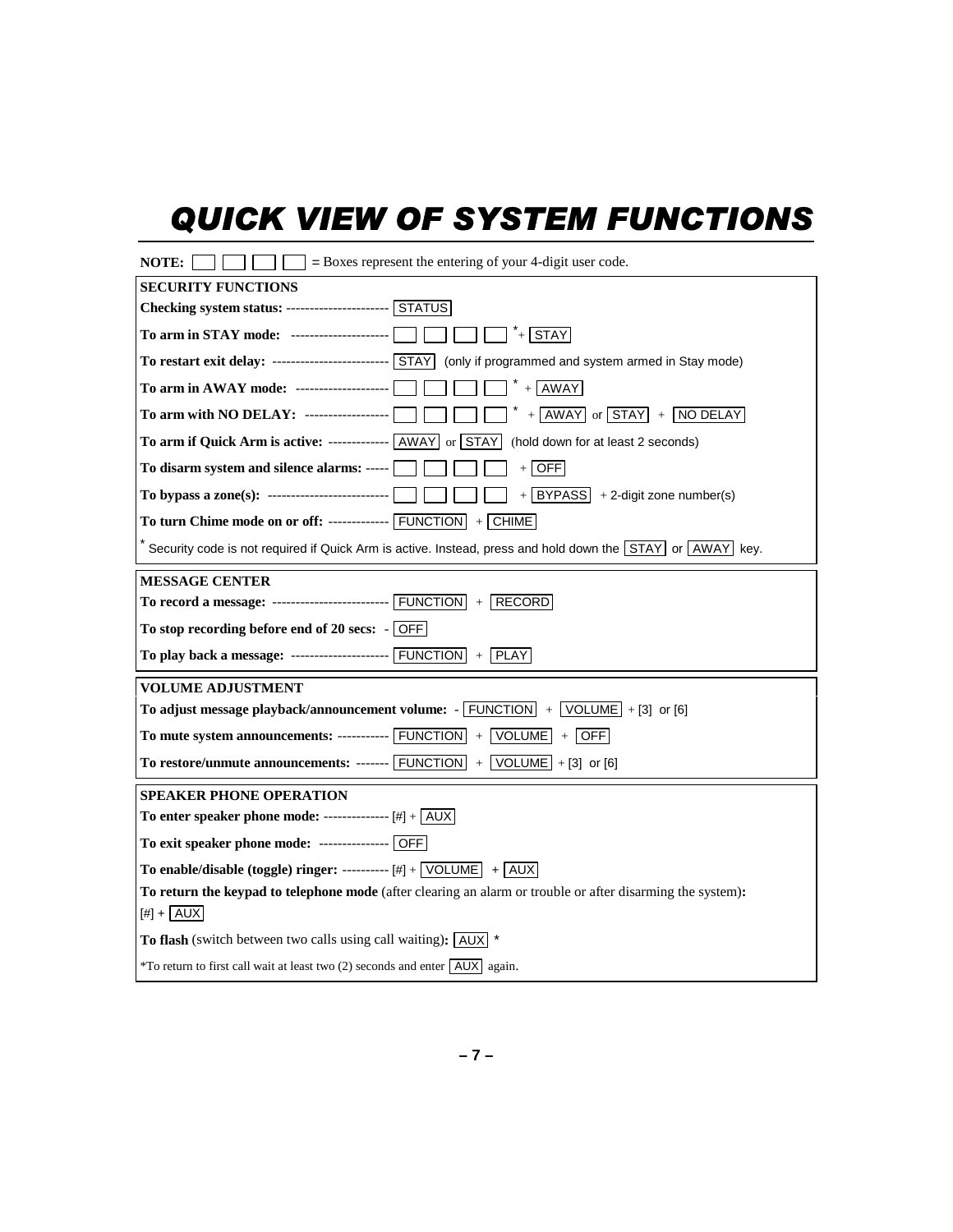# QUICK VIEW OF SYSTEM FUNCTIONS

**NOTE:** [ ] [ ] [ ] [ ] = Boxes represent the entering of your 4-digit user code.

**SECURITY FUNCTIONS**

**Checking system status:** ---------------------- STATUS

**To arm in STAY mode:** --------------------- [ ] [ ] [ ] [ ] * + STAY

**To restart exit delay:** ------------------------- STAY (only if programmed and system armed in Stay mode)

**To arm in AWAY mode:** -------------------- [ ] [ ] [ ] [ ] * + AWAY

**To arm with NO DELAY:** ------------------ [ ] [ ] [ ] [ ] * + AWAY or STAY + NO DELAY

**To arm if Quick Arm is active:** ------------- AWAY or STAY (hold down for at least 2 seconds)

**To disarm system and silence alarms:** ----- [ ] [ ] [ ] [ ] + OFF

**To bypass a zone(s):** -------------------------- [ ] [ ] [ ] [ ] + BYPASS + 2-digit zone number(s)

**To turn Chime mode on or off:** ------------- FUNCTION + CHIME

* Security code is not required if Quick Arm is active. Instead, press and hold down the STAY or AWAY key.

**MESSAGE CENTER**

**To record a message:** ------------------------- FUNCTION + RECORD

**To stop recording before end of 20 secs:** - OFF

**To play back a message:** --------------------- FUNCTION + PLAY

**VOLUME ADJUSTMENT**

**To adjust message playback/announcement volume:** - FUNCTION + VOLUME + [3] or [6]

**To mute system announcements:** ----------- FUNCTION + VOLUME + OFF

**To restore/unmute announcements:** ------- FUNCTION + VOLUME + [3] or [6]

**SPEAKER PHONE OPERATION**

**To enter speaker phone mode:** -------------- [#] + AUX

**To exit speaker phone mode:** --------------- OFF

**To enable/disable (toggle) ringer:** ---------- [#] + VOLUME + AUX

**To return the keypad to telephone mode** (after clearing an alarm or trouble or after disarming the system)**:**
[#] + AUX

**To flash** (switch between two calls using call waiting)**:** AUX *

*To return to first call wait at least two (2) seconds and enter AUX again.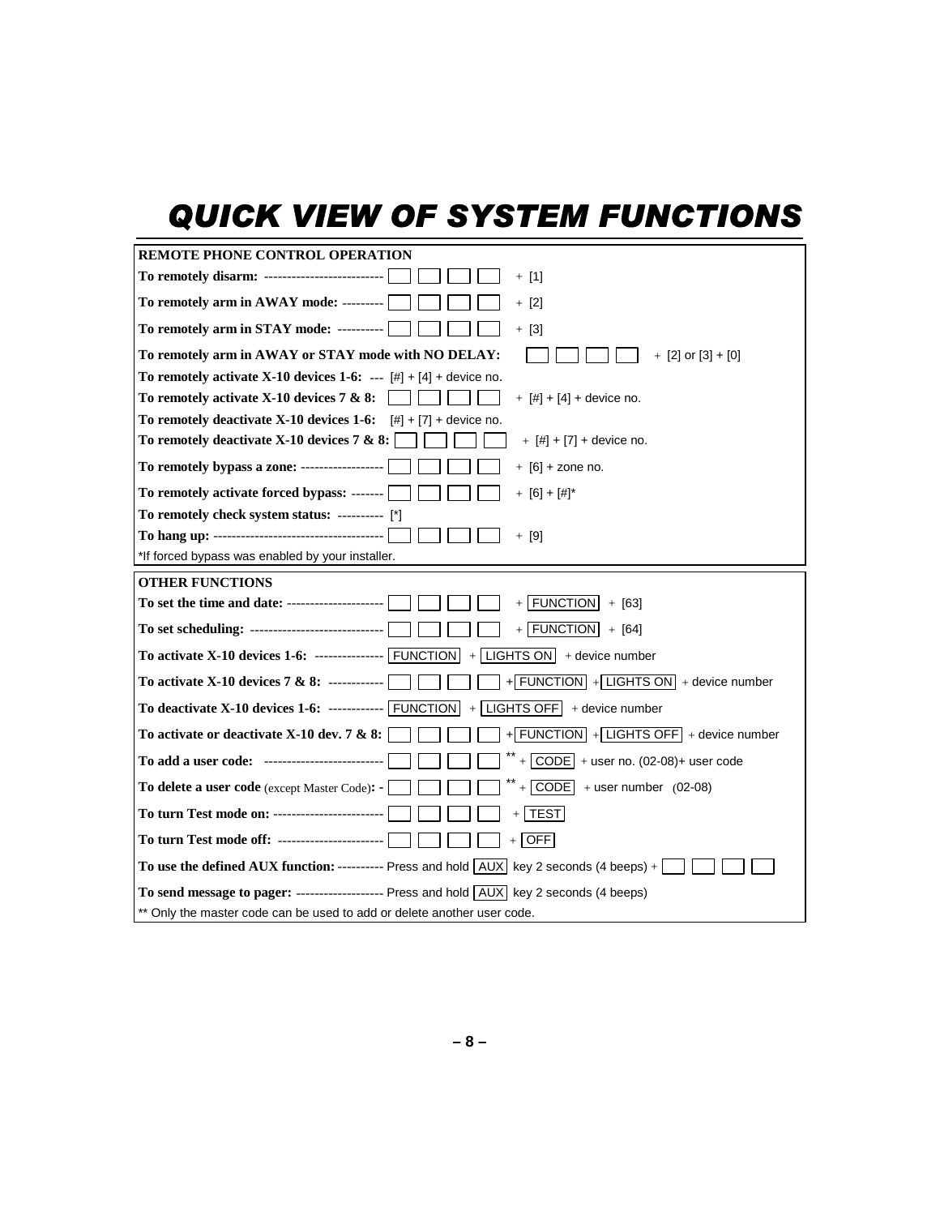# QUICK VIEW OF SYSTEM FUNCTIONS

| REMOTE PHONE CONTROL OPERATION | |
|---|---|
| **To remotely disarm:** -------------------------- | ☐ ☐ ☐ ☐ + [1] |
| **To remotely arm in AWAY mode:** --------- | ☐ ☐ ☐ ☐ + [2] |
| **To remotely arm in STAY mode:** ---------- | ☐ ☐ ☐ ☐ + [3] |
| **To remotely arm in AWAY or STAY mode with NO DELAY:** | ☐ ☐ ☐ ☐ + [2] or [3] + [0] |
| **To remotely activate X-10 devices 1-6:** --- | [#] + [4] + device no. |
| **To remotely activate X-10 devices 7 & 8:** | ☐ ☐ ☐ ☐ + [#] + [4] + device no. |
| **To remotely deactivate X-10 devices 1-6:** | [#] + [7] + device no. |
| **To remotely deactivate X-10 devices 7 & 8:** | ☐ ☐ ☐ ☐ + [#] + [7] + device no. |
| **To remotely bypass a zone:** ------------------ | ☐ ☐ ☐ ☐ + [6] + zone no. |
| **To remotely activate forced bypass:** ------- | ☐ ☐ ☐ ☐ + [6] + [#]* |
| **To remotely check system status:** ---------- | [*] |
| **To hang up:** ------------------------------------- | ☐ ☐ ☐ ☐ + [9] |

*If forced bypass was enabled by your installer.

| OTHER FUNCTIONS | |
|---|---|
| **To set the time and date:** --------------------- | ☐ ☐ ☐ ☐ + FUNCTION + [63] |
| **To set scheduling:** ----------------------------- | ☐ ☐ ☐ ☐ + FUNCTION + [64] |
| **To activate X-10 devices 1-6:** --------------- | FUNCTION + LIGHTS ON + device number |
| **To activate X-10 devices 7 & 8:** ------------ | ☐ ☐ ☐ ☐ + FUNCTION + LIGHTS ON + device number |
| **To deactivate X-10 devices 1-6:** ------------ | FUNCTION + LIGHTS OFF + device number |
| **To activate or deactivate X-10 dev. 7 & 8:** | ☐ ☐ ☐ ☐ + FUNCTION + LIGHTS OFF + device number |
| **To add a user code:** -------------------------- | ☐ ☐ ☐ ☐ ** + CODE + user no. (02-08)+ user code |
| **To delete a user code** (except Master Code)**:** - | ☐ ☐ ☐ ☐ ** + CODE + user number (02-08) |
| **To turn Test mode on:** ------------------------ | ☐ ☐ ☐ ☐ + TEST |
| **To turn Test mode off:** ----------------------- | ☐ ☐ ☐ ☐ + OFF |
| **To use the defined AUX function:** ---------- | Press and hold AUX key 2 seconds (4 beeps) + ☐ ☐ ☐ ☐ |
| **To send message to pager:** ------------------- | Press and hold AUX key 2 seconds (4 beeps) |

** Only the master code can be used to add or delete another user code.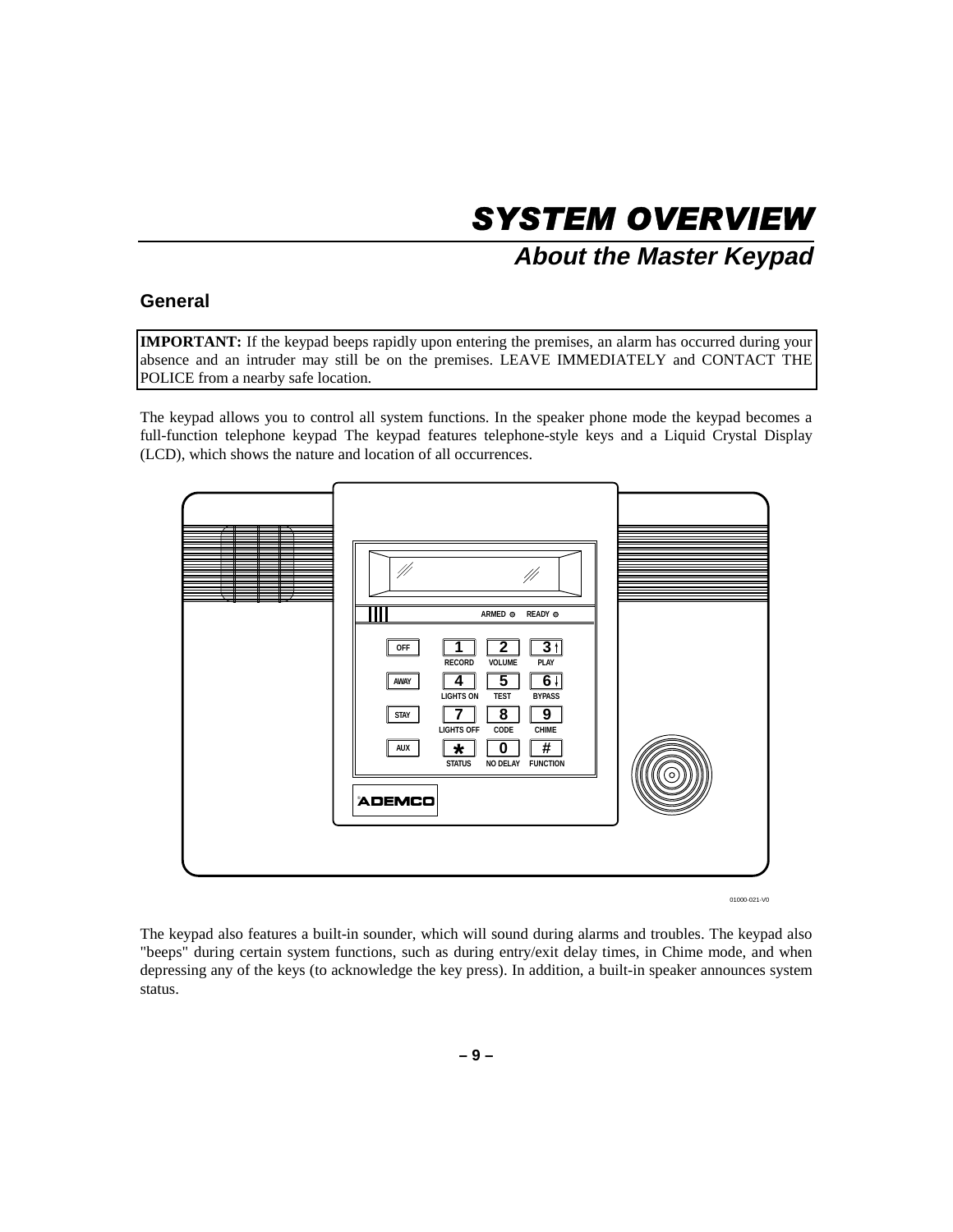# SYSTEM OVERVIEW

## About the Master Keypad

### General

**IMPORTANT:** If the keypad beeps rapidly upon entering the premises, an alarm has occurred during your absence and an intruder may still be on the premises. LEAVE IMMEDIATELY and CONTACT THE POLICE from a nearby safe location.

The keypad allows you to control all system functions. In the speaker phone mode the keypad becomes a full-function telephone keypad The keypad features telephone-style keys and a Liquid Crystal Display (LCD), which shows the nature and location of all occurrences.

ARMED READY

OFF
AWAY
STAY
AUX

1 RECORD
2 VOLUME
3 PLAY
4 LIGHTS ON
5 TEST
6 BYPASS
7 LIGHTS OFF
8 CODE
9 CHIME
* STATUS
0 NO DELAY
# FUNCTION

ADEMCO

01000-021-V0

The keypad also features a built-in sounder, which will sound during alarms and troubles. The keypad also "beeps" during certain system functions, such as during entry/exit delay times, in Chime mode, and when depressing any of the keys (to acknowledge the key press). In addition, a built-in speaker announces system status.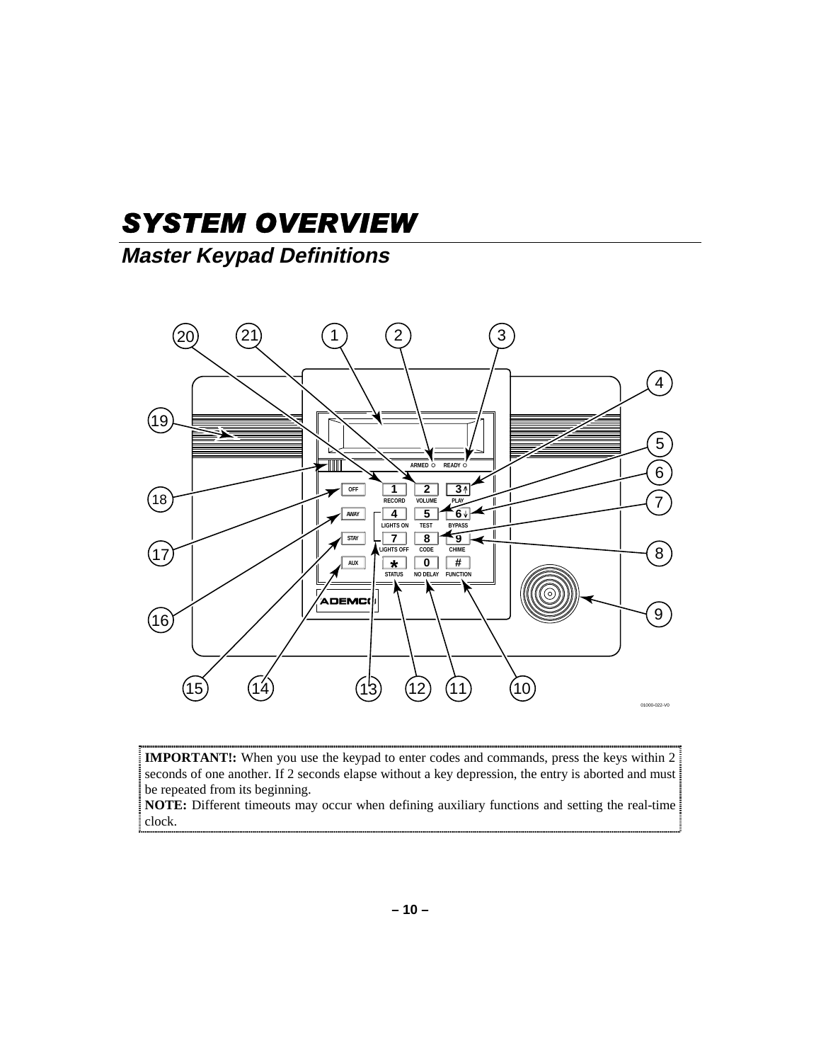# SYSTEM OVERVIEW

## Master Keypad Definitions

20 21 1 2 3

4

19

5

6

ARMED READY

18

OFF 1 RECORD 2 VOLUME 3 PLAY

7

AWAY 4 LIGHTS ON 5 TEST 6 BYPASS

STAY 7 LIGHTS OFF 8 CODE 9 CHIME

17

8

AUX * STATUS 0 NO DELAY # FUNCTION

ADEMCO

9

16

15 14 13 12 11 10

01000-022-V0

**IMPORTANT!:** When you use the keypad to enter codes and commands, press the keys within 2 seconds of one another. If 2 seconds elapse without a key depression, the entry is aborted and must be repeated from its beginning.

**NOTE:** Different timeouts may occur when defining auxiliary functions and setting the real-time clock.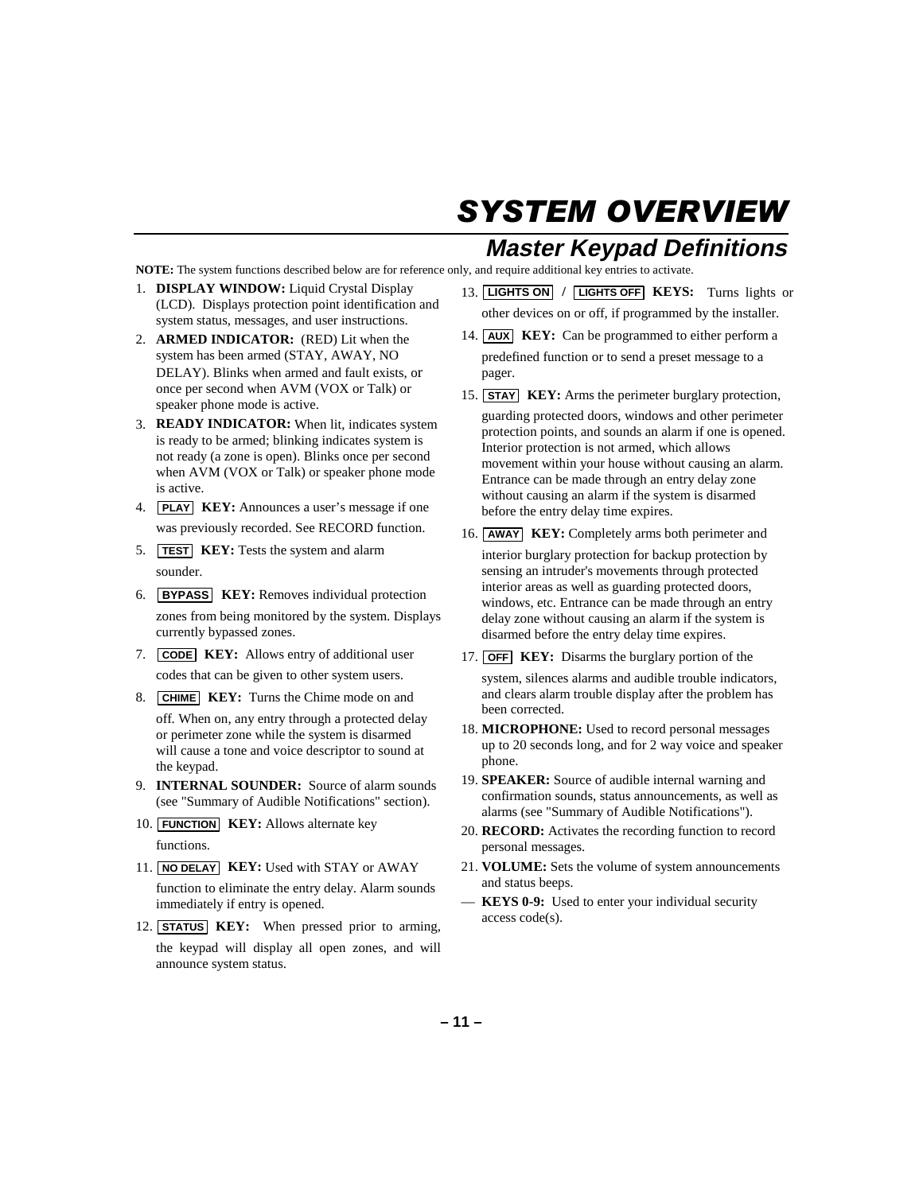# SYSTEM OVERVIEW

## Master Keypad Definitions

**NOTE:** The system functions described below are for reference only, and require additional key entries to activate.

1. **DISPLAY WINDOW:** Liquid Crystal Display (LCD). Displays protection point identification and system status, messages, and user instructions.
2. **ARMED INDICATOR:** (RED) Lit when the system has been armed (STAY, AWAY, NO DELAY). Blinks when armed and fault exists, or once per second when AVM (VOX or Talk) or speaker phone mode is active.
3. **READY INDICATOR:** When lit, indicates system is ready to be armed; blinking indicates system is not ready (a zone is open). Blinks once per second when AVM (VOX or Talk) or speaker phone mode is active.
4. **PLAY KEY:** Announces a user's message if one was previously recorded. See RECORD function.
5. **TEST KEY:** Tests the system and alarm sounder.
6. **BYPASS KEY:** Removes individual protection zones from being monitored by the system. Displays currently bypassed zones.
7. **CODE KEY:** Allows entry of additional user codes that can be given to other system users.
8. **CHIME KEY:** Turns the Chime mode on and off. When on, any entry through a protected delay or perimeter zone while the system is disarmed will cause a tone and voice descriptor to sound at the keypad.
9. **INTERNAL SOUNDER:** Source of alarm sounds (see "Summary of Audible Notifications" section).
10. **FUNCTION KEY:** Allows alternate key functions.
11. **NO DELAY KEY:** Used with STAY or AWAY function to eliminate the entry delay. Alarm sounds immediately if entry is opened.
12. **STATUS KEY:** When pressed prior to arming, the keypad will display all open zones, and will announce system status.
13. **LIGHTS ON / LIGHTS OFF KEYS:** Turns lights or other devices on or off, if programmed by the installer.
14. **AUX KEY:** Can be programmed to either perform a predefined function or to send a preset message to a pager.
15. **STAY KEY:** Arms the perimeter burglary protection, guarding protected doors, windows and other perimeter protection points, and sounds an alarm if one is opened. Interior protection is not armed, which allows movement within your house without causing an alarm. Entrance can be made through an entry delay zone without causing an alarm if the system is disarmed before the entry delay time expires.
16. **AWAY KEY:** Completely arms both perimeter and interior burglary protection for backup protection by sensing an intruder's movements through protected interior areas as well as guarding protected doors, windows, etc. Entrance can be made through an entry delay zone without causing an alarm if the system is disarmed before the entry delay time expires.
17. **OFF KEY:** Disarms the burglary portion of the system, silences alarms and audible trouble indicators, and clears alarm trouble display after the problem has been corrected.
18. **MICROPHONE:** Used to record personal messages up to 20 seconds long, and for 2 way voice and speaker phone.
19. **SPEAKER:** Source of audible internal warning and confirmation sounds, status announcements, as well as alarms (see "Summary of Audible Notifications").
20. **RECORD:** Activates the recording function to record personal messages.
21. **VOLUME:** Sets the volume of system announcements and status beeps.

— **KEYS 0-9:** Used to enter your individual security access code(s).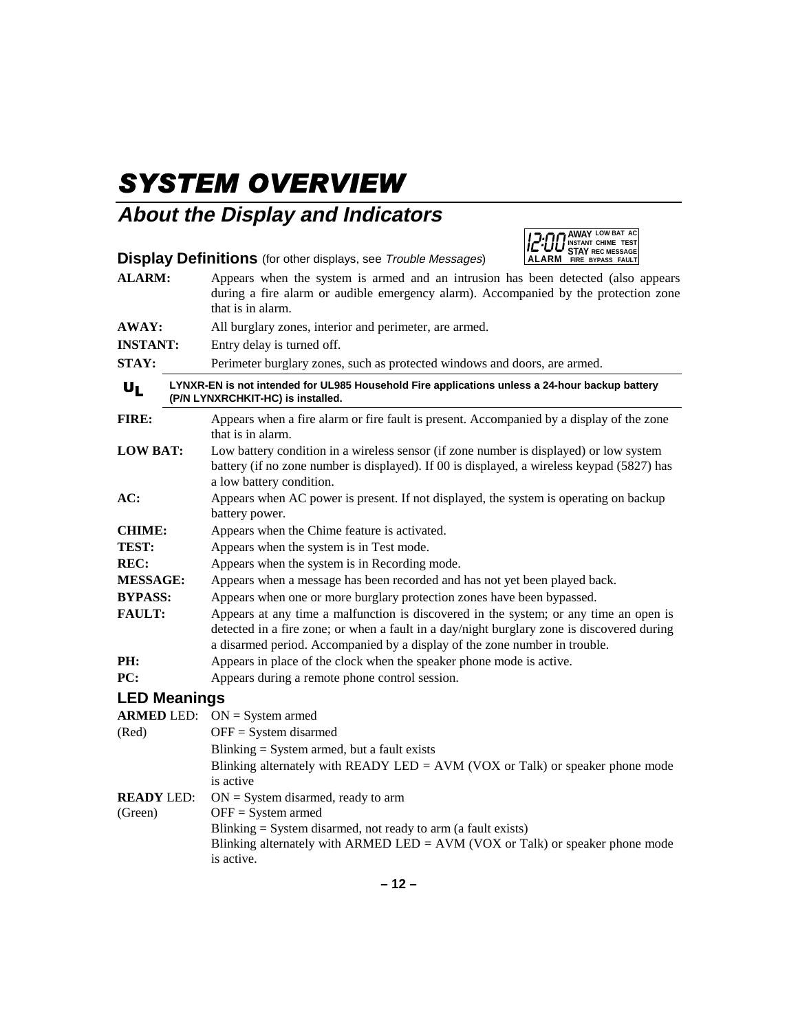# SYSTEM OVERVIEW

## About the Display and Indicators

### Display Definitions (for other displays, see *Trouble Messages*)

12:00 AWAY LOW BAT AC INSTANT CHIME TEST STAY REC MESSAGE ALARM FIRE BYPASS FAULT

**ALARM:** Appears when the system is armed and an intrusion has been detected (also appears during a fire alarm or audible emergency alarm). Accompanied by the protection zone that is in alarm.

**AWAY:** All burglary zones, interior and perimeter, are armed.

**INSTANT:** Entry delay is turned off.

**STAY:** Perimeter burglary zones, such as protected windows and doors, are armed.

**UL** **LYNXR-EN is not intended for UL985 Household Fire applications unless a 24-hour backup battery (P/N LYNXRCHKIT-HC) is installed.**

**FIRE:** Appears when a fire alarm or fire fault is present. Accompanied by a display of the zone that is in alarm.

**LOW BAT:** Low battery condition in a wireless sensor (if zone number is displayed) or low system battery (if no zone number is displayed). If 00 is displayed, a wireless keypad (5827) has a low battery condition.

**AC:** Appears when AC power is present. If not displayed, the system is operating on backup battery power.

**CHIME:** Appears when the Chime feature is activated.

**TEST:** Appears when the system is in Test mode.

**REC:** Appears when the system is in Recording mode.

**MESSAGE:** Appears when a message has been recorded and has not yet been played back.

**BYPASS:** Appears when one or more burglary protection zones have been bypassed.

**FAULT:** Appears at any time a malfunction is discovered in the system; or any time an open is detected in a fire zone; or when a fault in a day/night burglary zone is discovered during a disarmed period. Accompanied by a display of the zone number in trouble.

**PH:** Appears in place of the clock when the speaker phone mode is active.

**PC:** Appears during a remote phone control session.

### LED Meanings

**ARMED** LED: (Red)
- ON = System armed
- OFF = System disarmed
- Blinking = System armed, but a fault exists
- Blinking alternately with READY LED = AVM (VOX or Talk) or speaker phone mode is active

**READY** LED: (Green)
- ON = System disarmed, ready to arm
- OFF = System armed
- Blinking = System disarmed, not ready to arm (a fault exists)
- Blinking alternately with ARMED LED = AVM (VOX or Talk) or speaker phone mode is active.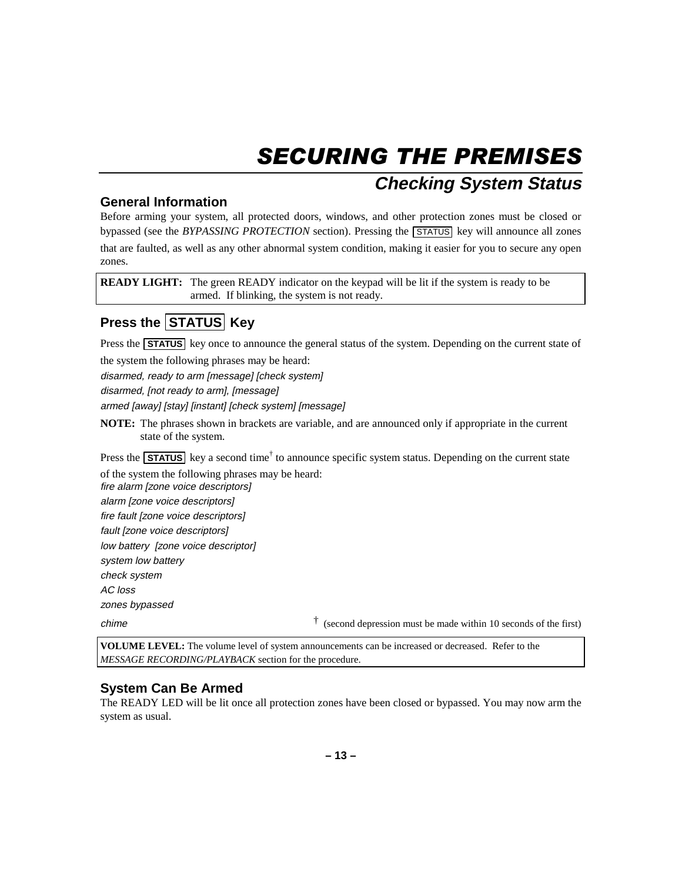# SECURING THE PREMISES

## Checking System Status

### General Information

Before arming your system, all protected doors, windows, and other protection zones must be closed or bypassed (see the *BYPASSING PROTECTION* section). Pressing the STATUS key will announce all zones that are faulted, as well as any other abnormal system condition, making it easier for you to secure any open zones.

**READY LIGHT:** The green READY indicator on the keypad will be lit if the system is ready to be armed. If blinking, the system is not ready.

### Press the STATUS Key

Press the **STATUS** key once to announce the general status of the system. Depending on the current state of the system the following phrases may be heard:

*disarmed, ready to arm [message] [check system]*
*disarmed, [not ready to arm], [message]*
*armed [away] [stay] [instant] [check system] [message]*

**NOTE:** The phrases shown in brackets are variable, and are announced only if appropriate in the current state of the system.

Press the **STATUS** key a second time† to announce specific system status. Depending on the current state of the system the following phrases may be heard:

*fire alarm [zone voice descriptors]*
*alarm [zone voice descriptors]*
*fire fault [zone voice descriptors]*
*fault [zone voice descriptors]*
*low battery [zone voice descriptor]*
*system low battery*
*check system*
*AC loss*
*zones bypassed*
*chime*

† (second depression must be made within 10 seconds of the first)

**VOLUME LEVEL:** The volume level of system announcements can be increased or decreased. Refer to the *MESSAGE RECORDING/PLAYBACK* section for the procedure.

### System Can Be Armed

The READY LED will be lit once all protection zones have been closed or bypassed. You may now arm the system as usual.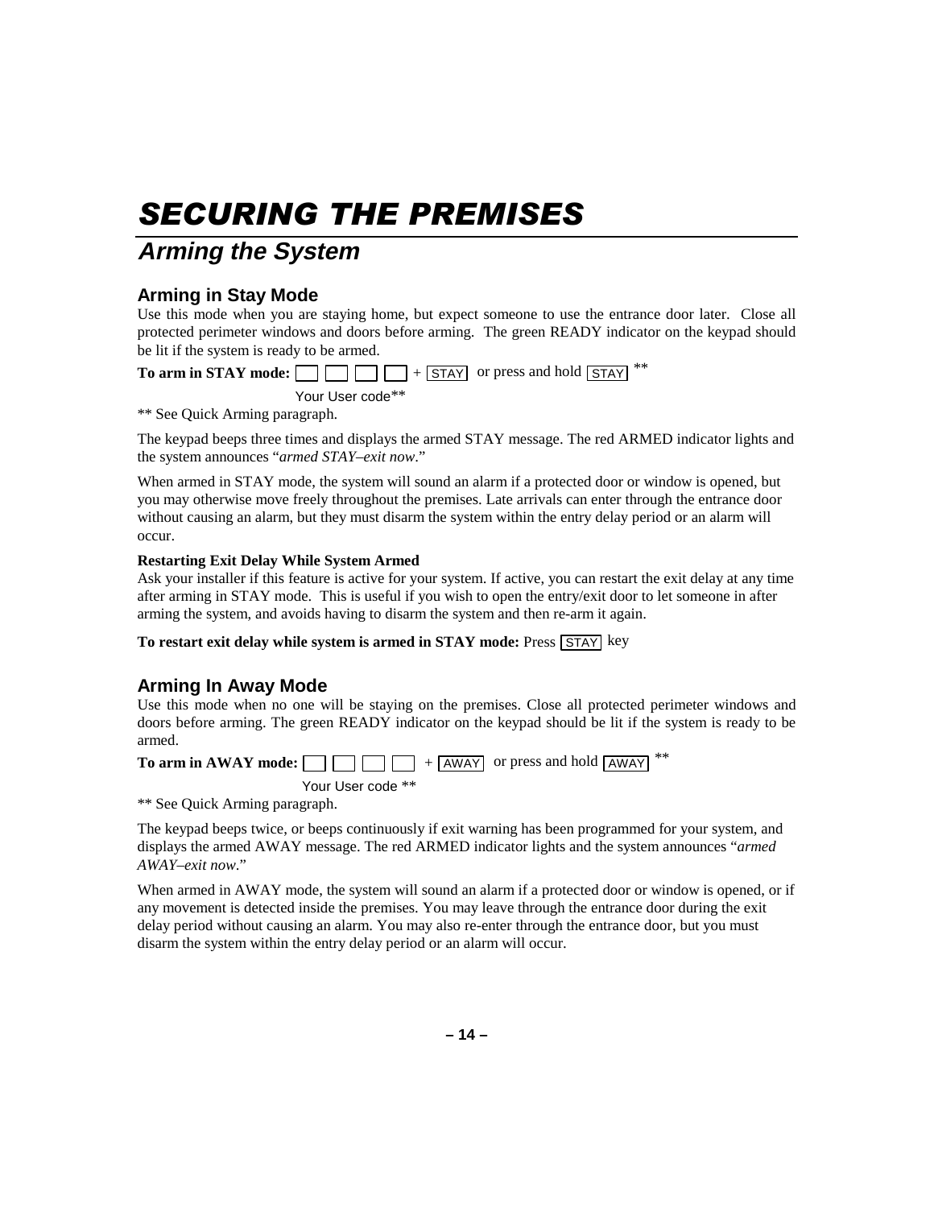# SECURING THE PREMISES

## Arming the System

### Arming in Stay Mode

Use this mode when you are staying home, but expect someone to use the entrance door later. Close all protected perimeter windows and doors before arming. The green READY indicator on the keypad should be lit if the system is ready to be armed.

**To arm in STAY mode:** [ ] [ ] [ ] [ ] + [STAY] or press and hold [STAY] **

Your User code**

** See Quick Arming paragraph.

The keypad beeps three times and displays the armed STAY message. The red ARMED indicator lights and the system announces "*armed STAY–exit now*."

When armed in STAY mode, the system will sound an alarm if a protected door or window is opened, but you may otherwise move freely throughout the premises. Late arrivals can enter through the entrance door without causing an alarm, but they must disarm the system within the entry delay period or an alarm will occur.

**Restarting Exit Delay While System Armed**

Ask your installer if this feature is active for your system. If active, you can restart the exit delay at any time after arming in STAY mode. This is useful if you wish to open the entry/exit door to let someone in after arming the system, and avoids having to disarm the system and then re-arm it again.

**To restart exit delay while system is armed in STAY mode:** Press [STAY] key

### Arming In Away Mode

Use this mode when no one will be staying on the premises. Close all protected perimeter windows and doors before arming. The green READY indicator on the keypad should be lit if the system is ready to be armed.

**To arm in AWAY mode:** [ ] [ ] [ ] [ ] + [AWAY] or press and hold [AWAY] **

Your User code **

** See Quick Arming paragraph.

The keypad beeps twice, or beeps continuously if exit warning has been programmed for your system, and displays the armed AWAY message. The red ARMED indicator lights and the system announces "*armed AWAY–exit now*."

When armed in AWAY mode, the system will sound an alarm if a protected door or window is opened, or if any movement is detected inside the premises. You may leave through the entrance door during the exit delay period without causing an alarm. You may also re-enter through the entrance door, but you must disarm the system within the entry delay period or an alarm will occur.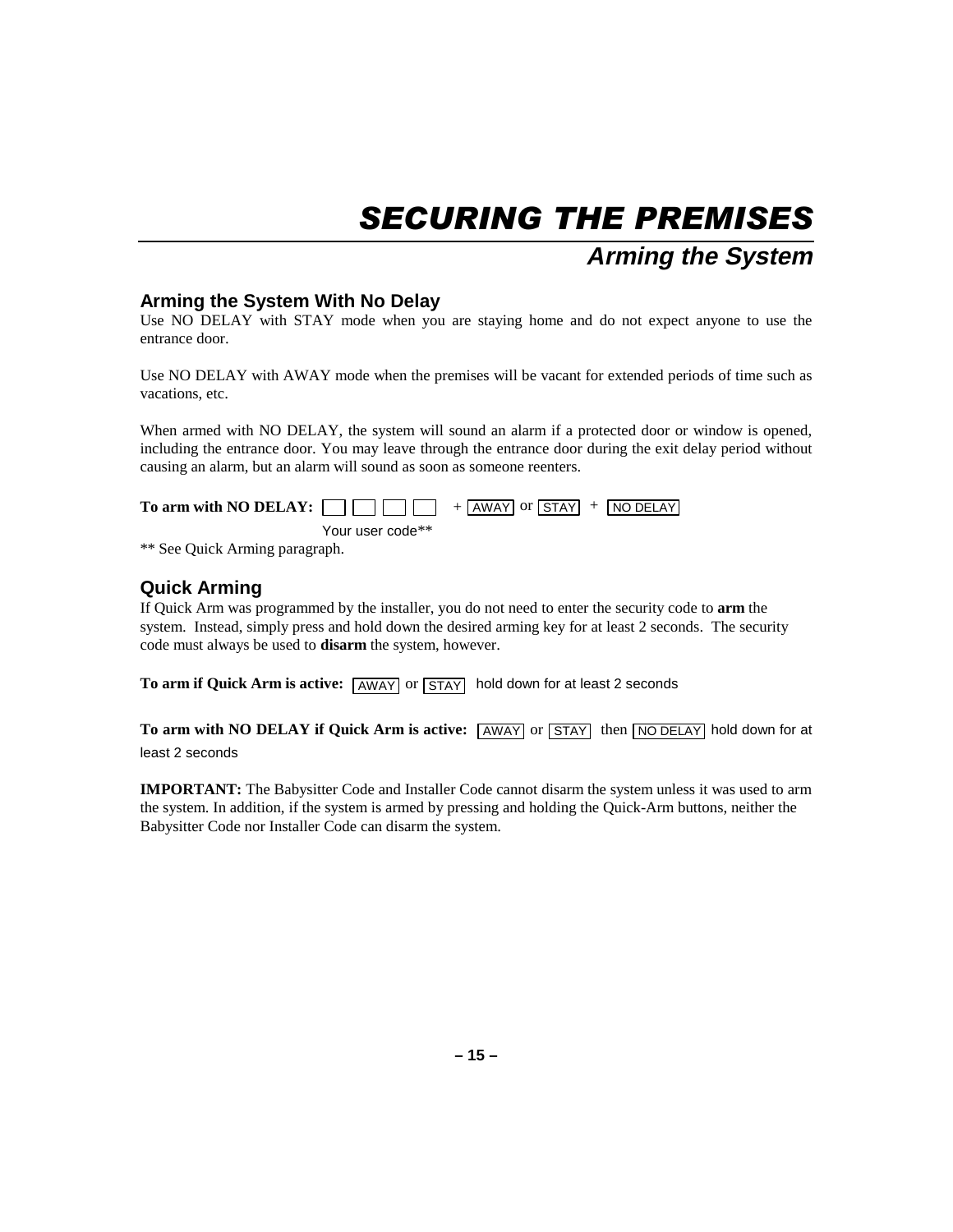# SECURING THE PREMISES

## *Arming the System*

### Arming the System With No Delay

Use NO DELAY with STAY mode when you are staying home and do not expect anyone to use the entrance door.

Use NO DELAY with AWAY mode when the premises will be vacant for extended periods of time such as vacations, etc.

When armed with NO DELAY, the system will sound an alarm if a protected door or window is opened, including the entrance door. You may leave through the entrance door during the exit delay period without causing an alarm, but an alarm will sound as soon as someone reenters.

**To arm with NO DELAY:** [ ] [ ] [ ] [ ] + [AWAY] or [STAY] + [NO DELAY]

Your user code**

** See Quick Arming paragraph.

### Quick Arming

If Quick Arm was programmed by the installer, you do not need to enter the security code to **arm** the system. Instead, simply press and hold down the desired arming key for at least 2 seconds. The security code must always be used to **disarm** the system, however.

**To arm if Quick Arm is active:** [AWAY] or [STAY] hold down for at least 2 seconds

**To arm with NO DELAY if Quick Arm is active:** [AWAY] or [STAY] then [NO DELAY] hold down for at least 2 seconds

**IMPORTANT:** The Babysitter Code and Installer Code cannot disarm the system unless it was used to arm the system. In addition, if the system is armed by pressing and holding the Quick-Arm buttons, neither the Babysitter Code nor Installer Code can disarm the system.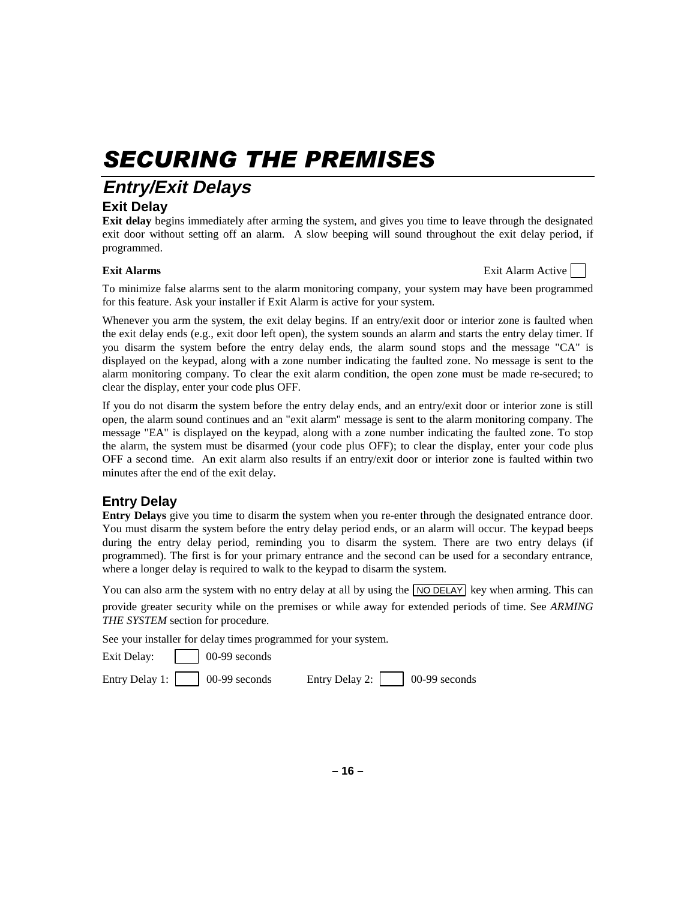# SECURING THE PREMISES

## Entry/Exit Delays

### Exit Delay

**Exit delay** begins immediately after arming the system, and gives you time to leave through the designated exit door without setting off an alarm. A slow beeping will sound throughout the exit delay period, if programmed.

**Exit Alarms** Exit Alarm Active [ ]

To minimize false alarms sent to the alarm monitoring company, your system may have been programmed for this feature. Ask your installer if Exit Alarm is active for your system.

Whenever you arm the system, the exit delay begins. If an entry/exit door or interior zone is faulted when the exit delay ends (e.g., exit door left open), the system sounds an alarm and starts the entry delay timer. If you disarm the system before the entry delay ends, the alarm sound stops and the message "CA" is displayed on the keypad, along with a zone number indicating the faulted zone. No message is sent to the alarm monitoring company. To clear the exit alarm condition, the open zone must be made re-secured; to clear the display, enter your code plus OFF.

If you do not disarm the system before the entry delay ends, and an entry/exit door or interior zone is still open, the alarm sound continues and an "exit alarm" message is sent to the alarm monitoring company. The message "EA" is displayed on the keypad, along with a zone number indicating the faulted zone. To stop the alarm, the system must be disarmed (your code plus OFF); to clear the display, enter your code plus OFF a second time. An exit alarm also results if an entry/exit door or interior zone is faulted within two minutes after the end of the exit delay.

### Entry Delay

**Entry Delays** give you time to disarm the system when you re-enter through the designated entrance door. You must disarm the system before the entry delay period ends, or an alarm will occur. The keypad beeps during the entry delay period, reminding you to disarm the system. There are two entry delays (if programmed). The first is for your primary entrance and the second can be used for a secondary entrance, where a longer delay is required to walk to the keypad to disarm the system.

You can also arm the system with no entry delay at all by using the [NO DELAY] key when arming. This can provide greater security while on the premises or while away for extended periods of time. See *ARMING THE SYSTEM* section for procedure.

See your installer for delay times programmed for your system.

Exit Delay: [ ] 00-99 seconds

Entry Delay 1: [ ] 00-99 seconds  Entry Delay 2: [ ] 00-99 seconds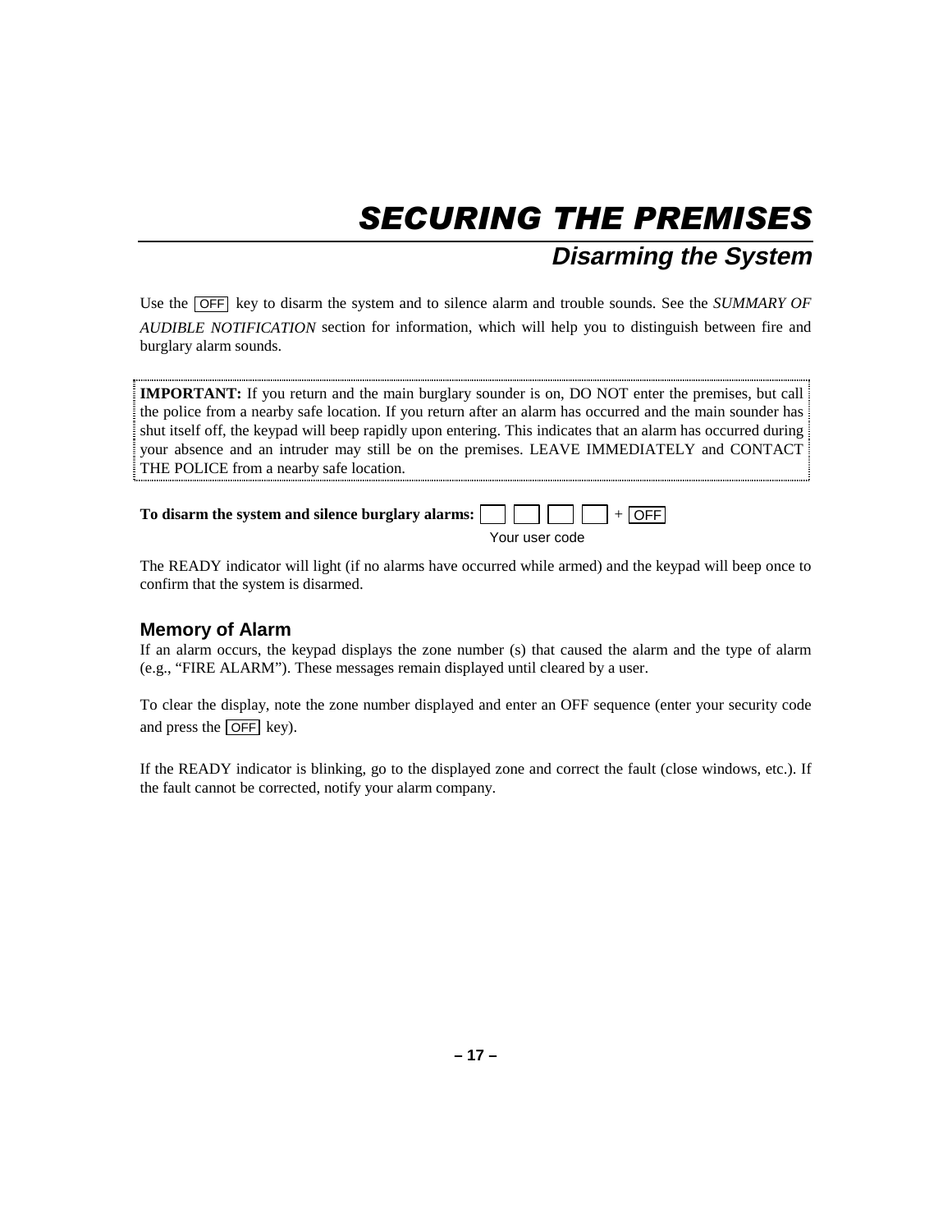# SECURING THE PREMISES

## Disarming the System

Use the [OFF] key to disarm the system and to silence alarm and trouble sounds. See the *SUMMARY OF AUDIBLE NOTIFICATION* section for information, which will help you to distinguish between fire and burglary alarm sounds.

**IMPORTANT:** If you return and the main burglary sounder is on, DO NOT enter the premises, but call the police from a nearby safe location. If you return after an alarm has occurred and the main sounder has shut itself off, the keypad will beep rapidly upon entering. This indicates that an alarm has occurred during your absence and an intruder may still be on the premises. LEAVE IMMEDIATELY and CONTACT THE POLICE from a nearby safe location.

**To disarm the system and silence burglary alarms:** [ ] [ ] [ ] [ ] + [OFF]

Your user code

The READY indicator will light (if no alarms have occurred while armed) and the keypad will beep once to confirm that the system is disarmed.

### Memory of Alarm

If an alarm occurs, the keypad displays the zone number (s) that caused the alarm and the type of alarm (e.g., “FIRE ALARM”). These messages remain displayed until cleared by a user.

To clear the display, note the zone number displayed and enter an OFF sequence (enter your security code and press the [OFF] key).

If the READY indicator is blinking, go to the displayed zone and correct the fault (close windows, etc.). If the fault cannot be corrected, notify your alarm company.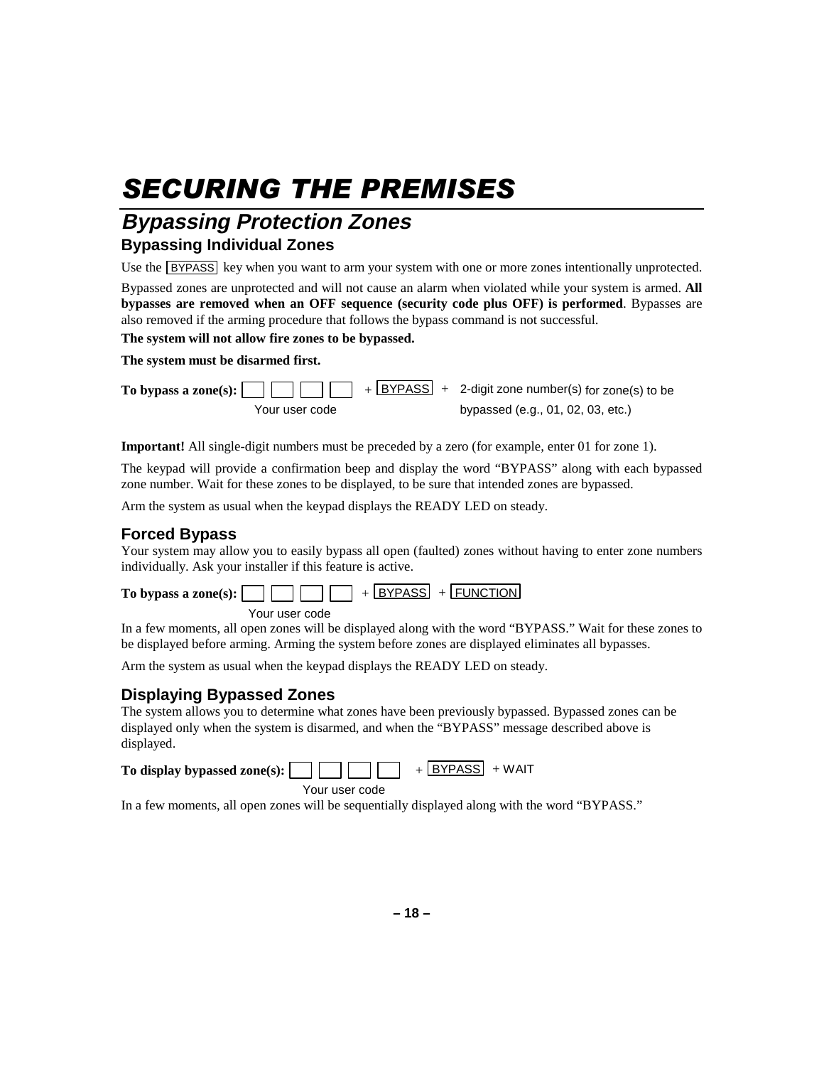# SECURING THE PREMISES

## Bypassing Protection Zones

### Bypassing Individual Zones

Use the [BYPASS] key when you want to arm your system with one or more zones intentionally unprotected.

Bypassed zones are unprotected and will not cause an alarm when violated while your system is armed. **All bypasses are removed when an OFF sequence (security code plus OFF) is performed**. Bypasses are also removed if the arming procedure that follows the bypass command is not successful.

**The system will not allow fire zones to be bypassed.**

**The system must be disarmed first.**

**To bypass a zone(s):** [ ] [ ] [ ] [ ] + [BYPASS] + 2-digit zone number(s) for zone(s) to be bypassed (e.g., 01, 02, 03, etc.)

Your user code

**Important!** All single-digit numbers must be preceded by a zero (for example, enter 01 for zone 1).

The keypad will provide a confirmation beep and display the word "BYPASS" along with each bypassed zone number. Wait for these zones to be displayed, to be sure that intended zones are bypassed.

Arm the system as usual when the keypad displays the READY LED on steady.

### Forced Bypass

Your system may allow you to easily bypass all open (faulted) zones without having to enter zone numbers individually. Ask your installer if this feature is active.

**To bypass a zone(s):** [ ] [ ] [ ] [ ] + [BYPASS] + [FUNCTION]

Your user code

In a few moments, all open zones will be displayed along with the word "BYPASS." Wait for these zones to be displayed before arming. Arming the system before zones are displayed eliminates all bypasses.

Arm the system as usual when the keypad displays the READY LED on steady.

### Displaying Bypassed Zones

The system allows you to determine what zones have been previously bypassed. Bypassed zones can be displayed only when the system is disarmed, and when the "BYPASS" message described above is displayed.

**To display bypassed zone(s):** [ ] [ ] [ ] [ ] + [BYPASS] + WAIT

Your user code

In a few moments, all open zones will be sequentially displayed along with the word "BYPASS."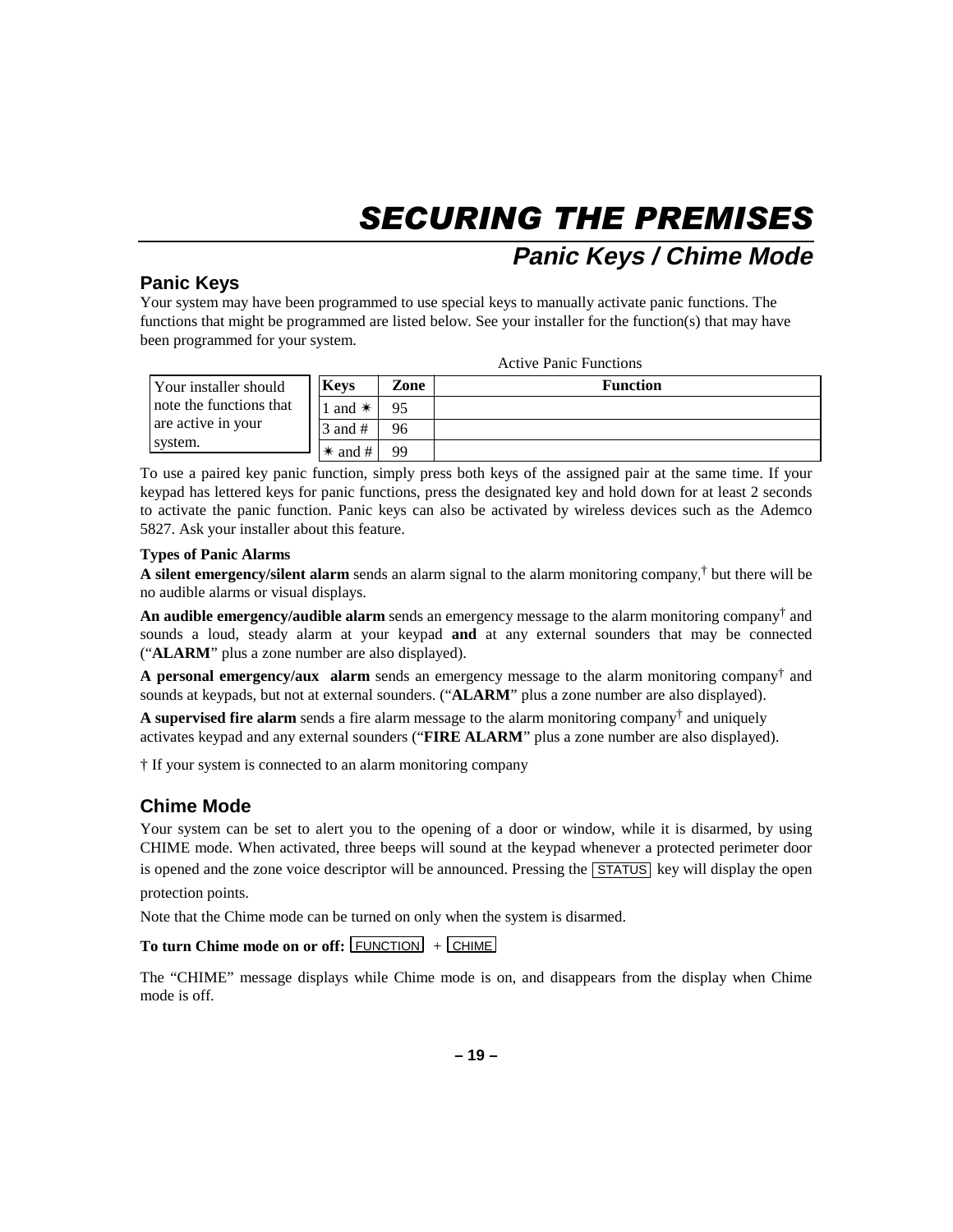# SECURING THE PREMISES

## Panic Keys / Chime Mode

### Panic Keys

Your system may have been programmed to use special keys to manually activate panic functions. The functions that might be programmed are listed below. See your installer for the function(s) that may have been programmed for your system.

Your installer should note the functions that are active in your system.

Active Panic Functions

| Keys | Zone | Function |
|---|---|---|
| 1 and ✷ | 95 | |
| 3 and # | 96 | |
| ✷ and # | 99 | |

To use a paired key panic function, simply press both keys of the assigned pair at the same time. If your keypad has lettered keys for panic functions, press the designated key and hold down for at least 2 seconds to activate the panic function. Panic keys can also be activated by wireless devices such as the Ademco 5827. Ask your installer about this feature.

**Types of Panic Alarms**

**A silent emergency/silent alarm** sends an alarm signal to the alarm monitoring company,† but there will be no audible alarms or visual displays.

**An audible emergency/audible alarm** sends an emergency message to the alarm monitoring company† and sounds a loud, steady alarm at your keypad **and** at any external sounders that may be connected ("**ALARM**" plus a zone number are also displayed).

**A personal emergency/aux alarm** sends an emergency message to the alarm monitoring company† and sounds at keypads, but not at external sounders. ("**ALARM**" plus a zone number are also displayed).

**A supervised fire alarm** sends a fire alarm message to the alarm monitoring company† and uniquely activates keypad and any external sounders ("**FIRE ALARM**" plus a zone number are also displayed).

† If your system is connected to an alarm monitoring company

### Chime Mode

Your system can be set to alert you to the opening of a door or window, while it is disarmed, by using CHIME mode. When activated, three beeps will sound at the keypad whenever a protected perimeter door is opened and the zone voice descriptor will be announced. Pressing the [STATUS] key will display the open protection points.

Note that the Chime mode can be turned on only when the system is disarmed.

**To turn Chime mode on or off:** [FUNCTION] + [CHIME]

The "CHIME" message displays while Chime mode is on, and disappears from the display when Chime mode is off.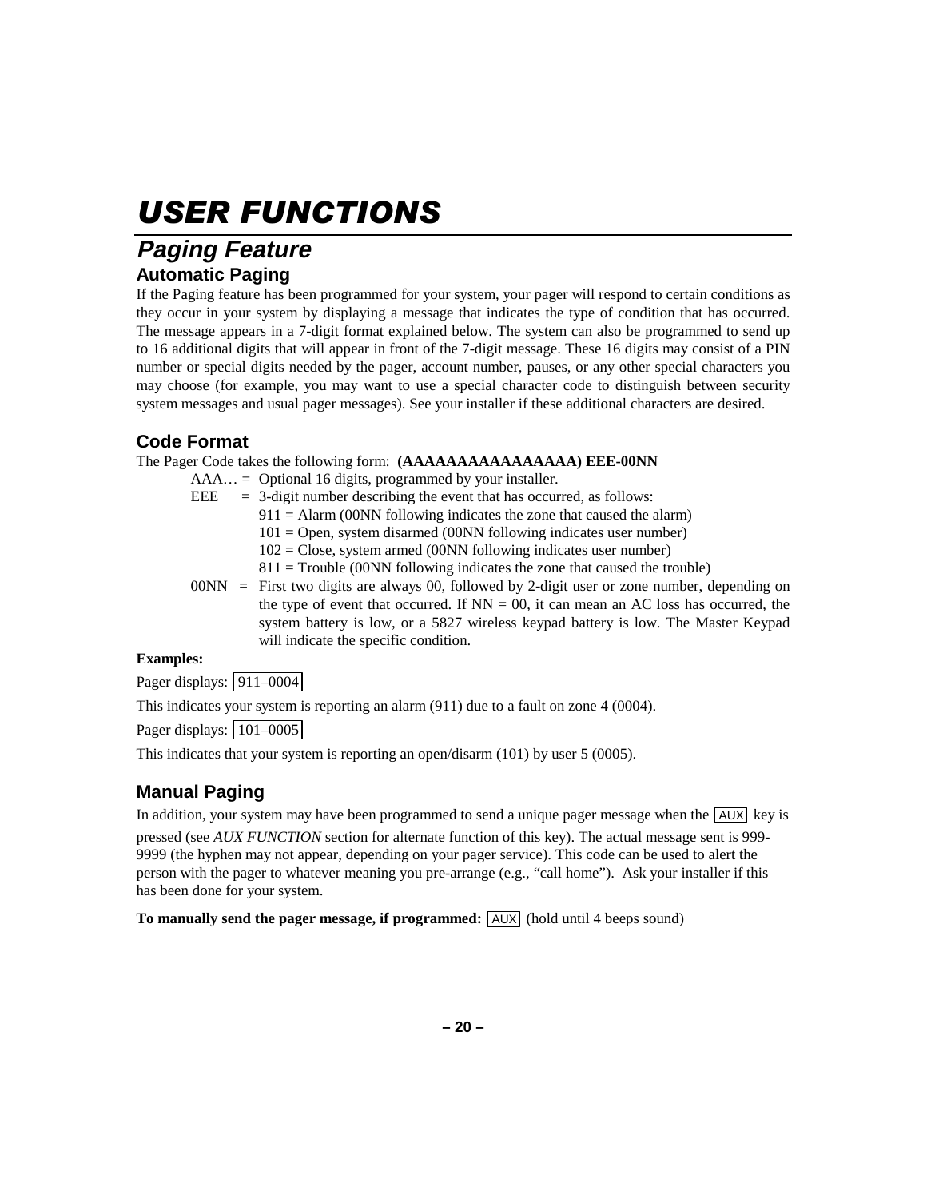# USER FUNCTIONS

## Paging Feature

### Automatic Paging

If the Paging feature has been programmed for your system, your pager will respond to certain conditions as they occur in your system by displaying a message that indicates the type of condition that has occurred. The message appears in a 7-digit format explained below. The system can also be programmed to send up to 16 additional digits that will appear in front of the 7-digit message. These 16 digits may consist of a PIN number or special digits needed by the pager, account number, pauses, or any other special characters you may choose (for example, you may want to use a special character code to distinguish between security system messages and usual pager messages). See your installer if these additional characters are desired.

### Code Format

The Pager Code takes the following form: **(AAAAAAAAAAAAAAAA) EEE-00NN**

AAA… = Optional 16 digits, programmed by your installer.

EEE = 3-digit number describing the event that has occurred, as follows:
- 911 = Alarm (00NN following indicates the zone that caused the alarm)
- 101 = Open, system disarmed (00NN following indicates user number)
- 102 = Close, system armed (00NN following indicates user number)
- 811 = Trouble (00NN following indicates the zone that caused the trouble)

00NN = First two digits are always 00, followed by 2-digit user or zone number, depending on the type of event that occurred. If NN = 00, it can mean an AC loss has occurred, the system battery is low, or a 5827 wireless keypad battery is low. The Master Keypad will indicate the specific condition.

**Examples:**

Pager displays: [911–0004]

This indicates your system is reporting an alarm (911) due to a fault on zone 4 (0004).

Pager displays: [101–0005]

This indicates that your system is reporting an open/disarm (101) by user 5 (0005).

### Manual Paging

In addition, your system may have been programmed to send a unique pager message when the [AUX] key is pressed (see *AUX FUNCTION* section for alternate function of this key). The actual message sent is 999-9999 (the hyphen may not appear, depending on your pager service). This code can be used to alert the person with the pager to whatever meaning you pre-arrange (e.g., "call home"). Ask your installer if this has been done for your system.

**To manually send the pager message, if programmed:** [AUX] (hold until 4 beeps sound)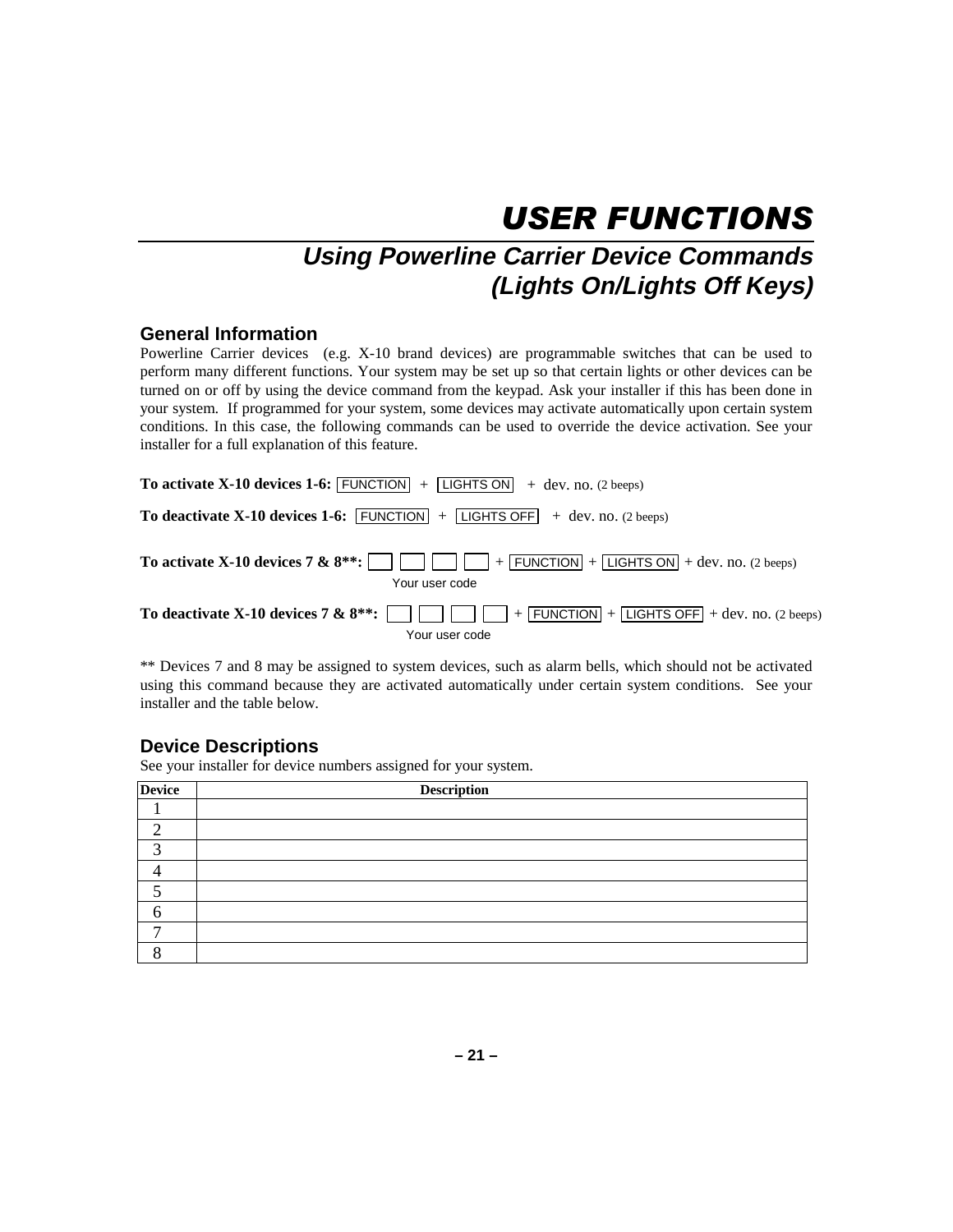# USER FUNCTIONS

## Using Powerline Carrier Device Commands (Lights On/Lights Off Keys)

### General Information

Powerline Carrier devices (e.g. X-10 brand devices) are programmable switches that can be used to perform many different functions. Your system may be set up so that certain lights or other devices can be turned on or off by using the device command from the keypad. Ask your installer if this has been done in your system. If programmed for your system, some devices may activate automatically upon certain system conditions. In this case, the following commands can be used to override the device activation. See your installer for a full explanation of this feature.

**To activate X-10 devices 1-6:** [FUNCTION] + [LIGHTS ON] + dev. no. (2 beeps)

**To deactivate X-10 devices 1-6:** [FUNCTION] + [LIGHTS OFF] + dev. no. (2 beeps)

**To activate X-10 devices 7 & 8**:** [ ] [ ] [ ] [ ] + [FUNCTION] + [LIGHTS ON] + dev. no. (2 beeps)
Your user code

**To deactivate X-10 devices 7 & 8**:** [ ] [ ] [ ] [ ] + [FUNCTION] + [LIGHTS OFF] + dev. no. (2 beeps)
Your user code

** Devices 7 and 8 may be assigned to system devices, such as alarm bells, which should not be activated using this command because they are activated automatically under certain system conditions. See your installer and the table below.

### Device Descriptions

See your installer for device numbers assigned for your system.

| Device | Description |
|---|---|
| 1 | |
| 2 | |
| 3 | |
| 4 | |
| 5 | |
| 6 | |
| 7 | |
| 8 | |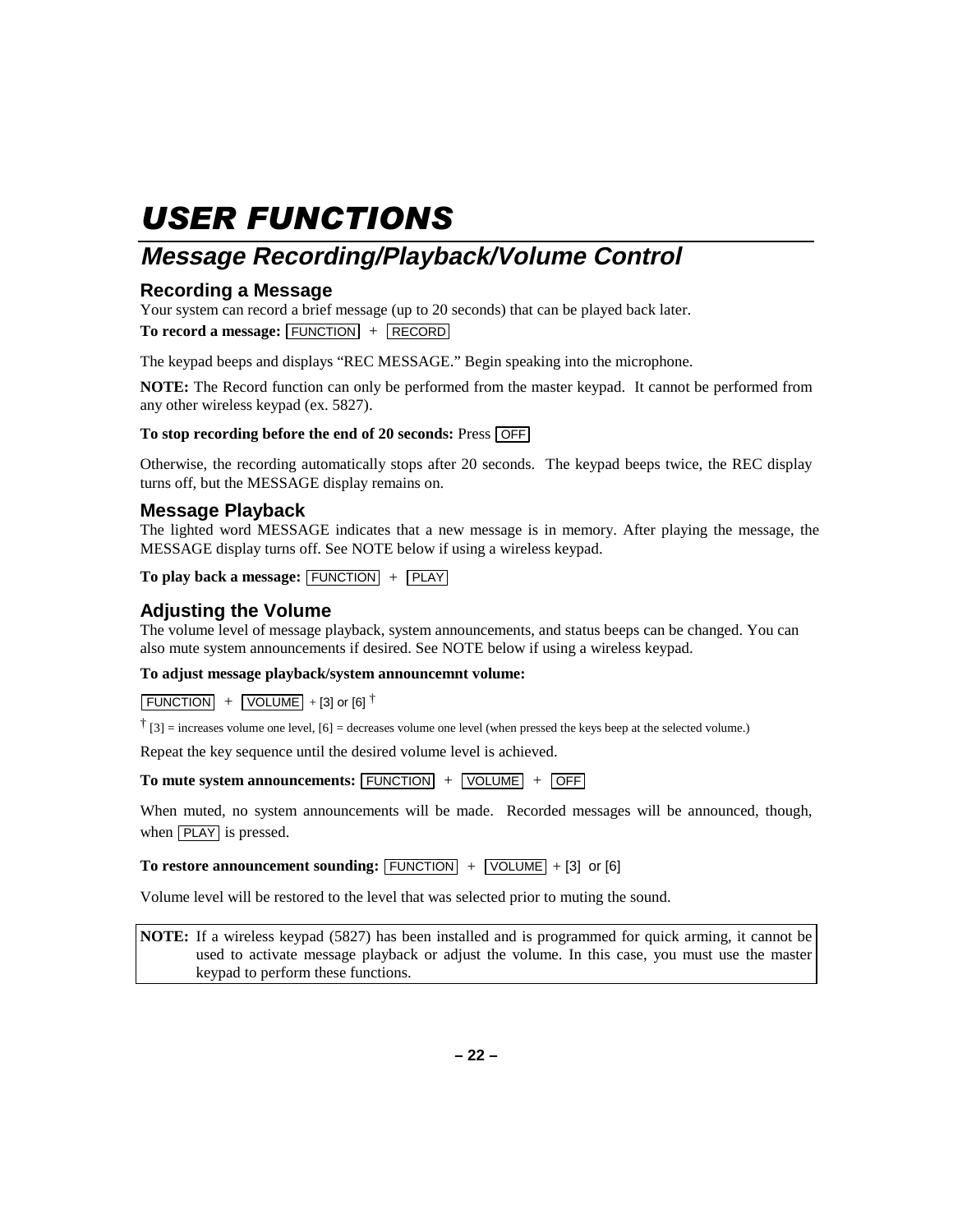# USER FUNCTIONS

## Message Recording/Playback/Volume Control

### Recording a Message

Your system can record a brief message (up to 20 seconds) that can be played back later.

**To record a message:** [FUNCTION] + [RECORD]

The keypad beeps and displays "REC MESSAGE." Begin speaking into the microphone.

**NOTE:** The Record function can only be performed from the master keypad. It cannot be performed from any other wireless keypad (ex. 5827).

**To stop recording before the end of 20 seconds:** Press [OFF]

Otherwise, the recording automatically stops after 20 seconds. The keypad beeps twice, the REC display turns off, but the MESSAGE display remains on.

### Message Playback

The lighted word MESSAGE indicates that a new message is in memory. After playing the message, the MESSAGE display turns off. See NOTE below if using a wireless keypad.

**To play back a message:** [FUNCTION] + [PLAY]

### Adjusting the Volume

The volume level of message playback, system announcements, and status beeps can be changed. You can also mute system announcements if desired. See NOTE below if using a wireless keypad.

**To adjust message playback/system announcemnt volume:**

[FUNCTION] + [VOLUME] + [3] or [6] †

† [3] = increases volume one level, [6] = decreases volume one level (when pressed the keys beep at the selected volume.)

Repeat the key sequence until the desired volume level is achieved.

**To mute system announcements:** [FUNCTION] + [VOLUME] + [OFF]

When muted, no system announcements will be made. Recorded messages will be announced, though, when [PLAY] is pressed.

**To restore announcement sounding:** [FUNCTION] + [VOLUME] + [3] or [6]

Volume level will be restored to the level that was selected prior to muting the sound.

**NOTE:** If a wireless keypad (5827) has been installed and is programmed for quick arming, it cannot be used to activate message playback or adjust the volume. In this case, you must use the master keypad to perform these functions.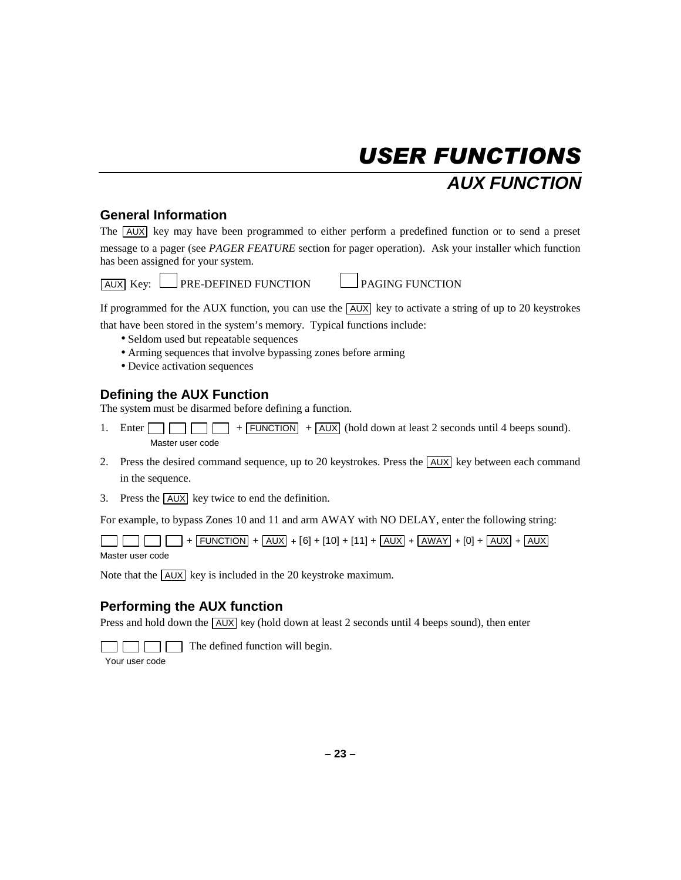# USER FUNCTIONS

## AUX FUNCTION

### General Information

The [AUX] key may have been programmed to either perform a predefined function or to send a preset message to a pager (see *PAGER FEATURE* section for pager operation). Ask your installer which function has been assigned for your system.

[AUX] Key: ☐ PRE-DEFINED FUNCTION ☐ PAGING FUNCTION

If programmed for the AUX function, you can use the [AUX] key to activate a string of up to 20 keystrokes that have been stored in the system's memory. Typical functions include:

- Seldom used but repeatable sequences
- Arming sequences that involve bypassing zones before arming
- Device activation sequences

### Defining the AUX Function

The system must be disarmed before defining a function.

1. Enter [ ] [ ] [ ] [ ] + [FUNCTION] + [AUX] (hold down at least 2 seconds until 4 beeps sound).
   Master user code
2. Press the desired command sequence, up to 20 keystrokes. Press the [AUX] key between each command in the sequence.
3. Press the [AUX] key twice to end the definition.

For example, to bypass Zones 10 and 11 and arm AWAY with NO DELAY, enter the following string:

[ ] [ ] [ ] [ ] + [FUNCTION] + [AUX] + [6] + [10] + [11] + [AUX] + [AWAY] + [0] + [AUX] + [AUX]
Master user code

Note that the [AUX] key is included in the 20 keystroke maximum.

### Performing the AUX function

Press and hold down the [AUX] key (hold down at least 2 seconds until 4 beeps sound), then enter

[ ] [ ] [ ] [ ] The defined function will begin.
Your user code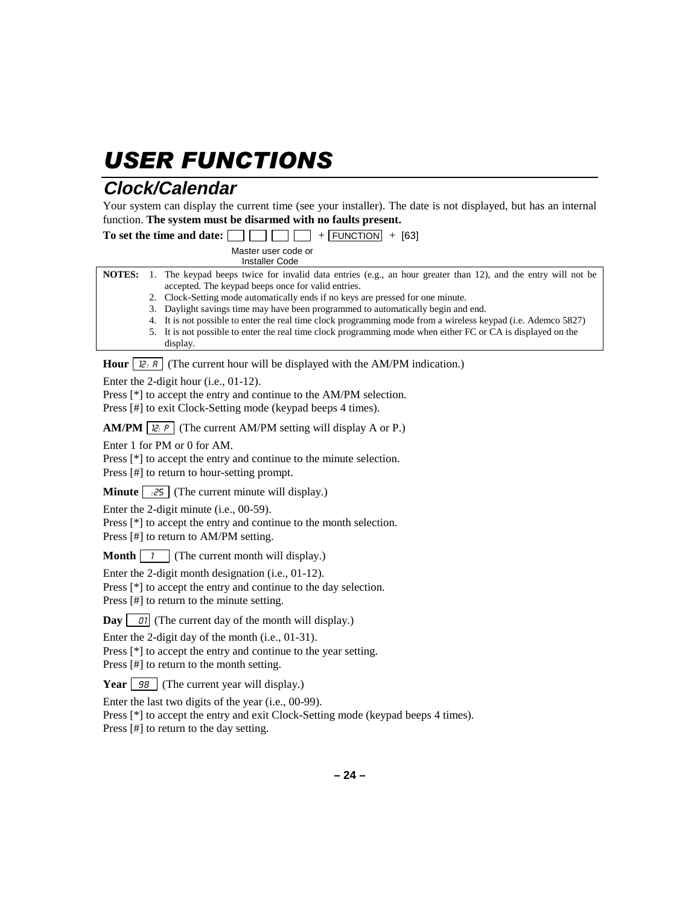# USER FUNCTIONS

## Clock/Calendar

Your system can display the current time (see your installer). The date is not displayed, but has an internal function. **The system must be disarmed with no faults present.**

**To set the time and date:** [ ] [ ] [ ] [ ] + [FUNCTION] + [63]

Master user code or Installer Code

**NOTES:**
1. The keypad beeps twice for invalid data entries (e.g., an hour greater than 12), and the entry will not be accepted. The keypad beeps once for valid entries.
2. Clock-Setting mode automatically ends if no keys are pressed for one minute.
3. Daylight savings time may have been programmed to automatically begin and end.
4. It is not possible to enter the real time clock programming mode from a wireless keypad (i.e. Ademco 5827)
5. It is not possible to enter the real time clock programming mode when either FC or CA is displayed on the display.

**Hour** [12: A] (The current hour will be displayed with the AM/PM indication.)

Enter the 2-digit hour (i.e., 01-12).
Press [*] to accept the entry and continue to the AM/PM selection.
Press [#] to exit Clock-Setting mode (keypad beeps 4 times).

**AM/PM** [12: P] (The current AM/PM setting will display A or P.)

Enter 1 for PM or 0 for AM.
Press [*] to accept the entry and continue to the minute selection.
Press [#] to return to hour-setting prompt.

**Minute** [:25] (The current minute will display.)

Enter the 2-digit minute (i.e., 00-59).
Press [*] to accept the entry and continue to the month selection.
Press [#] to return to AM/PM setting.

**Month** [1] (The current month will display.)

Enter the 2-digit month designation (i.e., 01-12).
Press [*] to accept the entry and continue to the day selection.
Press [#] to return to the minute setting.

**Day** [01] (The current day of the month will display.)

Enter the 2-digit day of the month (i.e., 01-31).
Press [*] to accept the entry and continue to the year setting.
Press [#] to return to the month setting.

**Year** [98] (The current year will display.)

Enter the last two digits of the year (i.e., 00-99).
Press [*] to accept the entry and exit Clock-Setting mode (keypad beeps 4 times).
Press [#] to return to the day setting.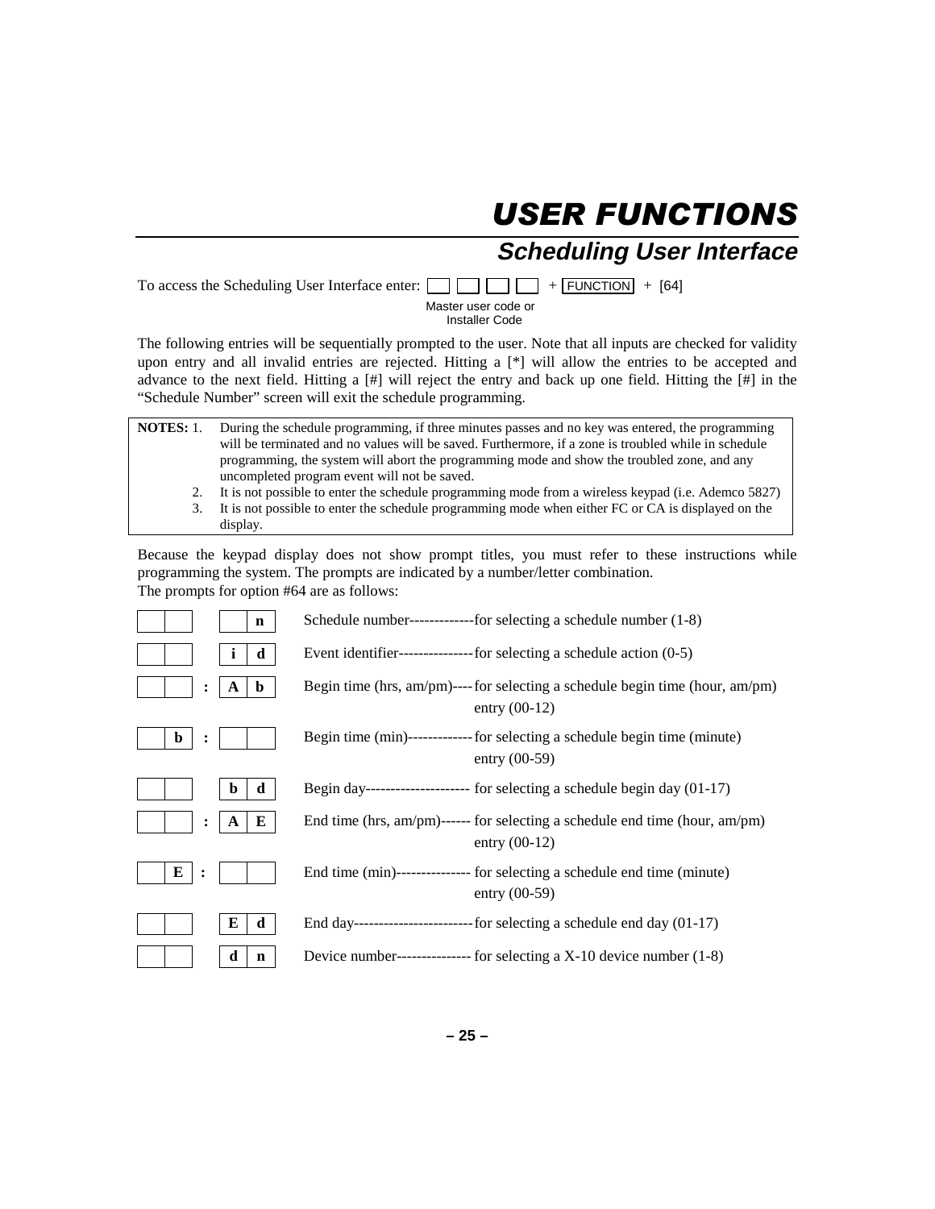# USER FUNCTIONS

## Scheduling User Interface

To access the Scheduling User Interface enter: [ ] [ ] [ ] [ ] + FUNCTION + [64]

Master user code or Installer Code

The following entries will be sequentially prompted to the user. Note that all inputs are checked for validity upon entry and all invalid entries are rejected. Hitting a [*] will allow the entries to be accepted and advance to the next field. Hitting a [#] will reject the entry and back up one field. Hitting the [#] in the "Schedule Number" screen will exit the schedule programming.

**NOTES:**
1. During the schedule programming, if three minutes passes and no key was entered, the programming will be terminated and no values will be saved. Furthermore, if a zone is troubled while in schedule programming, the system will abort the programming mode and show the troubled zone, and any uncompleted program event will not be saved.
2. It is not possible to enter the schedule programming mode from a wireless keypad (i.e. Ademco 5827)
3. It is not possible to enter the schedule programming mode when either FC or CA is displayed on the display.

Because the keypad display does not show prompt titles, you must refer to these instructions while programming the system. The prompts are indicated by a number/letter combination.
The prompts for option #64 are as follows:

| Display | Prompt | Description |
|---|---|---|
| [ ][ ]  [ ][n] | Schedule number------------- | for selecting a schedule number (1-8) |
| [ ][ ]  [i][d] | Event identifier--------------- | for selecting a schedule action (0-5) |
| [ ][ ] : [A][b] | Begin time (hrs, am/pm)---- | for selecting a schedule begin time (hour, am/pm) entry (00-12) |
| [ ][b] : [ ][ ] | Begin time (min)------------- | for selecting a schedule begin time (minute) entry (00-59) |
| [ ][ ]  [b][d] | Begin day--------------------- | for selecting a schedule begin day (01-17) |
| [ ][ ] : [A][E] | End time (hrs, am/pm)------ | for selecting a schedule end time (hour, am/pm) entry (00-12) |
| [ ][E] : [ ][ ] | End time (min)--------------- | for selecting a schedule end time (minute) entry (00-59) |
| [ ][ ]  [E][d] | End day------------------------ | for selecting a schedule end day (01-17) |
| [ ][ ]  [d][n] | Device number--------------- | for selecting a X-10 device number (1-8) |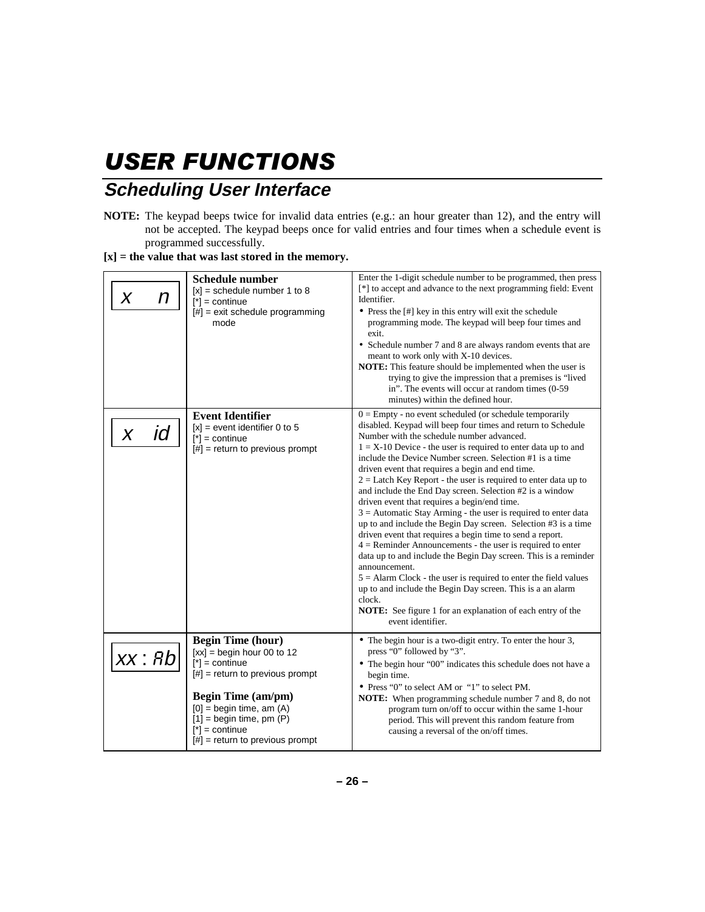# USER FUNCTIONS

## Scheduling User Interface

**NOTE:** The keypad beeps twice for invalid data entries (e.g.: an hour greater than 12), and the entry will not be accepted. The keypad beeps once for valid entries and four times when a schedule event is programmed successfully.

**[x] = the value that was last stored in the memory.**

| | | |
|---|---|---|
| x n | **Schedule number**<br>[x] = schedule number 1 to 8<br>[*] = continue<br>[#] = exit schedule programming mode | Enter the 1-digit schedule number to be programmed, then press [*] to accept and advance to the next programming field: Event Identifier.<br>• Press the [#] key in this entry will exit the schedule programming mode. The keypad will beep four times and exit.<br>• Schedule number 7 and 8 are always random events that are meant to work only with X-10 devices.<br>**NOTE:** This feature should be implemented when the user is trying to give the impression that a premises is "lived in". The events will occur at random times (0-59 minutes) within the defined hour. |
| x id | **Event Identifier**<br>[x] = event identifier 0 to 5<br>[*] = continue<br>[#] = return to previous prompt | 0 = Empty - no event scheduled (or schedule temporarily disabled. Keypad will beep four times and return to Schedule Number with the schedule number advanced.<br>1 = X-10 Device - the user is required to enter data up to and include the Device Number screen. Selection #1 is a time driven event that requires a begin and end time.<br>2 = Latch Key Report - the user is required to enter data up to and include the End Day screen. Selection #2 is a window driven event that requires a begin/end time.<br>3 = Automatic Stay Arming - the user is required to enter data up to and include the Begin Day screen. Selection #3 is a time driven event that requires a begin time to send a report.<br>4 = Reminder Announcements - the user is required to enter data up to and include the Begin Day screen. This is a reminder announcement.<br>5 = Alarm Clock - the user is required to enter the field values up to and include the Begin Day screen. This is a an alarm clock.<br>**NOTE:** See figure 1 for an explanation of each entry of the event identifier. |
| xx : Ab | **Begin Time (hour)**<br>[xx] = begin hour 00 to 12<br>[*] = continue<br>[#] = return to previous prompt<br><br>**Begin Time (am/pm)**<br>[0] = begin time, am (A)<br>[1] = begin time, pm (P)<br>[*] = continue<br>[#] = return to previous prompt | • The begin hour is a two-digit entry. To enter the hour 3, press "0" followed by "3".<br>• The begin hour "00" indicates this schedule does not have a begin time.<br>• Press "0" to select AM or "1" to select PM.<br>**NOTE:** When programming schedule number 7 and 8, do not program turn on/off to occur within the same 1-hour period. This will prevent this random feature from causing a reversal of the on/off times. |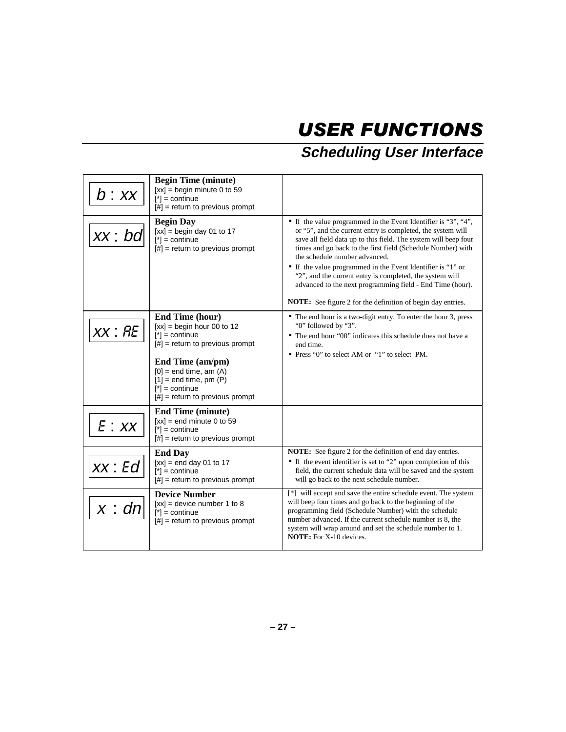# USER FUNCTIONS

## Scheduling User Interface

| | | |
|---|---|---|
| b : xx | **Begin Time (minute)**<br>[xx] = begin minute 0 to 59<br>[*] = continue<br>[#] = return to previous prompt | |
| xx : bd | **Begin Day**<br>[xx] = begin day 01 to 17<br>[*] = continue<br>[#] = return to previous prompt | • If the value programmed in the Event Identifier is "3", "4", or "5", and the current entry is completed, the system will save all field data up to this field. The system will beep four times and go back to the first field (Schedule Number) with the schedule number advanced.<br>• If the value programmed in the Event Identifier is "1" or "2", and the current entry is completed, the system will advanced to the next programming field - End Time (hour).<br><br>**NOTE:** See figure 2 for the definition of begin day entries. |
| xx : AE | **End Time (hour)**<br>[xx] = begin hour 00 to 12<br>[*] = continue<br>[#] = return to previous prompt<br><br>**End Time (am/pm)**<br>[0] = end time, am (A)<br>[1] = end time, pm (P)<br>[*] = continue<br>[#] = return to previous prompt | • The end hour is a two-digit entry. To enter the hour 3, press "0" followed by "3".<br>• The end hour "00" indicates this schedule does not have a end time.<br>• Press "0" to select AM or "1" to select PM. |
| E : xx | **End Time (minute)**<br>[xx] = end minute 0 to 59<br>[*] = continue<br>[#] = return to previous prompt | |
| xx : Ed | **End Day**<br>[xx] = end day 01 to 17<br>[*] = continue<br>[#] = return to previous prompt | **NOTE:** See figure 2 for the definition of end day entries.<br>• If the event identifier is set to "2" upon completion of this field, the current schedule data will be saved and the system will go back to the next schedule number. |
| x : dn | **Device Number**<br>[xx] = device number 1 to 8<br>[*] = continue<br>[#] = return to previous prompt | [*] will accept and save the entire schedule event. The system will beep four times and go back to the beginning of the programming field (Schedule Number) with the schedule number advanced. If the current schedule number is 8, the system will wrap around and set the schedule number to 1.<br>**NOTE:** For X-10 devices. |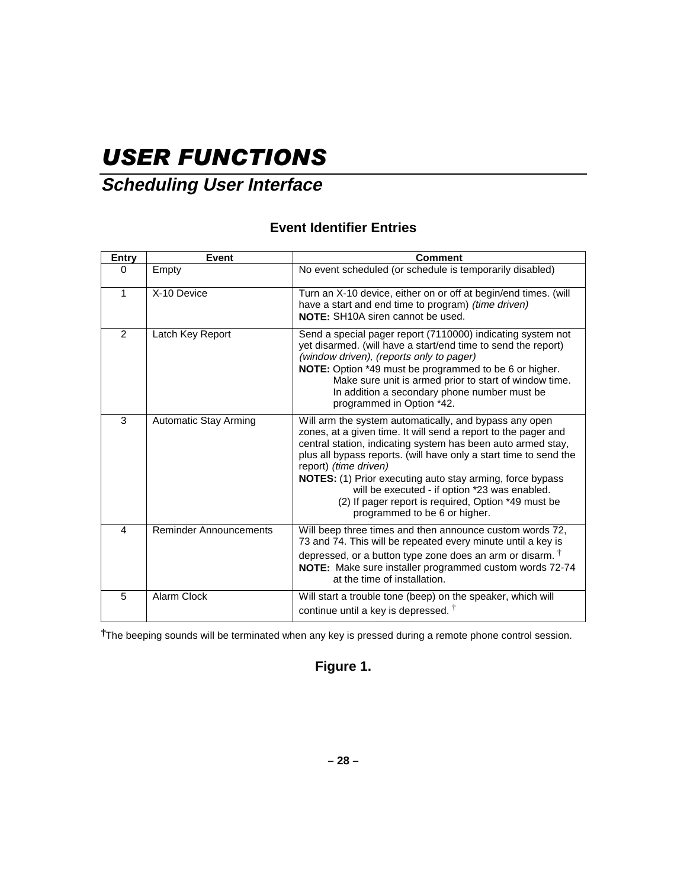# USER FUNCTIONS

## Scheduling User Interface

### Event Identifier Entries

| Entry | Event | Comment |
|---|---|---|
| 0 | Empty | No event scheduled (or schedule is temporarily disabled) |
| 1 | X-10 Device | Turn an X-10 device, either on or off at begin/end times. (will have a start and end time to program) *(time driven)* **NOTE:** SH10A siren cannot be used. |
| 2 | Latch Key Report | Send a special pager report (7110000) indicating system not yet disarmed. (will have a start/end time to send the report) *(window driven), (reports only to pager)* **NOTE:** Option *49 must be programmed to be 6 or higher. Make sure unit is armed prior to start of window time. In addition a secondary phone number must be programmed in Option *42. |
| 3 | Automatic Stay Arming | Will arm the system automatically, and bypass any open zones, at a given time. It will send a report to the pager and central station, indicating system has been auto armed stay, plus all bypass reports. (will have only a start time to send the report) *(time driven)* **NOTES:** (1) Prior executing auto stay arming, force bypass will be executed - if option *23 was enabled. (2) If pager report is required, Option *49 must be programmed to be 6 or higher. |
| 4 | Reminder Announcements | Will beep three times and then announce custom words 72, 73 and 74. This will be repeated every minute until a key is depressed, or a button type zone does an arm or disarm. † **NOTE:** Make sure installer programmed custom words 72-74 at the time of installation. |
| 5 | Alarm Clock | Will start a trouble tone (beep) on the speaker, which will continue until a key is depressed. † |

†The beeping sounds will be terminated when any key is pressed during a remote phone control session.

**Figure 1.**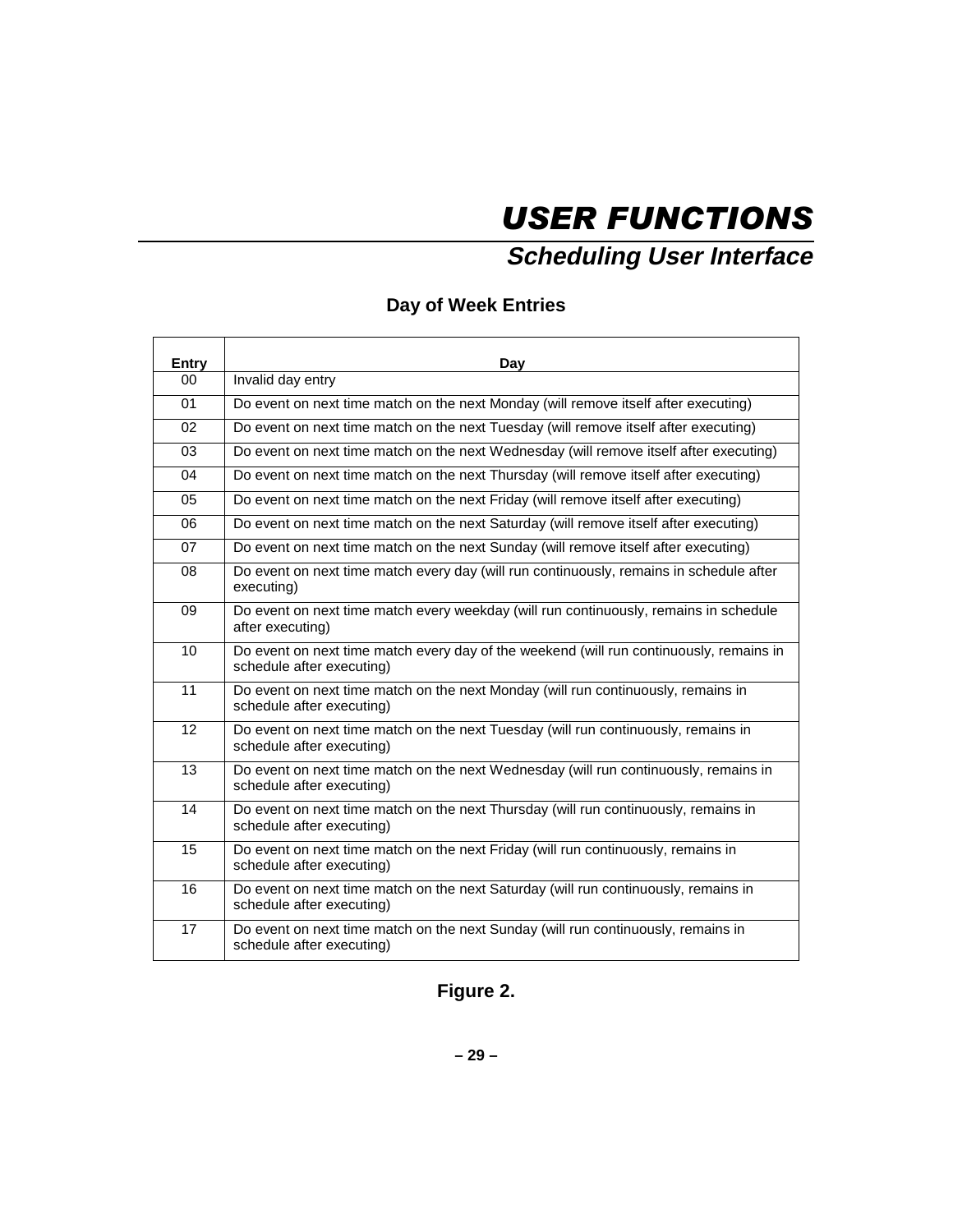# USER FUNCTIONS

## Scheduling User Interface

### Day of Week Entries

| Entry | Day |
|---|---|
| 00 | Invalid day entry |
| 01 | Do event on next time match on the next Monday (will remove itself after executing) |
| 02 | Do event on next time match on the next Tuesday (will remove itself after executing) |
| 03 | Do event on next time match on the next Wednesday (will remove itself after executing) |
| 04 | Do event on next time match on the next Thursday (will remove itself after executing) |
| 05 | Do event on next time match on the next Friday (will remove itself after executing) |
| 06 | Do event on next time match on the next Saturday (will remove itself after executing) |
| 07 | Do event on next time match on the next Sunday (will remove itself after executing) |
| 08 | Do event on next time match every day (will run continuously, remains in schedule after executing) |
| 09 | Do event on next time match every weekday (will run continuously, remains in schedule after executing) |
| 10 | Do event on next time match every day of the weekend (will run continuously, remains in schedule after executing) |
| 11 | Do event on next time match on the next Monday (will run continuously, remains in schedule after executing) |
| 12 | Do event on next time match on the next Tuesday (will run continuously, remains in schedule after executing) |
| 13 | Do event on next time match on the next Wednesday (will run continuously, remains in schedule after executing) |
| 14 | Do event on next time match on the next Thursday (will run continuously, remains in schedule after executing) |
| 15 | Do event on next time match on the next Friday (will run continuously, remains in schedule after executing) |
| 16 | Do event on next time match on the next Saturday (will run continuously, remains in schedule after executing) |
| 17 | Do event on next time match on the next Sunday (will run continuously, remains in schedule after executing) |

**Figure 2.**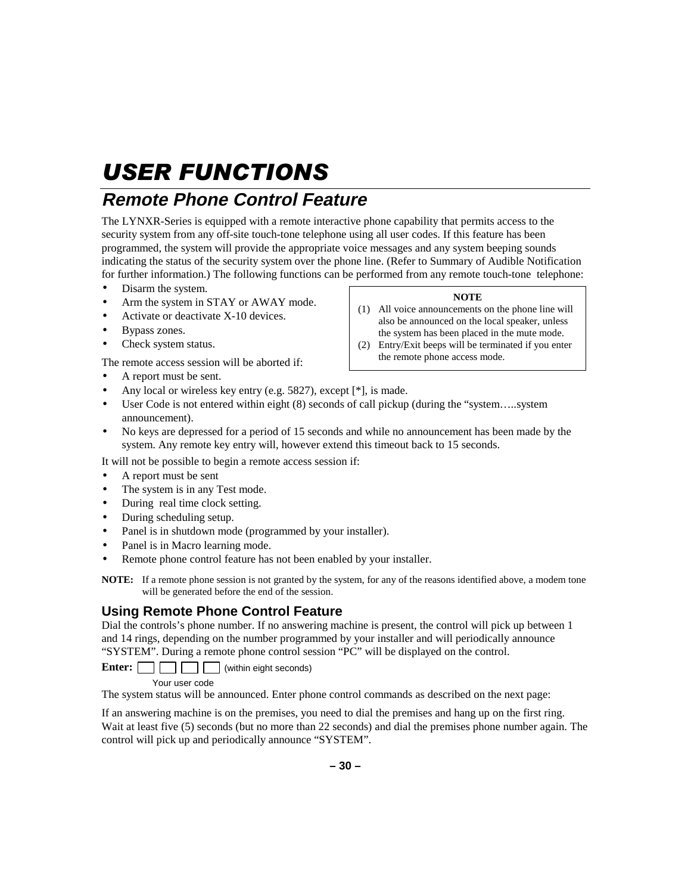# USER FUNCTIONS

## Remote Phone Control Feature

The LYNXR-Series is equipped with a remote interactive phone capability that permits access to the security system from any off-site touch-tone telephone using all user codes. If this feature has been programmed, the system will provide the appropriate voice messages and any system beeping sounds indicating the status of the security system over the phone line. (Refer to Summary of Audible Notification for further information.) The following functions can be performed from any remote touch-tone telephone:

- Disarm the system.
- Arm the system in STAY or AWAY mode.
- Activate or deactivate X-10 devices.
- Bypass zones.
- Check system status.

> **NOTE**
> (1) All voice announcements on the phone line will also be announced on the local speaker, unless the system has been placed in the mute mode.
> (2) Entry/Exit beeps will be terminated if you enter the remote phone access mode.

The remote access session will be aborted if:

- A report must be sent.
- Any local or wireless key entry (e.g. 5827), except [*], is made.
- User Code is not entered within eight (8) seconds of call pickup (during the "system…..system announcement).
- No keys are depressed for a period of 15 seconds and while no announcement has been made by the system. Any remote key entry will, however extend this timeout back to 15 seconds.

It will not be possible to begin a remote access session if:

- A report must be sent
- The system is in any Test mode.
- During real time clock setting.
- During scheduling setup.
- Panel is in shutdown mode (programmed by your installer).
- Panel is in Macro learning mode.
- Remote phone control feature has not been enabled by your installer.

**NOTE:** If a remote phone session is not granted by the system, for any of the reasons identified above, a modem tone will be generated before the end of the session.

### Using Remote Phone Control Feature

Dial the controls's phone number. If no answering machine is present, the control will pick up between 1 and 14 rings, depending on the number programmed by your installer and will periodically announce "SYSTEM". During a remote phone control session "PC" will be displayed on the control.

**Enter:** [ ] [ ] [ ] [ ] (within eight seconds)
Your user code

The system status will be announced. Enter phone control commands as described on the next page:

If an answering machine is on the premises, you need to dial the premises and hang up on the first ring. Wait at least five (5) seconds (but no more than 22 seconds) and dial the premises phone number again. The control will pick up and periodically announce "SYSTEM".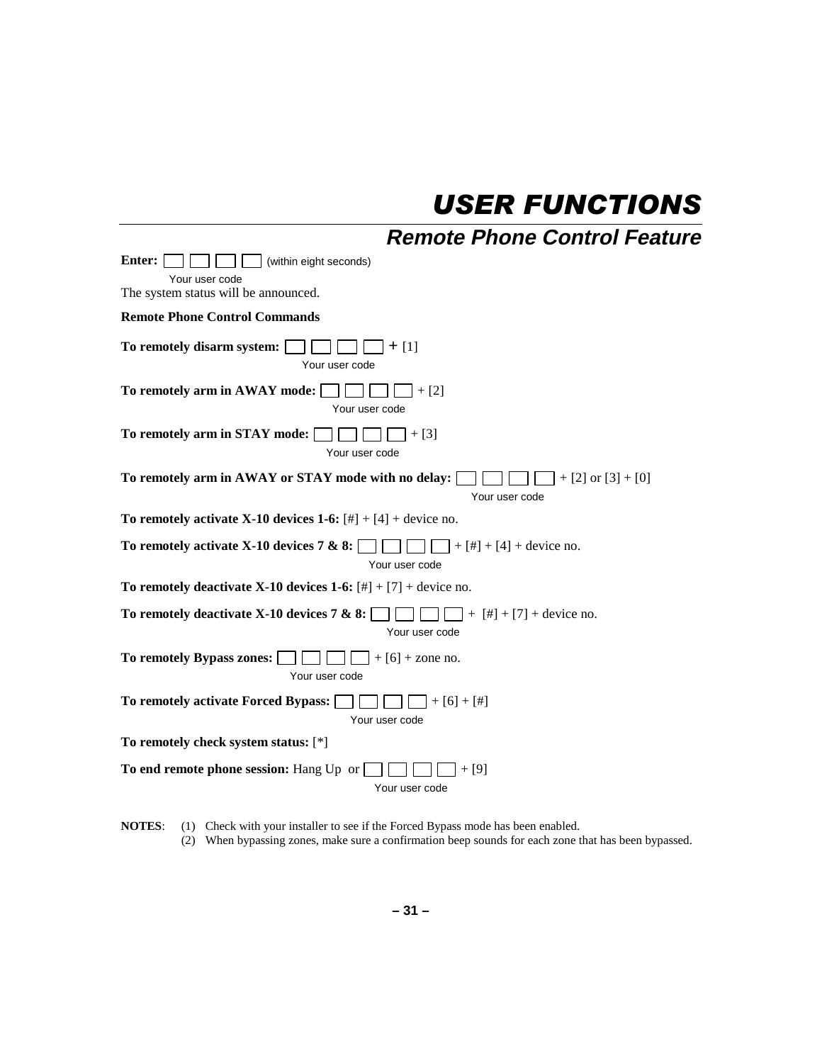# USER FUNCTIONS

## Remote Phone Control Feature

**Enter:** [ ] [ ] [ ] [ ] (within eight seconds)
Your user code

The system status will be announced.

**Remote Phone Control Commands**

**To remotely disarm system:** [ ] [ ] [ ] [ ] + [1]
Your user code

**To remotely arm in AWAY mode:** [ ] [ ] [ ] [ ] + [2]
Your user code

**To remotely arm in STAY mode:** [ ] [ ] [ ] [ ] + [3]
Your user code

**To remotely arm in AWAY or STAY mode with no delay:** [ ] [ ] [ ] [ ] + [2] or [3] + [0]
Your user code

**To remotely activate X-10 devices 1-6:** [#] + [4] + device no.

**To remotely activate X-10 devices 7 & 8:** [ ] [ ] [ ] [ ] + [#] + [4] + device no.
Your user code

**To remotely deactivate X-10 devices 1-6:** [#] + [7] + device no.

**To remotely deactivate X-10 devices 7 & 8:** [ ] [ ] [ ] [ ] + [#] + [7] + device no.
Your user code

**To remotely Bypass zones:** [ ] [ ] [ ] [ ] + [6] + zone no.
Your user code

**To remotely activate Forced Bypass:** [ ] [ ] [ ] [ ] + [6] + [#]
Your user code

**To remotely check system status:** [*]

**To end remote phone session:** Hang Up or [ ] [ ] [ ] [ ] + [9]
Your user code

**NOTES**:
(1) Check with your installer to see if the Forced Bypass mode has been enabled.
(2) When bypassing zones, make sure a confirmation beep sounds for each zone that has been bypassed.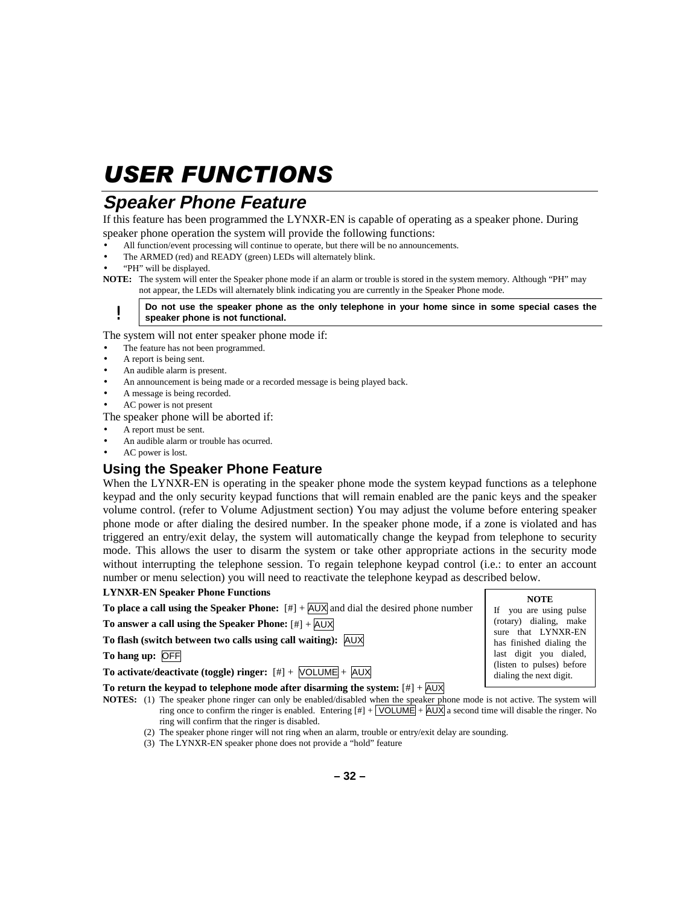# USER FUNCTIONS

## Speaker Phone Feature

If this feature has been programmed the LYNXR-EN is capable of operating as a speaker phone. During speaker phone operation the system will provide the following functions:

- All function/event processing will continue to operate, but there will be no announcements.
- The ARMED (red) and READY (green) LEDs will alternately blink.
- "PH" will be displayed.

**NOTE:** The system will enter the Speaker phone mode if an alarm or trouble is stored in the system memory. Although "PH" may not appear, the LEDs will alternately blink indicating you are currently in the Speaker Phone mode.

! **Do not use the speaker phone as the only telephone in your home since in some special cases the speaker phone is not functional.**

The system will not enter speaker phone mode if:

- The feature has not been programmed.
- A report is being sent.
- An audible alarm is present.
- An announcement is being made or a recorded message is being played back.
- A message is being recorded.
- AC power is not present

The speaker phone will be aborted if:

- A report must be sent.
- An audible alarm or trouble has ocurred.
- AC power is lost.

### Using the Speaker Phone Feature

When the LYNXR-EN is operating in the speaker phone mode the system keypad functions as a telephone keypad and the only security keypad functions that will remain enabled are the panic keys and the speaker volume control. (refer to Volume Adjustment section) You may adjust the volume before entering speaker phone mode or after dialing the desired number. In the speaker phone mode, if a zone is violated and has triggered an entry/exit delay, the system will automatically change the keypad from telephone to security mode. This allows the user to disarm the system or take other appropriate actions in the security mode without interrupting the telephone session. To regain telephone keypad control (i.e.: to enter an account number or menu selection) you will need to reactivate the telephone keypad as described below.

**LYNXR-EN Speaker Phone Functions**

**To place a call using the Speaker Phone:** [#] + AUX and dial the desired phone number

**To answer a call using the Speaker Phone:** [#] + AUX

**To flash (switch between two calls using call waiting):** AUX

**To hang up:** OFF

**To activate/deactivate (toggle) ringer:** [#] + VOLUME + AUX

**To return the keypad to telephone mode after disarming the system:** [#] + AUX

**NOTE**
If you are using pulse (rotary) dialing, make sure that LYNXR-EN has finished dialing the last digit you dialed, (listen to pulses) before dialing the next digit.

**NOTES:**
(1) The speaker phone ringer can only be enabled/disabled when the speaker phone mode is not active. The system will ring once to confirm the ringer is enabled. Entering [#] + VOLUME + AUX a second time will disable the ringer. No ring will confirm that the ringer is disabled.
(2) The speaker phone ringer will not ring when an alarm, trouble or entry/exit delay are sounding.
(3) The LYNXR-EN speaker phone does not provide a "hold" feature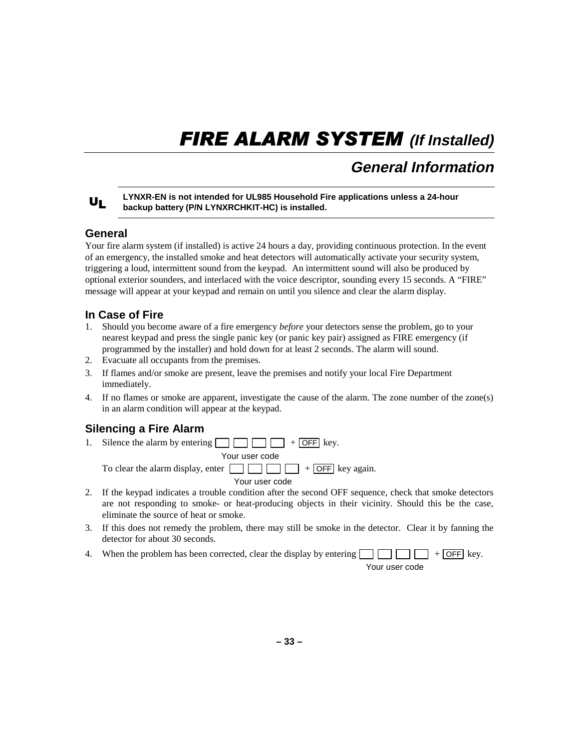# *FIRE ALARM SYSTEM (If Installed)*

## *General Information*

**UL** **LYNXR-EN is not intended for UL985 Household Fire applications unless a 24-hour backup battery (P/N LYNXRCHKIT-HC) is installed.**

### General

Your fire alarm system (if installed) is active 24 hours a day, providing continuous protection. In the event of an emergency, the installed smoke and heat detectors will automatically activate your security system, triggering a loud, intermittent sound from the keypad. An intermittent sound will also be produced by optional exterior sounders, and interlaced with the voice descriptor, sounding every 15 seconds. A "FIRE" message will appear at your keypad and remain on until you silence and clear the alarm display.

### In Case of Fire

1. Should you become aware of a fire emergency *before* your detectors sense the problem, go to your nearest keypad and press the single panic key (or panic key pair) assigned as FIRE emergency (if programmed by the installer) and hold down for at least 2 seconds. The alarm will sound.
2. Evacuate all occupants from the premises.
3. If flames and/or smoke are present, leave the premises and notify your local Fire Department immediately.
4. If no flames or smoke are apparent, investigate the cause of the alarm. The zone number of the zone(s) in an alarm condition will appear at the keypad.

### Silencing a Fire Alarm

1. Silence the alarm by entering [ ] [ ] [ ] [ ] (Your user code) + [OFF] key.

   To clear the alarm display, enter [ ] [ ] [ ] [ ] (Your user code) + [OFF] key again.
2. If the keypad indicates a trouble condition after the second OFF sequence, check that smoke detectors are not responding to smoke- or heat-producing objects in their vicinity. Should this be the case, eliminate the source of heat or smoke.
3. If this does not remedy the problem, there may still be smoke in the detector. Clear it by fanning the detector for about 30 seconds.
4. When the problem has been corrected, clear the display by entering [ ] [ ] [ ] [ ] (Your user code) + [OFF] key.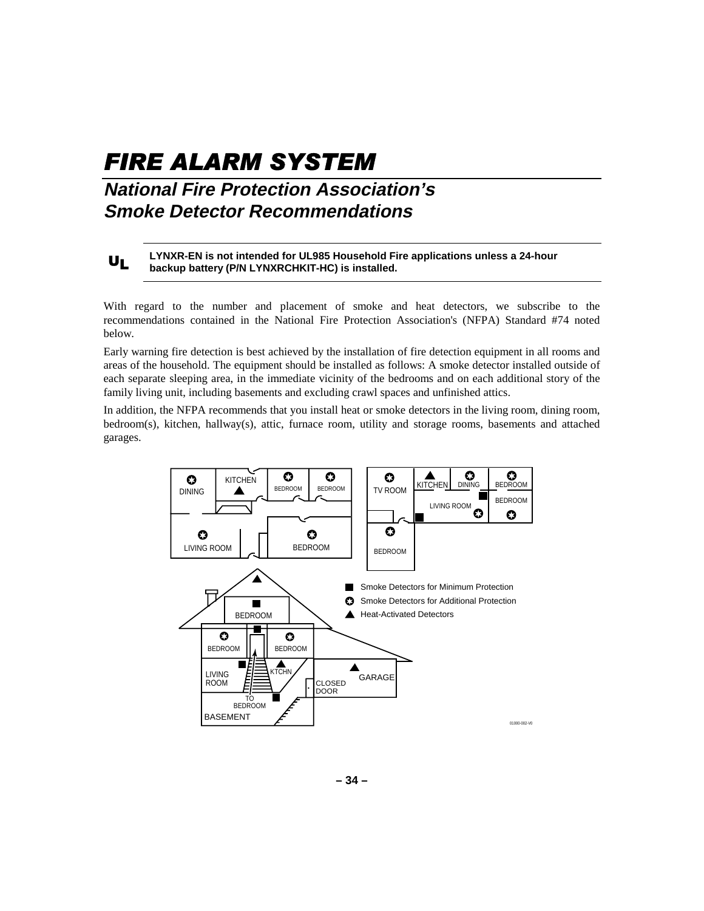# *FIRE ALARM SYSTEM*

## *National Fire Protection Association's Smoke Detector Recommendations*

**UL** **LYNXR-EN is not intended for UL985 Household Fire applications unless a 24-hour backup battery (P/N LYNXRCHKIT-HC) is installed.**

With regard to the number and placement of smoke and heat detectors, we subscribe to the recommendations contained in the National Fire Protection Association's (NFPA) Standard #74 noted below.

Early warning fire detection is best achieved by the installation of fire detection equipment in all rooms and areas of the household. The equipment should be installed as follows: A smoke detector installed outside of each separate sleeping area, in the immediate vicinity of the bedrooms and on each additional story of the family living unit, including basements and excluding crawl spaces and unfinished attics.

In addition, the NFPA recommends that you install heat or smoke detectors in the living room, dining room, bedroom(s), kitchen, hallway(s), attic, furnace room, utility and storage rooms, basements and attached garages.

DINING
KITCHEN
BEDROOM
BEDROOM
LIVING ROOM
BEDROOM

TV ROOM
KITCHEN
DINING
BEDROOM
BEDROOM
LIVING ROOM
BEDROOM

■ Smoke Detectors for Minimum Protection
✪ Smoke Detectors for Additional Protection
▲ Heat-Activated Detectors

BEDROOM
BEDROOM
BEDROOM
LIVING ROOM
KTCHN
GARAGE
CLOSED DOOR
TO BEDROOM
BASEMENT

01000-002-V0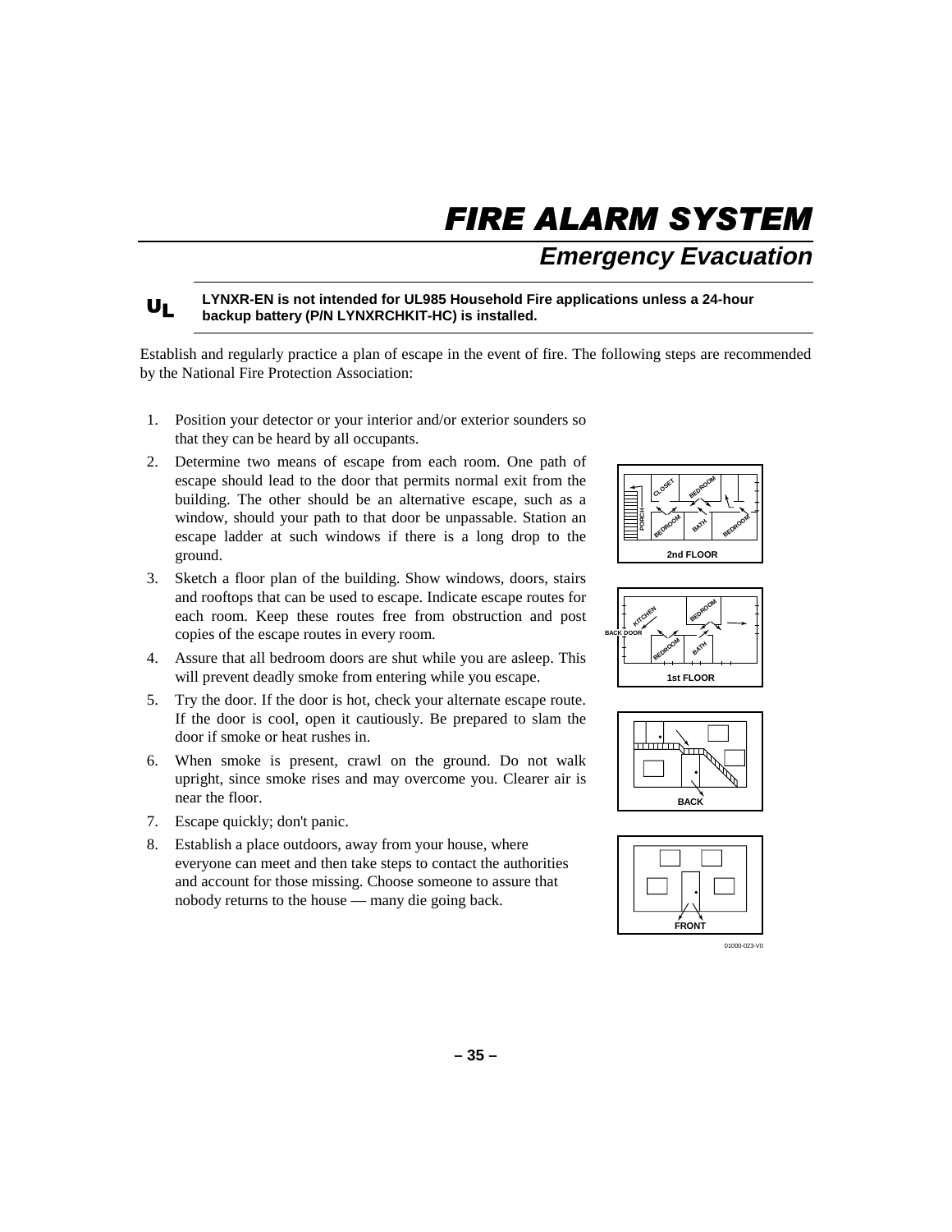# FIRE ALARM SYSTEM

## Emergency Evacuation

**UL** **LYNXR-EN is not intended for UL985 Household Fire applications unless a 24-hour backup battery (P/N LYNXRCHKIT-HC) is installed.**

Establish and regularly practice a plan of escape in the event of fire. The following steps are recommended by the National Fire Protection Association:

1. Position your detector or your interior and/or exterior sounders so that they can be heard by all occupants.
2. Determine two means of escape from each room. One path of escape should lead to the door that permits normal exit from the building. The other should be an alternative escape, such as a window, should your path to that door be unpassable. Station an escape ladder at such windows if there is a long drop to the ground.
3. Sketch a floor plan of the building. Show windows, doors, stairs and rooftops that can be used to escape. Indicate escape routes for each room. Keep these routes free from obstruction and post copies of the escape routes in every room.
4. Assure that all bedroom doors are shut while you are asleep. This will prevent deadly smoke from entering while you escape.
5. Try the door. If the door is hot, check your alternate escape route. If the door is cool, open it cautiously. Be prepared to slam the door if smoke or heat rushes in.
6. When smoke is present, crawl on the ground. Do not walk upright, since smoke rises and may overcome you. Clearer air is near the floor.
7. Escape quickly; don't panic.
8. Establish a place outdoors, away from your house, where everyone can meet and then take steps to contact the authorities and account for those missing. Choose someone to assure that nobody returns to the house — many die going back.

CLOSET
BEDROOM
PORCH
BEDROOM
BATH
BEDROOM
2nd FLOOR

KITCHEN
BEDROOM
BACK DOOR
BEDROOM
BATH
1st FLOOR

BACK

FRONT

01000-023-V0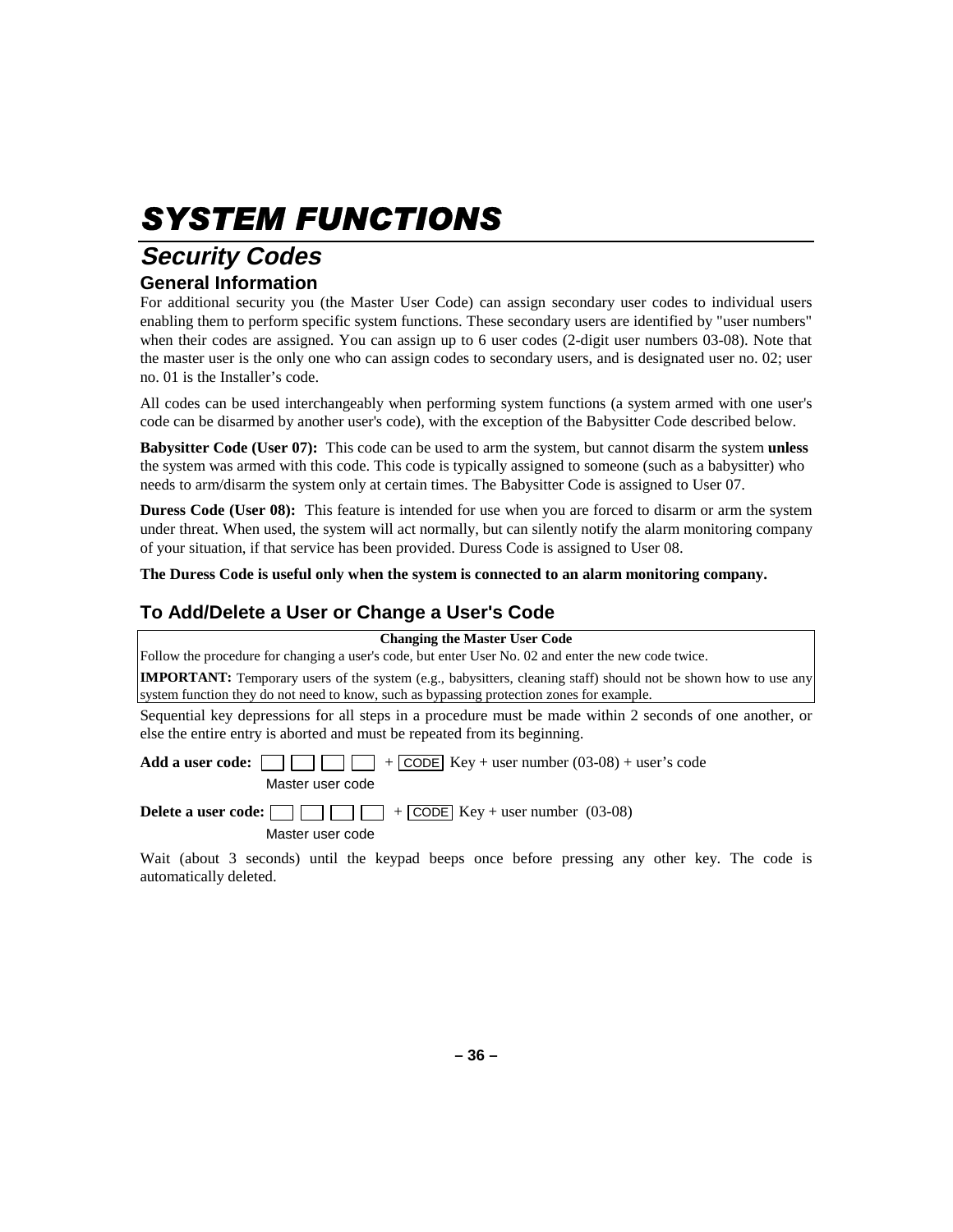# SYSTEM FUNCTIONS

## Security Codes

### General Information

For additional security you (the Master User Code) can assign secondary user codes to individual users enabling them to perform specific system functions. These secondary users are identified by "user numbers" when their codes are assigned. You can assign up to 6 user codes (2-digit user numbers 03-08). Note that the master user is the only one who can assign codes to secondary users, and is designated user no. 02; user no. 01 is the Installer's code.

All codes can be used interchangeably when performing system functions (a system armed with one user's code can be disarmed by another user's code), with the exception of the Babysitter Code described below.

**Babysitter Code (User 07):** This code can be used to arm the system, but cannot disarm the system **unless** the system was armed with this code. This code is typically assigned to someone (such as a babysitter) who needs to arm/disarm the system only at certain times. The Babysitter Code is assigned to User 07.

**Duress Code (User 08):** This feature is intended for use when you are forced to disarm or arm the system under threat. When used, the system will act normally, but can silently notify the alarm monitoring company of your situation, if that service has been provided. Duress Code is assigned to User 08.

**The Duress Code is useful only when the system is connected to an alarm monitoring company.**

### To Add/Delete a User or Change a User's Code

**Changing the Master User Code**

Follow the procedure for changing a user's code, but enter User No. 02 and enter the new code twice.

**IMPORTANT:** Temporary users of the system (e.g., babysitters, cleaning staff) should not be shown how to use any system function they do not need to know, such as bypassing protection zones for example.

Sequential key depressions for all steps in a procedure must be made within 2 seconds of one another, or else the entire entry is aborted and must be repeated from its beginning.

**Add a user code:** [ ] [ ] [ ] [ ] + [CODE] Key + user number (03-08) + user's code
Master user code

**Delete a user code:** [ ] [ ] [ ] [ ] + [CODE] Key + user number (03-08)
Master user code

Wait (about 3 seconds) until the keypad beeps once before pressing any other key. The code is automatically deleted.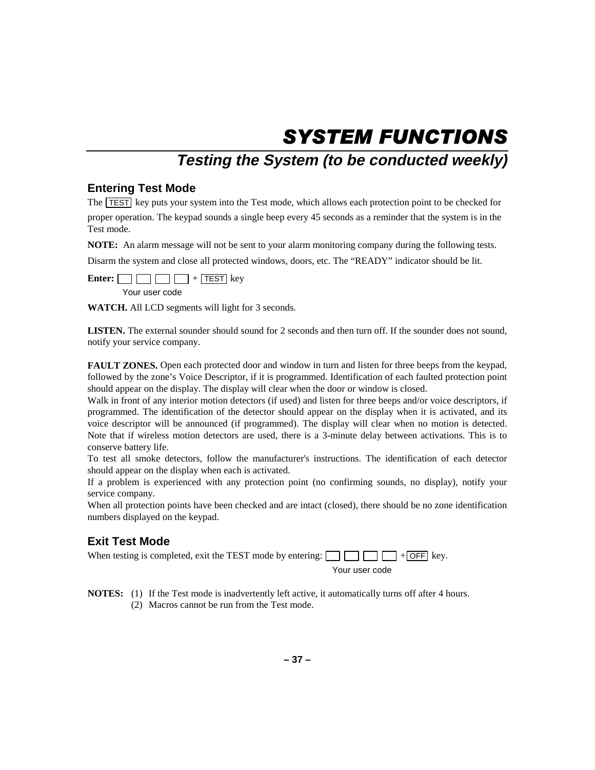# SYSTEM FUNCTIONS

## Testing the System (to be conducted weekly)

### Entering Test Mode

The [TEST] key puts your system into the Test mode, which allows each protection point to be checked for proper operation. The keypad sounds a single beep every 45 seconds as a reminder that the system is in the Test mode.

**NOTE:** An alarm message will not be sent to your alarm monitoring company during the following tests.

Disarm the system and close all protected windows, doors, etc. The "READY" indicator should be lit.

**Enter:** [ ] [ ] [ ] [ ] + [TEST] key
Your user code

**WATCH.** All LCD segments will light for 3 seconds.

**LISTEN.** The external sounder should sound for 2 seconds and then turn off. If the sounder does not sound, notify your service company.

**FAULT ZONES.** Open each protected door and window in turn and listen for three beeps from the keypad, followed by the zone's Voice Descriptor, if it is programmed. Identification of each faulted protection point should appear on the display. The display will clear when the door or window is closed.

Walk in front of any interior motion detectors (if used) and listen for three beeps and/or voice descriptors, if programmed. The identification of the detector should appear on the display when it is activated, and its voice descriptor will be announced (if programmed). The display will clear when no motion is detected. Note that if wireless motion detectors are used, there is a 3-minute delay between activations. This is to conserve battery life.

To test all smoke detectors, follow the manufacturer's instructions. The identification of each detector should appear on the display when each is activated.

If a problem is experienced with any protection point (no confirming sounds, no display), notify your service company.

When all protection points have been checked and are intact (closed), there should be no zone identification numbers displayed on the keypad.

### Exit Test Mode

When testing is completed, exit the TEST mode by entering: [ ] [ ] [ ] [ ] + [OFF] key.
Your user code

**NOTES:** (1) If the Test mode is inadvertently left active, it automatically turns off after 4 hours.
(2) Macros cannot be run from the Test mode.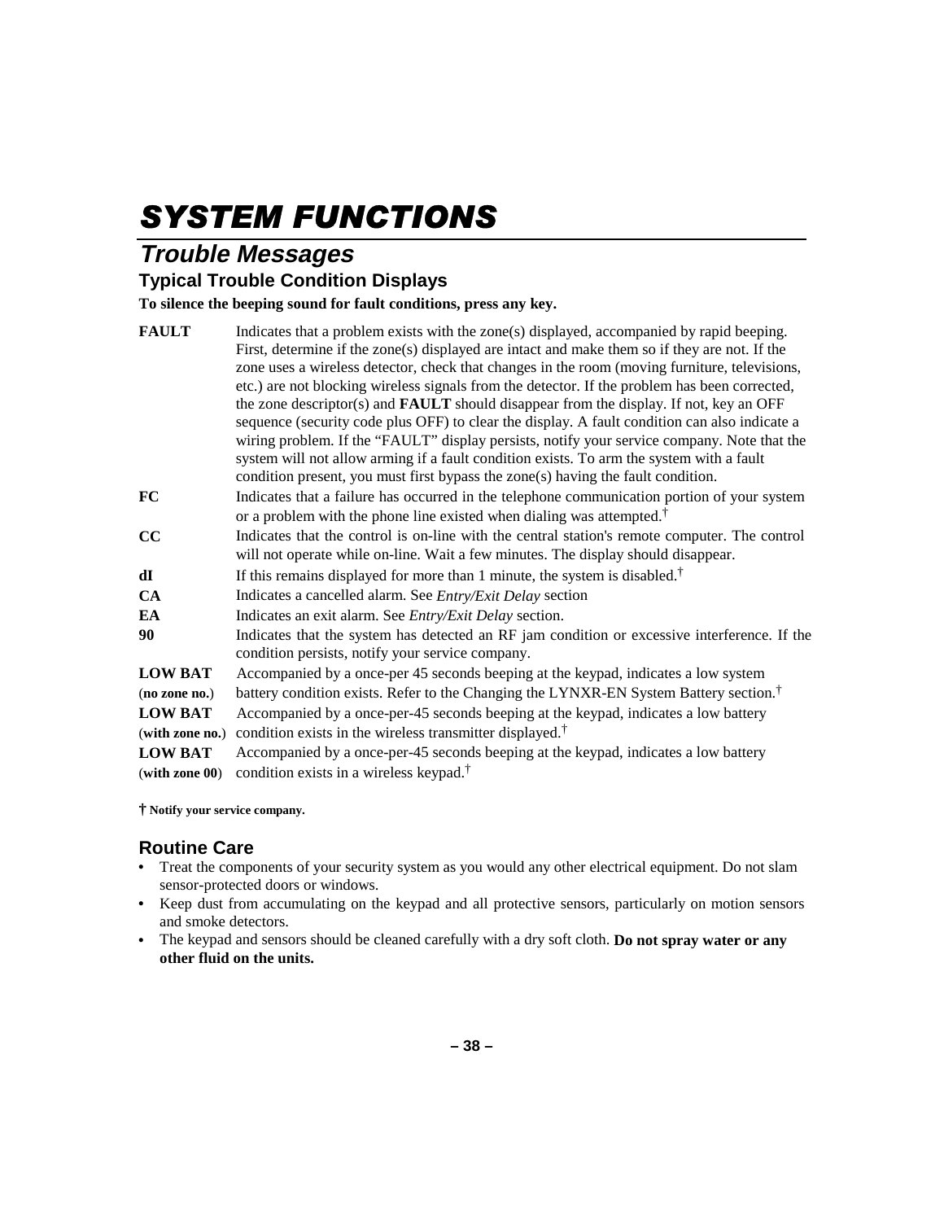# SYSTEM FUNCTIONS

## Trouble Messages

### Typical Trouble Condition Displays

**To silence the beeping sound for fault conditions, press any key.**

| | |
|---|---|
| **FAULT** | Indicates that a problem exists with the zone(s) displayed, accompanied by rapid beeping. First, determine if the zone(s) displayed are intact and make them so if they are not. If the zone uses a wireless detector, check that changes in the room (moving furniture, televisions, etc.) are not blocking wireless signals from the detector. If the problem has been corrected, the zone descriptor(s) and **FAULT** should disappear from the display. If not, key an OFF sequence (security code plus OFF) to clear the display. A fault condition can also indicate a wiring problem. If the "FAULT" display persists, notify your service company. Note that the system will not allow arming if a fault condition exists. To arm the system with a fault condition present, you must first bypass the zone(s) having the fault condition. |
| **FC** | Indicates that a failure has occurred in the telephone communication portion of your system or a problem with the phone line existed when dialing was attempted.† |
| **CC** | Indicates that the control is on-line with the central station's remote computer. The control will not operate while on-line. Wait a few minutes. The display should disappear. |
| **dI** | If this remains displayed for more than 1 minute, the system is disabled.† |
| **CA** | Indicates a cancelled alarm. See *Entry/Exit Delay* section |
| **EA** | Indicates an exit alarm. See *Entry/Exit Delay* section. |
| **90** | Indicates that the system has detected an RF jam condition or excessive interference. If the condition persists, notify your service company. |
| **LOW BAT** (**no zone no.**) | Accompanied by a once-per 45 seconds beeping at the keypad, indicates a low system battery condition exists. Refer to the Changing the LYNXR-EN System Battery section.† |
| **LOW BAT** (**with zone no.**) | Accompanied by a once-per-45 seconds beeping at the keypad, indicates a low battery condition exists in the wireless transmitter displayed.† |
| **LOW BAT** (**with zone 00**) | Accompanied by a once-per-45 seconds beeping at the keypad, indicates a low battery condition exists in a wireless keypad.† |

**† Notify your service company.**

### Routine Care

- Treat the components of your security system as you would any other electrical equipment. Do not slam sensor-protected doors or windows.
- Keep dust from accumulating on the keypad and all protective sensors, particularly on motion sensors and smoke detectors.
- The keypad and sensors should be cleaned carefully with a dry soft cloth. **Do not spray water or any other fluid on the units.**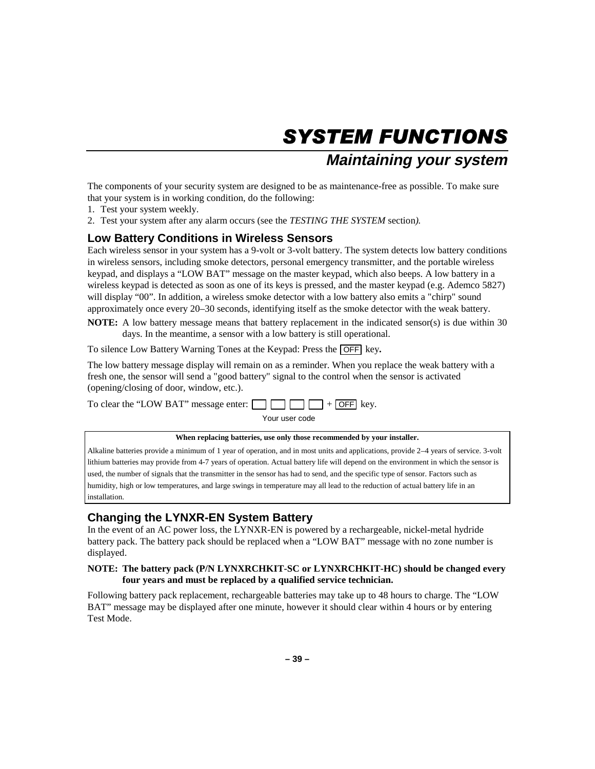# SYSTEM FUNCTIONS

## Maintaining your system

The components of your security system are designed to be as maintenance-free as possible. To make sure that your system is in working condition, do the following:

1. Test your system weekly.
2. Test your system after any alarm occurs (see the *TESTING THE SYSTEM* section).

### Low Battery Conditions in Wireless Sensors

Each wireless sensor in your system has a 9-volt or 3-volt battery. The system detects low battery conditions in wireless sensors, including smoke detectors, personal emergency transmitter, and the portable wireless keypad, and displays a “LOW BAT” message on the master keypad, which also beeps. A low battery in a wireless keypad is detected as soon as one of its keys is pressed, and the master keypad (e.g. Ademco 5827) will display “00”. In addition, a wireless smoke detector with a low battery also emits a "chirp" sound approximately once every 20–30 seconds, identifying itself as the smoke detector with the weak battery.

**NOTE:** A low battery message means that battery replacement in the indicated sensor(s) is due within 30 days. In the meantime, a sensor with a low battery is still operational.

To silence Low Battery Warning Tones at the Keypad: Press the [OFF] key**.**

The low battery message display will remain on as a reminder. When you replace the weak battery with a fresh one, the sensor will send a "good battery" signal to the control when the sensor is activated (opening/closing of door, window, etc.).

To clear the “LOW BAT” message enter: [ ] [ ] [ ] [ ] + [OFF] key.

Your user code

| When replacing batteries, use only those recommended by your installer. |
|---|
| Alkaline batteries provide a minimum of 1 year of operation, and in most units and applications, provide 2–4 years of service. 3-volt lithium batteries may provide from 4-7 years of operation. Actual battery life will depend on the environment in which the sensor is used, the number of signals that the transmitter in the sensor has had to send, and the specific type of sensor. Factors such as humidity, high or low temperatures, and large swings in temperature may all lead to the reduction of actual battery life in an installation. |

### Changing the LYNXR-EN System Battery

In the event of an AC power loss, the LYNXR-EN is powered by a rechargeable, nickel-metal hydride battery pack. The battery pack should be replaced when a “LOW BAT” message with no zone number is displayed.

**NOTE: The battery pack (P/N LYNXRCHKIT-SC or LYNXRCHKIT-HC) should be changed every four years and must be replaced by a qualified service technician.**

Following battery pack replacement, rechargeable batteries may take up to 48 hours to charge. The “LOW BAT” message may be displayed after one minute, however it should clear within 4 hours or by entering Test Mode.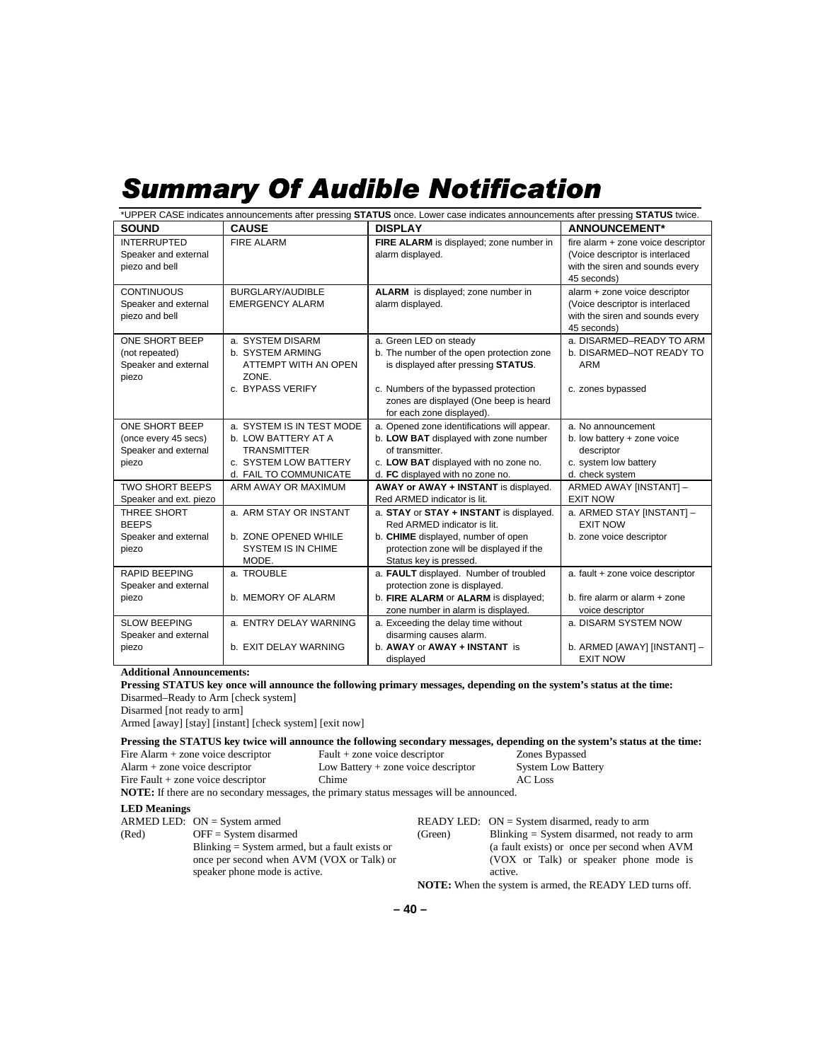# Summary Of Audible Notification

*UPPER CASE indicates announcements after pressing **STATUS** once. Lower case indicates announcements after pressing **STATUS** twice.

| SOUND | CAUSE | DISPLAY | ANNOUNCEMENT* |
|---|---|---|---|
| INTERRUPTED Speaker and external piezo and bell | FIRE ALARM | **FIRE ALARM** is displayed; zone number in alarm displayed. | fire alarm + zone voice descriptor (Voice descriptor is interlaced with the siren and sounds every 45 seconds) |
| CONTINUOUS Speaker and external piezo and bell | BURGLARY/AUDIBLE EMERGENCY ALARM | **ALARM** is displayed; zone number in alarm displayed. | alarm + zone voice descriptor (Voice descriptor is interlaced with the siren and sounds every 45 seconds) |
| ONE SHORT BEEP (not repeated) Speaker and external piezo | a. SYSTEM DISARM<br>b. SYSTEM ARMING ATTEMPT WITH AN OPEN ZONE.<br>c. BYPASS VERIFY | a. Green LED on steady<br>b. The number of the open protection zone is displayed after pressing **STATUS**.<br>c. Numbers of the bypassed protection zones are displayed (One beep is heard for each zone displayed). | a. DISARMED–READY TO ARM<br>b. DISARMED–NOT READY TO ARM<br>c. zones bypassed |
| ONE SHORT BEEP (once every 45 secs) Speaker and external piezo | a. SYSTEM IS IN TEST MODE<br>b. LOW BATTERY AT A TRANSMITTER<br>c. SYSTEM LOW BATTERY<br>d. FAIL TO COMMUNICATE | a. Opened zone identifications will appear.<br>b. **LOW BAT** displayed with zone number of transmitter.<br>c. **LOW BAT** displayed with no zone no.<br>d. **FC** displayed with no zone no. | a. No announcement<br>b. low battery + zone voice descriptor<br>c. system low battery<br>d. check system |
| TWO SHORT BEEPS Speaker and ext. piezo | ARM AWAY OR MAXIMUM | **AWAY or AWAY + INSTANT** is displayed. Red ARMED indicator is lit. | ARMED AWAY [INSTANT] – EXIT NOW |
| THREE SHORT BEEPS Speaker and external piezo | a. ARM STAY OR INSTANT<br>b. ZONE OPENED WHILE SYSTEM IS IN CHIME MODE. | a. **STAY** or **STAY + INSTANT** is displayed. Red ARMED indicator is lit.<br>b. **CHIME** displayed, number of open protection zone will be displayed if the Status key is pressed. | a. ARMED STAY [INSTANT] – EXIT NOW<br>b. zone voice descriptor |
| RAPID BEEPING Speaker and external piezo | a. TROUBLE<br>b. MEMORY OF ALARM | a. **FAULT** displayed. Number of troubled protection zone is displayed.<br>b. **FIRE ALARM** or **ALARM** is displayed; zone number in alarm is displayed. | a. fault + zone voice descriptor<br>b. fire alarm or alarm + zone voice descriptor |
| SLOW BEEPING Speaker and external piezo | a. ENTRY DELAY WARNING<br>b. EXIT DELAY WARNING | a. Exceeding the delay time without disarming causes alarm.<br>b. **AWAY** or **AWAY + INSTANT** is displayed | a. DISARM SYSTEM NOW<br>b. ARMED [AWAY] [INSTANT] – EXIT NOW |

**Additional Announcements:**

**Pressing STATUS key once will announce the following primary messages, depending on the system's status at the time:**

Disarmed–Ready to Arm [check system]

Disarmed [not ready to arm]

Armed [away] [stay] [instant] [check system] [exit now]

**Pressing the STATUS key twice will announce the following secondary messages, depending on the system's status at the time:**

Fire Alarm + zone voice descriptor
Alarm + zone voice descriptor
Fire Fault + zone voice descriptor
Fault + zone voice descriptor
Low Battery + zone voice descriptor
Chime
Zones Bypassed
System Low Battery
AC Loss

**NOTE:** If there are no secondary messages, the primary status messages will be announced.

**LED Meanings**

ARMED LED (Red):
- ON = System armed
- OFF = System disarmed
- Blinking = System armed, but a fault exists or once per second when AVM (VOX or Talk) or speaker phone mode is active.

READY LED (Green):
- ON = System disarmed, ready to arm
- Blinking = System disarmed, not ready to arm (a fault exists) or once per second when AVM (VOX or Talk) or speaker phone mode is active.

**NOTE:** When the system is armed, the READY LED turns off.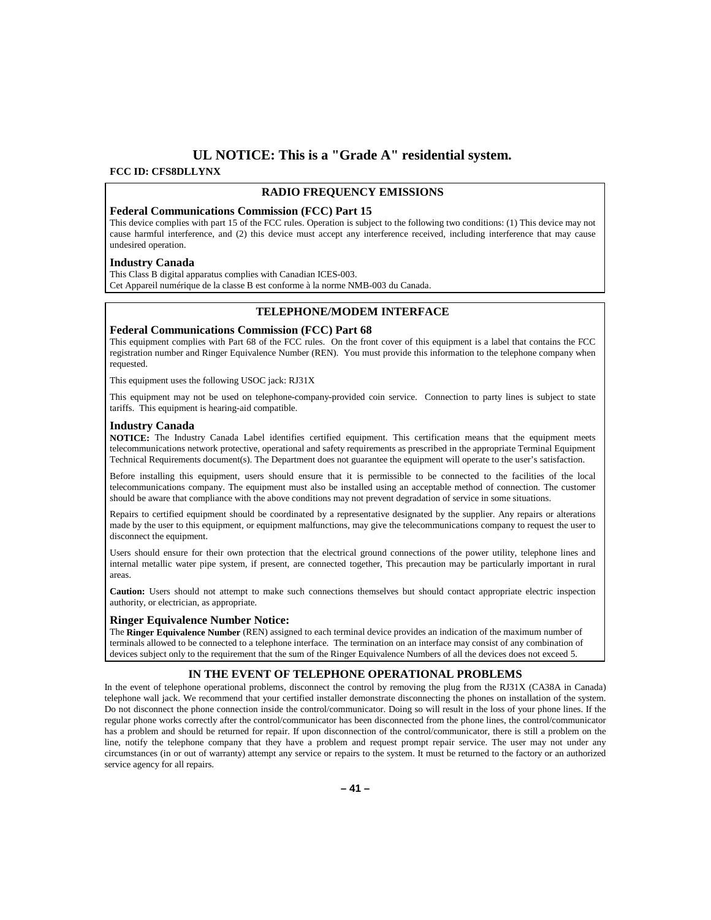# UL NOTICE: This is a "Grade A" residential system.

**FCC ID: CFS8DLLYNX**

## RADIO FREQUENCY EMISSIONS

### Federal Communications Commission (FCC) Part 15

This device complies with part 15 of the FCC rules. Operation is subject to the following two conditions: (1) This device may not cause harmful interference, and (2) this device must accept any interference received, including interference that may cause undesired operation.

### Industry Canada

This Class B digital apparatus complies with Canadian ICES-003.
Cet Appareil numérique de la classe B est conforme à la norme NMB-003 du Canada.

## TELEPHONE/MODEM INTERFACE

### Federal Communications Commission (FCC) Part 68

This equipment complies with Part 68 of the FCC rules. On the front cover of this equipment is a label that contains the FCC registration number and Ringer Equivalence Number (REN). You must provide this information to the telephone company when requested.

This equipment uses the following USOC jack: RJ31X

This equipment may not be used on telephone-company-provided coin service. Connection to party lines is subject to state tariffs. This equipment is hearing-aid compatible.

### Industry Canada

**NOTICE:** The Industry Canada Label identifies certified equipment. This certification means that the equipment meets telecommunications network protective, operational and safety requirements as prescribed in the appropriate Terminal Equipment Technical Requirements document(s). The Department does not guarantee the equipment will operate to the user's satisfaction.

Before installing this equipment, users should ensure that it is permissible to be connected to the facilities of the local telecommunications company. The equipment must also be installed using an acceptable method of connection. The customer should be aware that compliance with the above conditions may not prevent degradation of service in some situations.

Repairs to certified equipment should be coordinated by a representative designated by the supplier. Any repairs or alterations made by the user to this equipment, or equipment malfunctions, may give the telecommunications company to request the user to disconnect the equipment.

Users should ensure for their own protection that the electrical ground connections of the power utility, telephone lines and internal metallic water pipe system, if present, are connected together, This precaution may be particularly important in rural areas.

**Caution:** Users should not attempt to make such connections themselves but should contact appropriate electric inspection authority, or electrician, as appropriate.

### Ringer Equivalence Number Notice:

The **Ringer Equivalence Number** (REN) assigned to each terminal device provides an indication of the maximum number of terminals allowed to be connected to a telephone interface. The termination on an interface may consist of any combination of devices subject only to the requirement that the sum of the Ringer Equivalence Numbers of all the devices does not exceed 5.

## IN THE EVENT OF TELEPHONE OPERATIONAL PROBLEMS

In the event of telephone operational problems, disconnect the control by removing the plug from the RJ31X (CA38A in Canada) telephone wall jack. We recommend that your certified installer demonstrate disconnecting the phones on installation of the system. Do not disconnect the phone connection inside the control/communicator. Doing so will result in the loss of your phone lines. If the regular phone works correctly after the control/communicator has been disconnected from the phone lines, the control/communicator has a problem and should be returned for repair. If upon disconnection of the control/communicator, there is still a problem on the line, notify the telephone company that they have a problem and request prompt repair service. The user may not under any circumstances (in or out of warranty) attempt any service or repairs to the system. It must be returned to the factory or an authorized service agency for all repairs.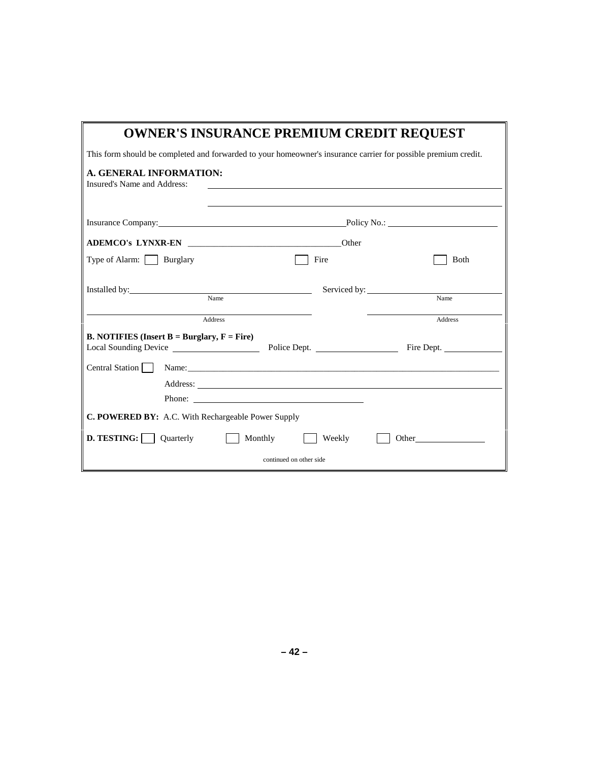# OWNER'S INSURANCE PREMIUM CREDIT REQUEST

This form should be completed and forwarded to your homeowner's insurance carrier for possible premium credit.

**A. GENERAL INFORMATION:**

Insured's Name and Address: ______________________________

______________________________

Insurance Company: ______________________________ Policy No.: ______________

**ADEMCO's LYNXR-EN** ______________________________ Other

Type of Alarm: ☐ Burglary ☐ Fire ☐ Both

Installed by: ______________________________ Serviced by: ______________________________

Name / Name

______________________________ ______________________________

Address / Address

**B. NOTIFIES (Insert B = Burglary, F = Fire)**

Local Sounding Device ______________ Police Dept. ______________ Fire Dept. ______________

Central Station ☐ Name: ______________________________

Address: ______________________________

Phone: ______________________________

**C. POWERED BY:** A.C. With Rechargeable Power Supply

**D. TESTING:** ☐ Quarterly ☐ Monthly ☐ Weekly ☐ Other______________

continued on other side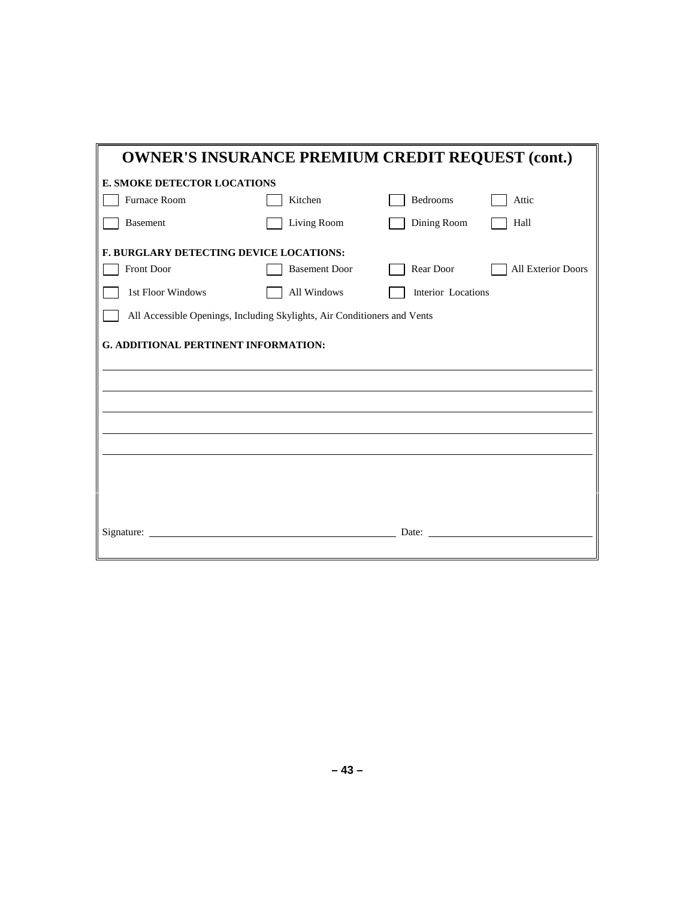# OWNER'S INSURANCE PREMIUM CREDIT REQUEST (cont.)

**E. SMOKE DETECTOR LOCATIONS**

- ☐ Furnace Room
- ☐ Kitchen
- ☐ Bedrooms
- ☐ Attic
- ☐ Basement
- ☐ Living Room
- ☐ Dining Room
- ☐ Hall

**F. BURGLARY DETECTING DEVICE LOCATIONS:**

- ☐ Front Door
- ☐ Basement Door
- ☐ Rear Door
- ☐ All Exterior Doors
- ☐ 1st Floor Windows
- ☐ All Windows
- ☐ Interior Locations
- ☐ All Accessible Openings, Including Skylights, Air Conditioners and Vents

**G. ADDITIONAL PERTINENT INFORMATION:**

\_\_\_\_\_\_\_\_\_\_\_\_\_\_\_\_\_\_\_\_\_\_\_\_\_\_\_\_\_\_\_\_\_\_\_\_\_\_\_\_\_\_\_\_\_\_\_\_\_\_\_\_\_\_\_\_\_\_\_\_

\_\_\_\_\_\_\_\_\_\_\_\_\_\_\_\_\_\_\_\_\_\_\_\_\_\_\_\_\_\_\_\_\_\_\_\_\_\_\_\_\_\_\_\_\_\_\_\_\_\_\_\_\_\_\_\_\_\_\_\_

\_\_\_\_\_\_\_\_\_\_\_\_\_\_\_\_\_\_\_\_\_\_\_\_\_\_\_\_\_\_\_\_\_\_\_\_\_\_\_\_\_\_\_\_\_\_\_\_\_\_\_\_\_\_\_\_\_\_\_\_

\_\_\_\_\_\_\_\_\_\_\_\_\_\_\_\_\_\_\_\_\_\_\_\_\_\_\_\_\_\_\_\_\_\_\_\_\_\_\_\_\_\_\_\_\_\_\_\_\_\_\_\_\_\_\_\_\_\_\_\_

\_\_\_\_\_\_\_\_\_\_\_\_\_\_\_\_\_\_\_\_\_\_\_\_\_\_\_\_\_\_\_\_\_\_\_\_\_\_\_\_\_\_\_\_\_\_\_\_\_\_\_\_\_\_\_\_\_\_\_\_

Signature: \_\_\_\_\_\_\_\_\_\_\_\_\_\_\_\_\_\_\_\_\_\_\_\_\_\_\_\_\_\_\_\_ Date: \_\_\_\_\_\_\_\_\_\_\_\_\_\_\_\_\_\_\_\_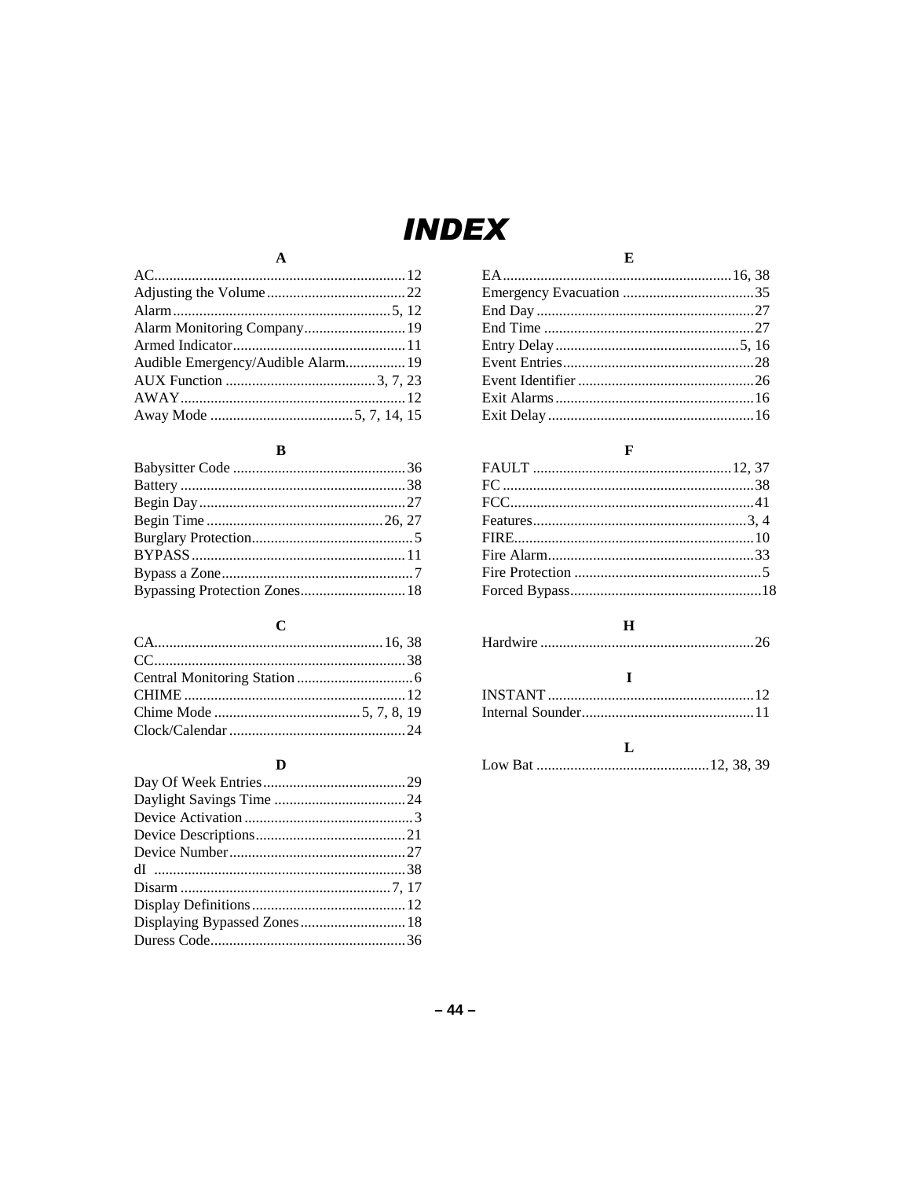# INDEX

### A

AC.....12
Adjusting the Volume.....22
Alarm.....5, 12
Alarm Monitoring Company.....19
Armed Indicator.....11
Audible Emergency/Audible Alarm.....19
AUX Function.....3, 7, 23
AWAY.....12
Away Mode.....5, 7, 14, 15

### B

Babysitter Code.....36
Battery.....38
Begin Day.....27
Begin Time.....26, 27
Burglary Protection.....5
BYPASS.....11
Bypass a Zone.....7
Bypassing Protection Zones.....18

### C

CA.....16, 38
CC.....38
Central Monitoring Station.....6
CHIME.....12
Chime Mode.....5, 7, 8, 19
Clock/Calendar.....24

### D

Day Of Week Entries.....29
Daylight Savings Time.....24
Device Activation.....3
Device Descriptions.....21
Device Number.....27
dI.....38
Disarm.....7, 17
Display Definitions.....12
Displaying Bypassed Zones.....18
Duress Code.....36

### E

EA.....16, 38
Emergency Evacuation.....35
End Day.....27
End Time.....27
Entry Delay.....5, 16
Event Entries.....28
Event Identifier.....26
Exit Alarms.....16
Exit Delay.....16

### F

FAULT.....12, 37
FC.....38
FCC.....41
Features.....3, 4
FIRE.....10
Fire Alarm.....33
Fire Protection.....5
Forced Bypass.....18

### H

Hardwire.....26

### I

INSTANT.....12
Internal Sounder.....11

### L

Low Bat.....12, 38, 39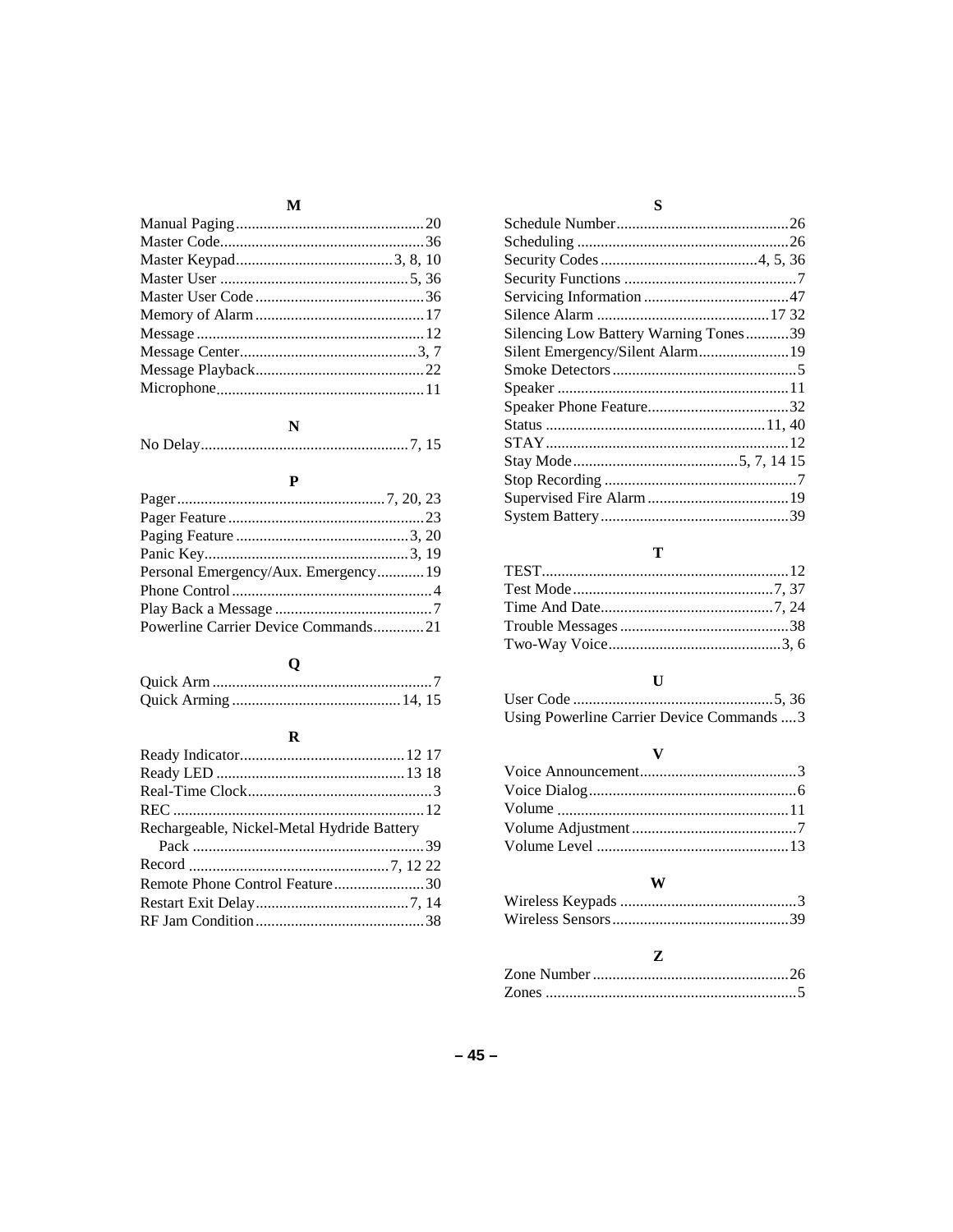## M

Manual Paging ........ 20
Master Code ........ 36
Master Keypad ........ 3, 8, 10
Master User ........ 5, 36
Master User Code ........ 36
Memory of Alarm ........ 17
Message ........ 12
Message Center ........ 3, 7
Message Playback ........ 22
Microphone ........ 11

## N

No Delay ........ 7, 15

## P

Pager ........ 7, 20, 23
Pager Feature ........ 23
Paging Feature ........ 3, 20
Panic Key ........ 3, 19
Personal Emergency/Aux. Emergency ........ 19
Phone Control ........ 4
Play Back a Message ........ 7
Powerline Carrier Device Commands ........ 21

## Q

Quick Arm ........ 7
Quick Arming ........ 14, 15

## R

Ready Indicator ........ 12 17
Ready LED ........ 13 18
Real-Time Clock ........ 3
REC ........ 12
Rechargeable, Nickel-Metal Hydride Battery Pack ........ 39
Record ........ 7, 12 22
Remote Phone Control Feature ........ 30
Restart Exit Delay ........ 7, 14
RF Jam Condition ........ 38

## S

Schedule Number ........ 26
Scheduling ........ 26
Security Codes ........ 4, 5, 36
Security Functions ........ 7
Servicing Information ........ 47
Silence Alarm ........ 17 32
Silencing Low Battery Warning Tones ........ 39
Silent Emergency/Silent Alarm ........ 19
Smoke Detectors ........ 5
Speaker ........ 11
Speaker Phone Feature ........ 32
Status ........ 11, 40
STAY ........ 12
Stay Mode ........ 5, 7, 14 15
Stop Recording ........ 7
Supervised Fire Alarm ........ 19
System Battery ........ 39

## T

TEST ........ 12
Test Mode ........ 7, 37
Time And Date ........ 7, 24
Trouble Messages ........ 38
Two-Way Voice ........ 3, 6

## U

User Code ........ 5, 36
Using Powerline Carrier Device Commands ........ 3

## V

Voice Announcement ........ 3
Voice Dialog ........ 6
Volume ........ 11
Volume Adjustment ........ 7
Volume Level ........ 13

## W

Wireless Keypads ........ 3
Wireless Sensors ........ 39

## Z

Zone Number ........ 26
Zones ........ 5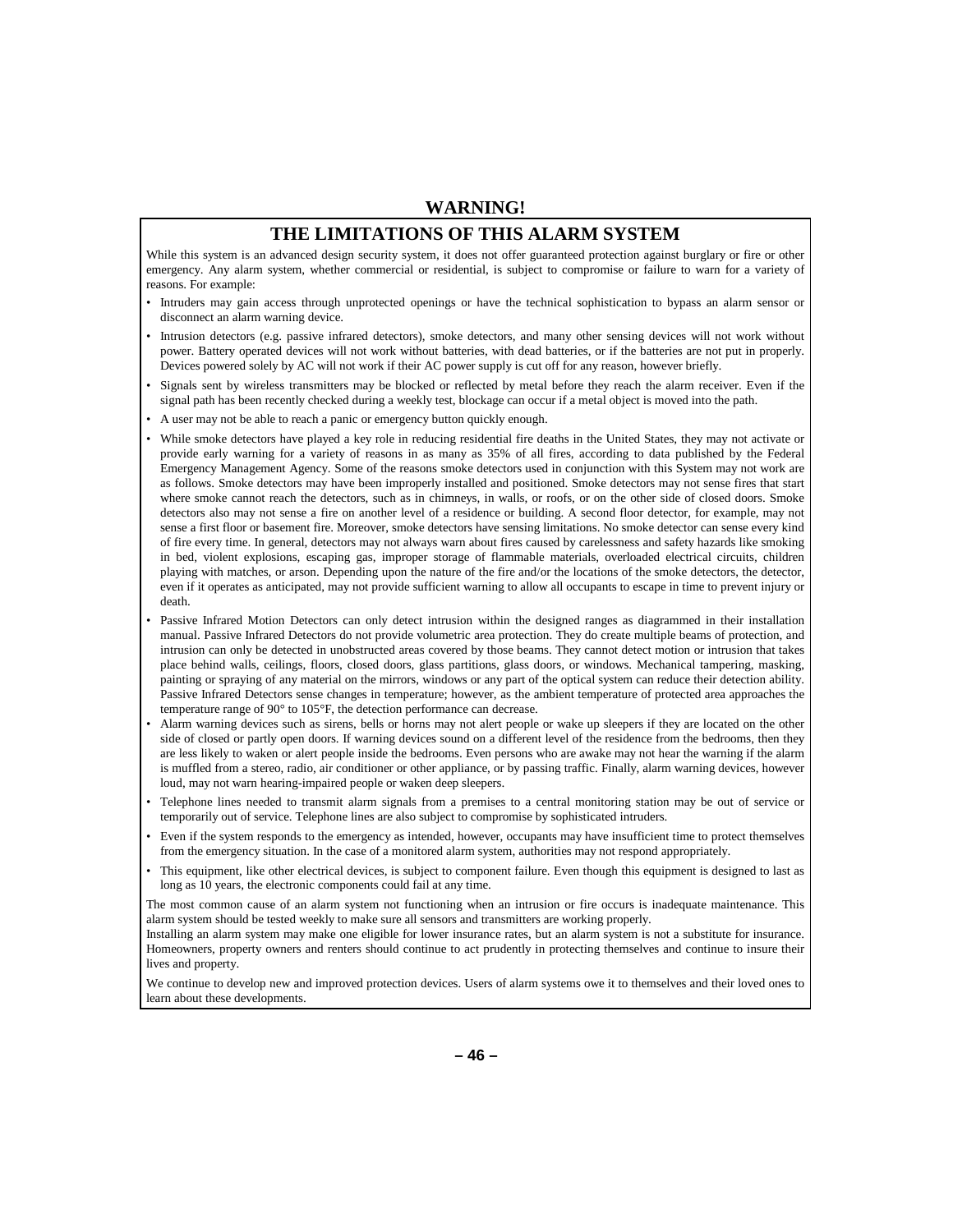# WARNING!

## THE LIMITATIONS OF THIS ALARM SYSTEM

While this system is an advanced design security system, it does not offer guaranteed protection against burglary or fire or other emergency. Any alarm system, whether commercial or residential, is subject to compromise or failure to warn for a variety of reasons. For example:

- Intruders may gain access through unprotected openings or have the technical sophistication to bypass an alarm sensor or disconnect an alarm warning device.
- Intrusion detectors (e.g. passive infrared detectors), smoke detectors, and many other sensing devices will not work without power. Battery operated devices will not work without batteries, with dead batteries, or if the batteries are not put in properly. Devices powered solely by AC will not work if their AC power supply is cut off for any reason, however briefly.
- Signals sent by wireless transmitters may be blocked or reflected by metal before they reach the alarm receiver. Even if the signal path has been recently checked during a weekly test, blockage can occur if a metal object is moved into the path.
- A user may not be able to reach a panic or emergency button quickly enough.
- While smoke detectors have played a key role in reducing residential fire deaths in the United States, they may not activate or provide early warning for a variety of reasons in as many as 35% of all fires, according to data published by the Federal Emergency Management Agency. Some of the reasons smoke detectors used in conjunction with this System may not work are as follows. Smoke detectors may have been improperly installed and positioned. Smoke detectors may not sense fires that start where smoke cannot reach the detectors, such as in chimneys, in walls, or roofs, or on the other side of closed doors. Smoke detectors also may not sense a fire on another level of a residence or building. A second floor detector, for example, may not sense a first floor or basement fire. Moreover, smoke detectors have sensing limitations. No smoke detector can sense every kind of fire every time. In general, detectors may not always warn about fires caused by carelessness and safety hazards like smoking in bed, violent explosions, escaping gas, improper storage of flammable materials, overloaded electrical circuits, children playing with matches, or arson. Depending upon the nature of the fire and/or the locations of the smoke detectors, the detector, even if it operates as anticipated, may not provide sufficient warning to allow all occupants to escape in time to prevent injury or death.
- Passive Infrared Motion Detectors can only detect intrusion within the designed ranges as diagrammed in their installation manual. Passive Infrared Detectors do not provide volumetric area protection. They do create multiple beams of protection, and intrusion can only be detected in unobstructed areas covered by those beams. They cannot detect motion or intrusion that takes place behind walls, ceilings, floors, closed doors, glass partitions, glass doors, or windows. Mechanical tampering, masking, painting or spraying of any material on the mirrors, windows or any part of the optical system can reduce their detection ability. Passive Infrared Detectors sense changes in temperature; however, as the ambient temperature of protected area approaches the temperature range of 90° to 105°F, the detection performance can decrease.
- Alarm warning devices such as sirens, bells or horns may not alert people or wake up sleepers if they are located on the other side of closed or partly open doors. If warning devices sound on a different level of the residence from the bedrooms, then they are less likely to waken or alert people inside the bedrooms. Even persons who are awake may not hear the warning if the alarm is muffled from a stereo, radio, air conditioner or other appliance, or by passing traffic. Finally, alarm warning devices, however loud, may not warn hearing-impaired people or waken deep sleepers.
- Telephone lines needed to transmit alarm signals from a premises to a central monitoring station may be out of service or temporarily out of service. Telephone lines are also subject to compromise by sophisticated intruders.
- Even if the system responds to the emergency as intended, however, occupants may have insufficient time to protect themselves from the emergency situation. In the case of a monitored alarm system, authorities may not respond appropriately.
- This equipment, like other electrical devices, is subject to component failure. Even though this equipment is designed to last as long as 10 years, the electronic components could fail at any time.

The most common cause of an alarm system not functioning when an intrusion or fire occurs is inadequate maintenance. This alarm system should be tested weekly to make sure all sensors and transmitters are working properly.
Installing an alarm system may make one eligible for lower insurance rates, but an alarm system is not a substitute for insurance. Homeowners, property owners and renters should continue to act prudently in protecting themselves and continue to insure their lives and property.

We continue to develop new and improved protection devices. Users of alarm systems owe it to themselves and their loved ones to learn about these developments.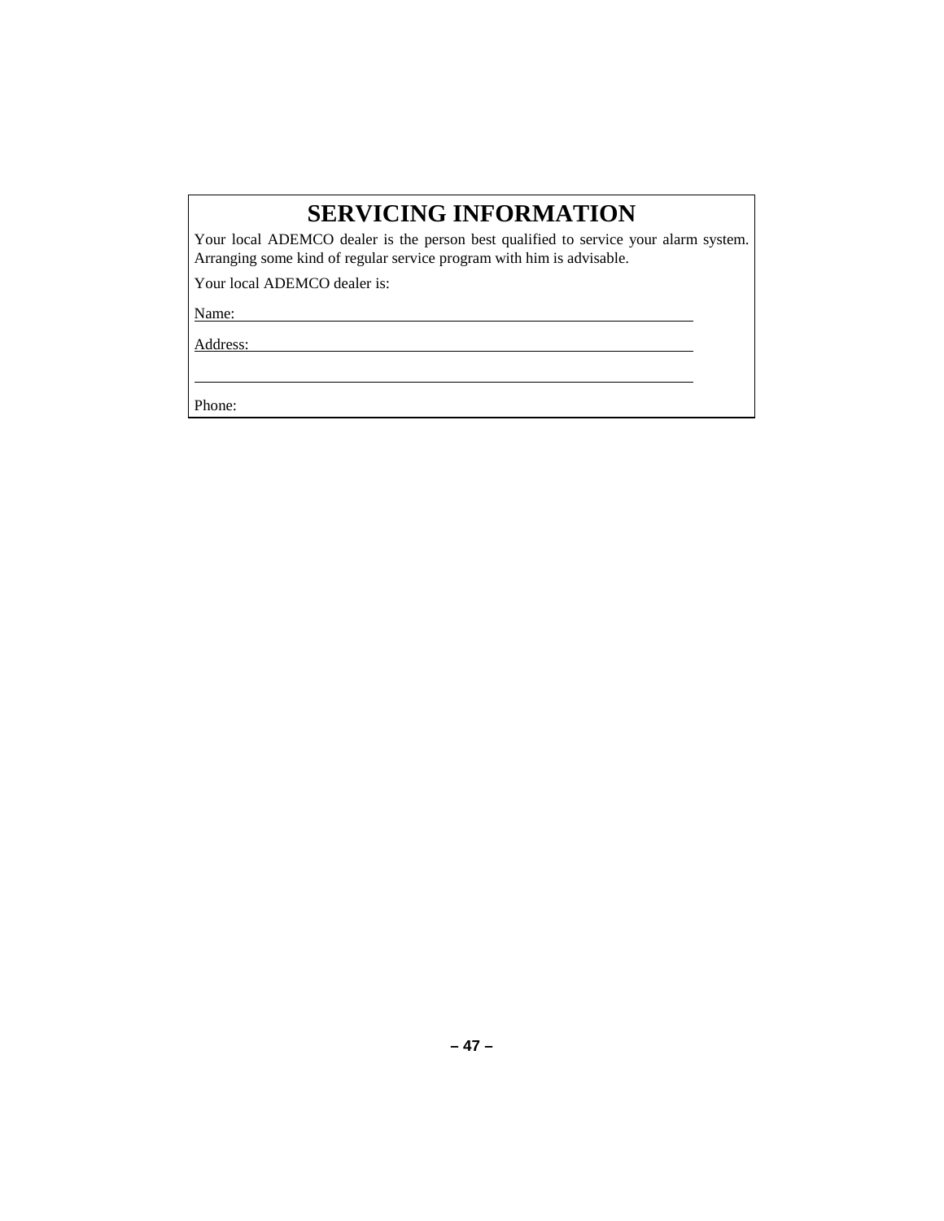# SERVICING INFORMATION

Your local ADEMCO dealer is the person best qualified to service your alarm system. Arranging some kind of regular service program with him is advisable.

Your local ADEMCO dealer is:

Name: ______________________________________________________________

Address: ____________________________________________________________

____________________________________________________________________

Phone: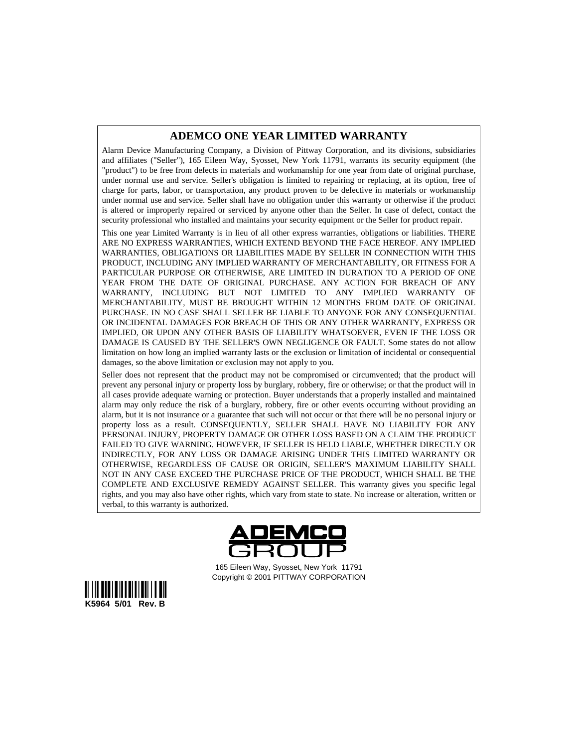## ADEMCO ONE YEAR LIMITED WARRANTY

Alarm Device Manufacturing Company, a Division of Pittway Corporation, and its divisions, subsidiaries and affiliates ("Seller"), 165 Eileen Way, Syosset, New York 11791, warrants its security equipment (the "product") to be free from defects in materials and workmanship for one year from date of original purchase, under normal use and service. Seller's obligation is limited to repairing or replacing, at its option, free of charge for parts, labor, or transportation, any product proven to be defective in materials or workmanship under normal use and service. Seller shall have no obligation under this warranty or otherwise if the product is altered or improperly repaired or serviced by anyone other than the Seller. In case of defect, contact the security professional who installed and maintains your security equipment or the Seller for product repair.

This one year Limited Warranty is in lieu of all other express warranties, obligations or liabilities. THERE ARE NO EXPRESS WARRANTIES, WHICH EXTEND BEYOND THE FACE HEREOF. ANY IMPLIED WARRANTIES, OBLIGATIONS OR LIABILITIES MADE BY SELLER IN CONNECTION WITH THIS PRODUCT, INCLUDING ANY IMPLIED WARRANTY OF MERCHANTABILITY, OR FITNESS FOR A PARTICULAR PURPOSE OR OTHERWISE, ARE LIMITED IN DURATION TO A PERIOD OF ONE YEAR FROM THE DATE OF ORIGINAL PURCHASE. ANY ACTION FOR BREACH OF ANY WARRANTY, INCLUDING BUT NOT LIMITED TO ANY IMPLIED WARRANTY OF MERCHANTABILITY, MUST BE BROUGHT WITHIN 12 MONTHS FROM DATE OF ORIGINAL PURCHASE. IN NO CASE SHALL SELLER BE LIABLE TO ANYONE FOR ANY CONSEQUENTIAL OR INCIDENTAL DAMAGES FOR BREACH OF THIS OR ANY OTHER WARRANTY, EXPRESS OR IMPLIED, OR UPON ANY OTHER BASIS OF LIABILITY WHATSOEVER, EVEN IF THE LOSS OR DAMAGE IS CAUSED BY THE SELLER'S OWN NEGLIGENCE OR FAULT. Some states do not allow limitation on how long an implied warranty lasts or the exclusion or limitation of incidental or consequential damages, so the above limitation or exclusion may not apply to you.

Seller does not represent that the product may not be compromised or circumvented; that the product will prevent any personal injury or property loss by burglary, robbery, fire or otherwise; or that the product will in all cases provide adequate warning or protection. Buyer understands that a properly installed and maintained alarm may only reduce the risk of a burglary, robbery, fire or other events occurring without providing an alarm, but it is not insurance or a guarantee that such will not occur or that there will be no personal injury or property loss as a result. CONSEQUENTLY, SELLER SHALL HAVE NO LIABILITY FOR ANY PERSONAL INJURY, PROPERTY DAMAGE OR OTHER LOSS BASED ON A CLAIM THE PRODUCT FAILED TO GIVE WARNING. HOWEVER, IF SELLER IS HELD LIABLE, WHETHER DIRECTLY OR INDIRECTLY, FOR ANY LOSS OR DAMAGE ARISING UNDER THIS LIMITED WARRANTY OR OTHERWISE, REGARDLESS OF CAUSE OR ORIGIN, SELLER'S MAXIMUM LIABILITY SHALL NOT IN ANY CASE EXCEED THE PURCHASE PRICE OF THE PRODUCT, WHICH SHALL BE THE COMPLETE AND EXCLUSIVE REMEDY AGAINST SELLER. This warranty gives you specific legal rights, and you may also have other rights, which vary from state to state. No increase or alteration, written or verbal, to this warranty is authorized.

ADEMCO GROUP

165 Eileen Way, Syosset, New York 11791
Copyright © 2001 PITTWAY CORPORATION

**K5964 5/01 Rev. B**